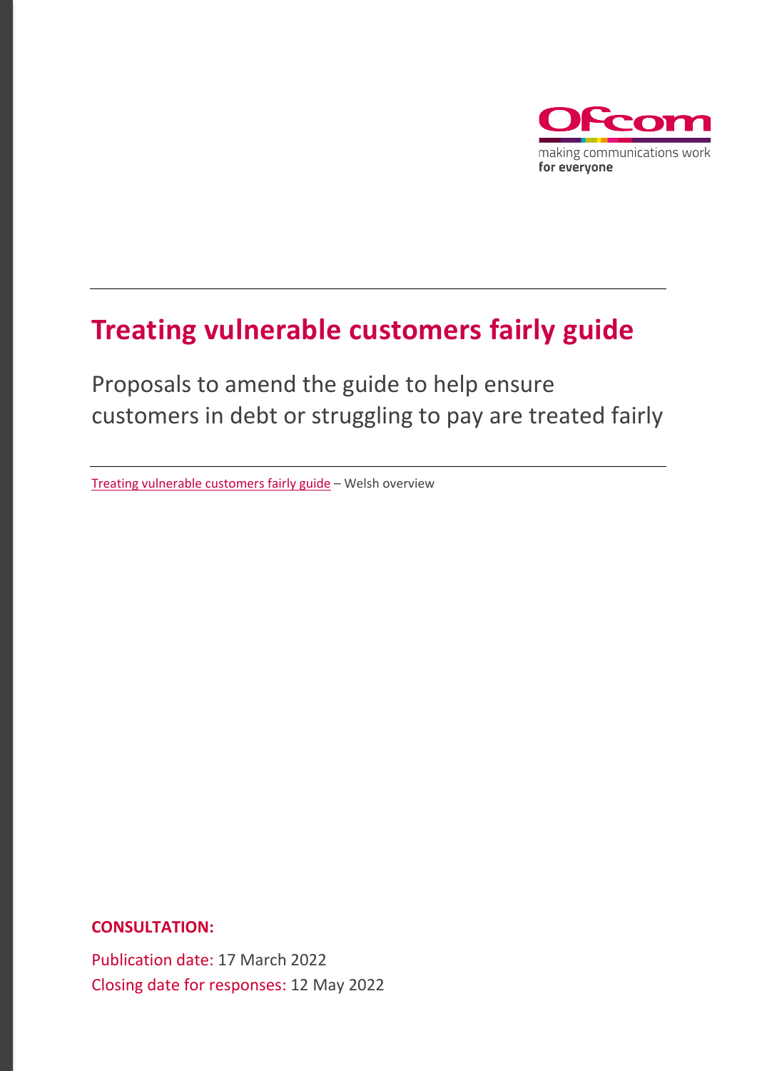# Treating vulnerable customers fairly guide

## Proposals to amend the guide to help ensure customers in debt or struggling to pay are treated fairly

Treating vulnerable customers fairly guide – Welsh overview

**CONSULTATION:**

Publication date: 17 March 2022

Closing date for responses: 12 May 2022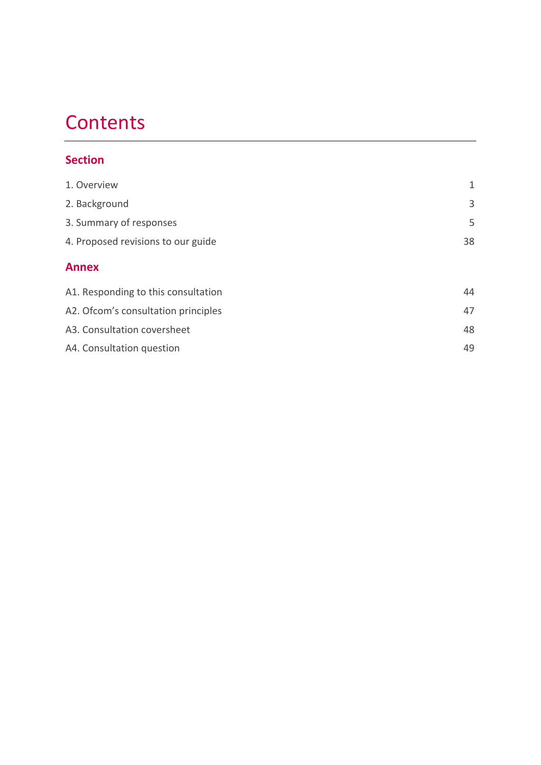# Contents

## Section

| | |
|---|---|
| 1. Overview | 1 |
| 2. Background | 3 |
| 3. Summary of responses | 5 |
| 4. Proposed revisions to our guide | 38 |

## Annex

| | |
|---|---|
| A1. Responding to this consultation | 44 |
| A2. Ofcom's consultation principles | 47 |
| A3. Consultation coversheet | 48 |
| A4. Consultation question | 49 |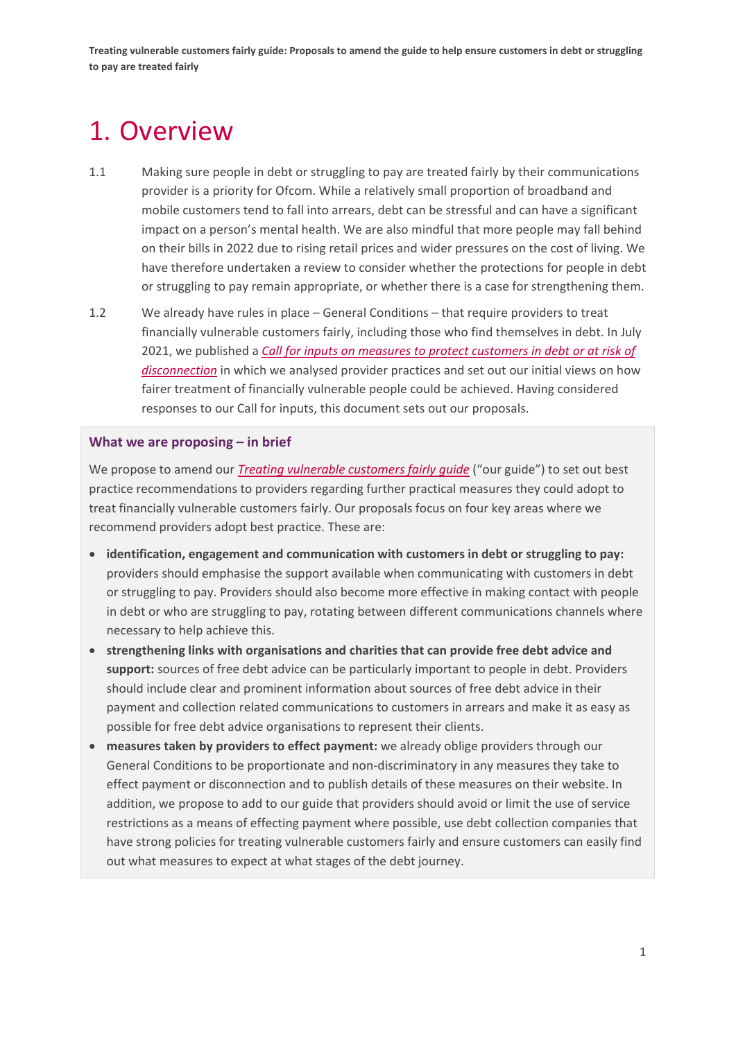# 1. Overview

1.1 Making sure people in debt or struggling to pay are treated fairly by their communications provider is a priority for Ofcom. While a relatively small proportion of broadband and mobile customers tend to fall into arrears, debt can be stressful and can have a significant impact on a person's mental health. We are also mindful that more people may fall behind on their bills in 2022 due to rising retail prices and wider pressures on the cost of living. We have therefore undertaken a review to consider whether the protections for people in debt or struggling to pay remain appropriate, or whether there is a case for strengthening them.

1.2 We already have rules in place – General Conditions – that require providers to treat financially vulnerable customers fairly, including those who find themselves in debt. In July 2021, we published a *Call for inputs on measures to protect customers in debt or at risk of disconnection* in which we analysed provider practices and set out our initial views on how fairer treatment of financially vulnerable people could be achieved. Having considered responses to our Call for inputs, this document sets out our proposals.

**What we are proposing – in brief**

We propose to amend our *Treating vulnerable customers fairly guide* ("our guide") to set out best practice recommendations to providers regarding further practical measures they could adopt to treat financially vulnerable customers fairly. Our proposals focus on four key areas where we recommend providers adopt best practice. These are:

- **identification, engagement and communication with customers in debt or struggling to pay:** providers should emphasise the support available when communicating with customers in debt or struggling to pay. Providers should also become more effective in making contact with people in debt or who are struggling to pay, rotating between different communications channels where necessary to help achieve this.
- **strengthening links with organisations and charities that can provide free debt advice and support:** sources of free debt advice can be particularly important to people in debt. Providers should include clear and prominent information about sources of free debt advice in their payment and collection related communications to customers in arrears and make it as easy as possible for free debt advice organisations to represent their clients.
- **measures taken by providers to effect payment:** we already oblige providers through our General Conditions to be proportionate and non-discriminatory in any measures they take to effect payment or disconnection and to publish details of these measures on their website. In addition, we propose to add to our guide that providers should avoid or limit the use of service restrictions as a means of effecting payment where possible, use debt collection companies that have strong policies for treating vulnerable customers fairly and ensure customers can easily find out what measures to expect at what stages of the debt journey.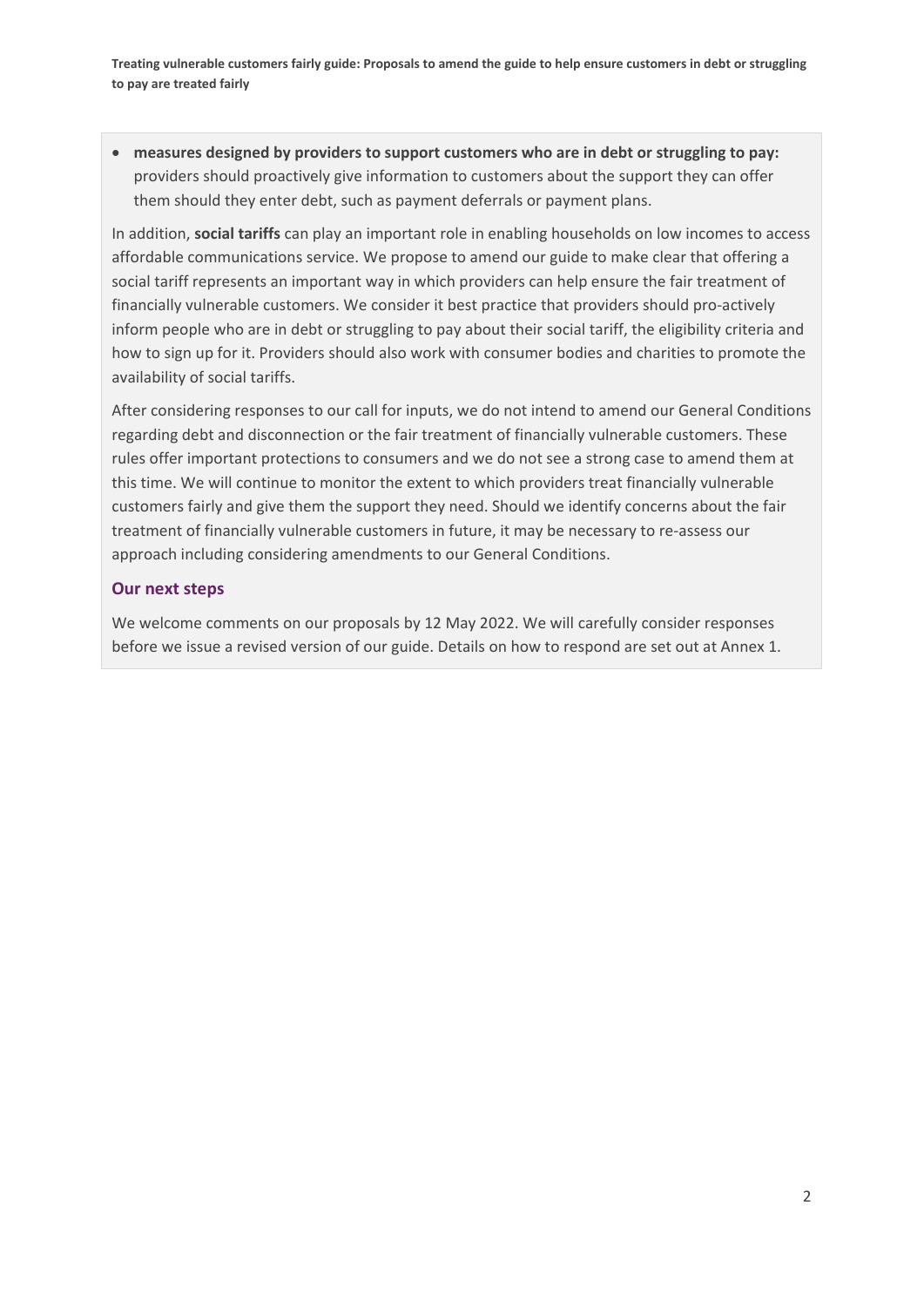- **measures designed by providers to support customers who are in debt or struggling to pay:** providers should proactively give information to customers about the support they can offer them should they enter debt, such as payment deferrals or payment plans.

In addition, **social tariffs** can play an important role in enabling households on low incomes to access affordable communications service. We propose to amend our guide to make clear that offering a social tariff represents an important way in which providers can help ensure the fair treatment of financially vulnerable customers. We consider it best practice that providers should pro-actively inform people who are in debt or struggling to pay about their social tariff, the eligibility criteria and how to sign up for it. Providers should also work with consumer bodies and charities to promote the availability of social tariffs.

After considering responses to our call for inputs, we do not intend to amend our General Conditions regarding debt and disconnection or the fair treatment of financially vulnerable customers. These rules offer important protections to consumers and we do not see a strong case to amend them at this time. We will continue to monitor the extent to which providers treat financially vulnerable customers fairly and give them the support they need. Should we identify concerns about the fair treatment of financially vulnerable customers in future, it may be necessary to re-assess our approach including considering amendments to our General Conditions.

### Our next steps

We welcome comments on our proposals by 12 May 2022. We will carefully consider responses before we issue a revised version of our guide. Details on how to respond are set out at Annex 1.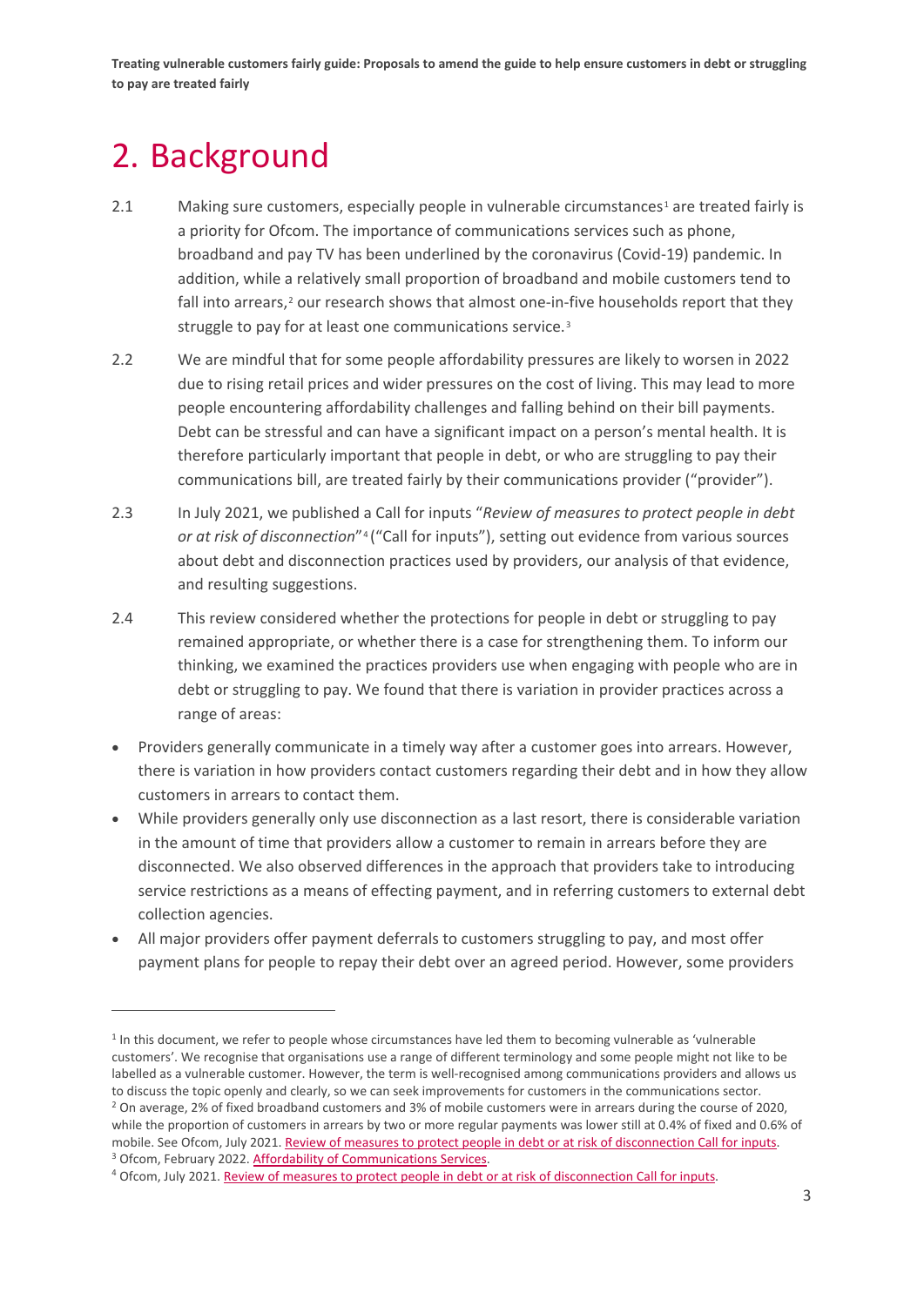# 2. Background

2.1 Making sure customers, especially people in vulnerable circumstances[1] are treated fairly is a priority for Ofcom. The importance of communications services such as phone, broadband and pay TV has been underlined by the coronavirus (Covid-19) pandemic. In addition, while a relatively small proportion of broadband and mobile customers tend to fall into arrears,[2] our research shows that almost one-in-five households report that they struggle to pay for at least one communications service.[3]

2.2 We are mindful that for some people affordability pressures are likely to worsen in 2022 due to rising retail prices and wider pressures on the cost of living. This may lead to more people encountering affordability challenges and falling behind on their bill payments. Debt can be stressful and can have a significant impact on a person's mental health. It is therefore particularly important that people in debt, or who are struggling to pay their communications bill, are treated fairly by their communications provider ("provider").

2.3 In July 2021, we published a Call for inputs "*Review of measures to protect people in debt or at risk of disconnection*"[4] ("Call for inputs"), setting out evidence from various sources about debt and disconnection practices used by providers, our analysis of that evidence, and resulting suggestions.

2.4 This review considered whether the protections for people in debt or struggling to pay remained appropriate, or whether there is a case for strengthening them. To inform our thinking, we examined the practices providers use when engaging with people who are in debt or struggling to pay. We found that there is variation in provider practices across a range of areas:

- Providers generally communicate in a timely way after a customer goes into arrears. However, there is variation in how providers contact customers regarding their debt and in how they allow customers in arrears to contact them.
- While providers generally only use disconnection as a last resort, there is considerable variation in the amount of time that providers allow a customer to remain in arrears before they are disconnected. We also observed differences in the approach that providers take to introducing service restrictions as a means of effecting payment, and in referring customers to external debt collection agencies.
- All major providers offer payment deferrals to customers struggling to pay, and most offer payment plans for people to repay their debt over an agreed period. However, some providers

---

[1] In this document, we refer to people whose circumstances have led them to becoming vulnerable as 'vulnerable customers'. We recognise that organisations use a range of different terminology and some people might not like to be labelled as a vulnerable customer. However, the term is well-recognised among communications providers and allows us to discuss the topic openly and clearly, so we can seek improvements for customers in the communications sector.

[2] On average, 2% of fixed broadband customers and 3% of mobile customers were in arrears during the course of 2020, while the proportion of customers in arrears by two or more regular payments was lower still at 0.4% of fixed and 0.6% of mobile. See Ofcom, July 2021. Review of measures to protect people in debt or at risk of disconnection Call for inputs.

[3] Ofcom, February 2022. Affordability of Communications Services.

[4] Ofcom, July 2021. Review of measures to protect people in debt or at risk of disconnection Call for inputs.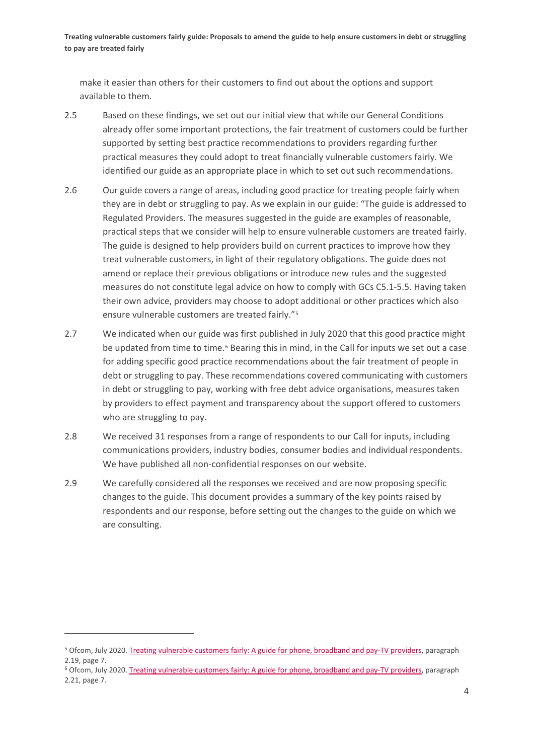make it easier than others for their customers to find out about the options and support available to them.

2.5 Based on these findings, we set out our initial view that while our General Conditions already offer some important protections, the fair treatment of customers could be further supported by setting best practice recommendations to providers regarding further practical measures they could adopt to treat financially vulnerable customers fairly. We identified our guide as an appropriate place in which to set out such recommendations.

2.6 Our guide covers a range of areas, including good practice for treating people fairly when they are in debt or struggling to pay. As we explain in our guide: "The guide is addressed to Regulated Providers. The measures suggested in the guide are examples of reasonable, practical steps that we consider will help to ensure vulnerable customers are treated fairly. The guide is designed to help providers build on current practices to improve how they treat vulnerable customers, in light of their regulatory obligations. The guide does not amend or replace their previous obligations or introduce new rules and the suggested measures do not constitute legal advice on how to comply with GCs C5.1-5.5. Having taken their own advice, providers may choose to adopt additional or other practices which also ensure vulnerable customers are treated fairly."[5]

2.7 We indicated when our guide was first published in July 2020 that this good practice might be updated from time to time.[6] Bearing this in mind, in the Call for inputs we set out a case for adding specific good practice recommendations about the fair treatment of people in debt or struggling to pay. These recommendations covered communicating with customers in debt or struggling to pay, working with free debt advice organisations, measures taken by providers to effect payment and transparency about the support offered to customers who are struggling to pay.

2.8 We received 31 responses from a range of respondents to our Call for inputs, including communications providers, industry bodies, consumer bodies and individual respondents. We have published all non-confidential responses on our website.

2.9 We carefully considered all the responses we received and are now proposing specific changes to the guide. This document provides a summary of the key points raised by respondents and our response, before setting out the changes to the guide on which we are consulting.

---

[5] Ofcom, July 2020. [Treating vulnerable customers fairly: A guide for phone, broadband and pay-TV providers](), paragraph 2.19, page 7.

[6] Ofcom, July 2020. [Treating vulnerable customers fairly: A guide for phone, broadband and pay-TV providers](), paragraph 2.21, page 7.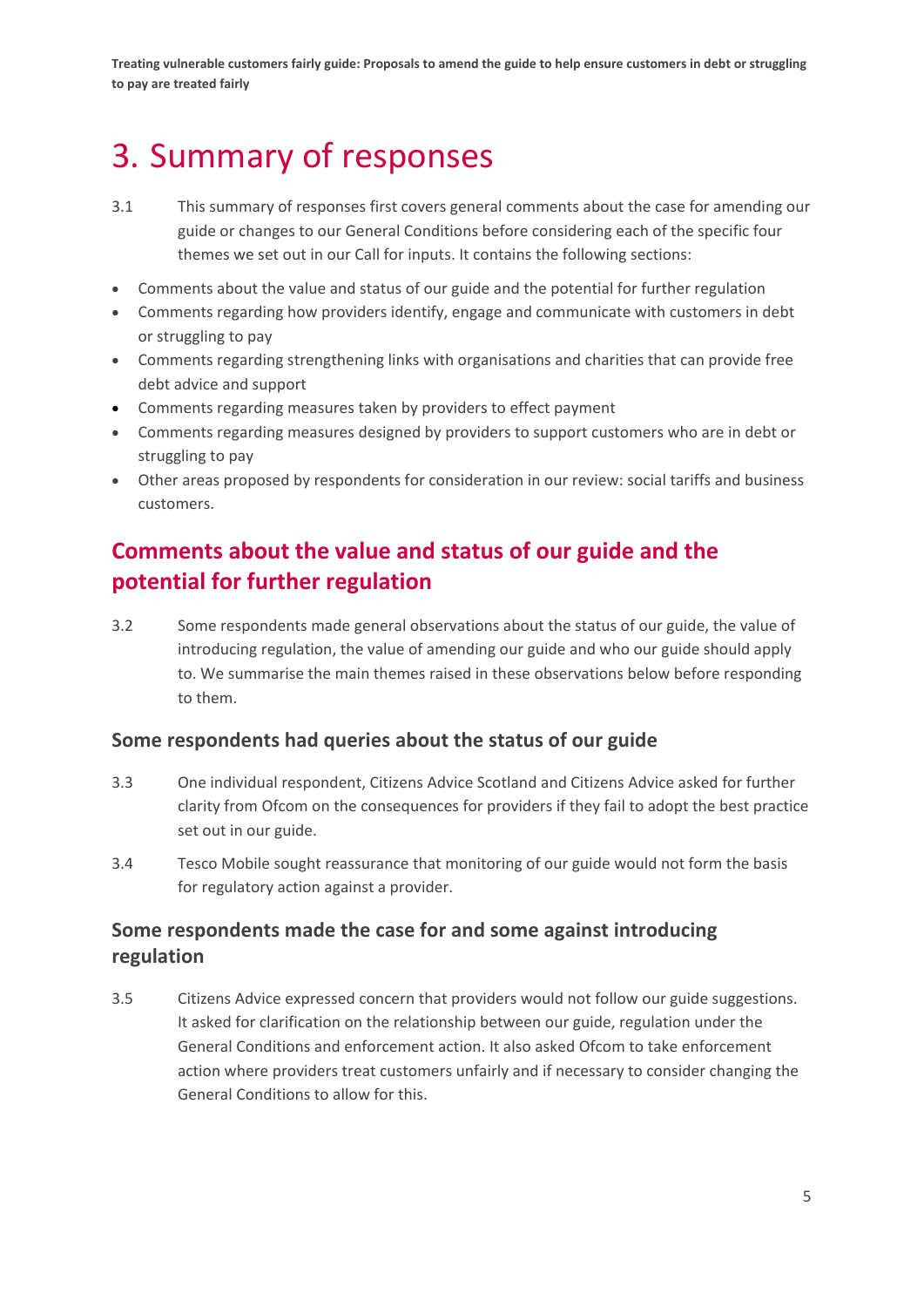# 3. Summary of responses

3.1 This summary of responses first covers general comments about the case for amending our guide or changes to our General Conditions before considering each of the specific four themes we set out in our Call for inputs. It contains the following sections:

- Comments about the value and status of our guide and the potential for further regulation
- Comments regarding how providers identify, engage and communicate with customers in debt or struggling to pay
- Comments regarding strengthening links with organisations and charities that can provide free debt advice and support
- Comments regarding measures taken by providers to effect payment
- Comments regarding measures designed by providers to support customers who are in debt or struggling to pay
- Other areas proposed by respondents for consideration in our review: social tariffs and business customers.

## Comments about the value and status of our guide and the potential for further regulation

3.2 Some respondents made general observations about the status of our guide, the value of introducing regulation, the value of amending our guide and who our guide should apply to. We summarise the main themes raised in these observations below before responding to them.

### Some respondents had queries about the status of our guide

3.3 One individual respondent, Citizens Advice Scotland and Citizens Advice asked for further clarity from Ofcom on the consequences for providers if they fail to adopt the best practice set out in our guide.

3.4 Tesco Mobile sought reassurance that monitoring of our guide would not form the basis for regulatory action against a provider.

### Some respondents made the case for and some against introducing regulation

3.5 Citizens Advice expressed concern that providers would not follow our guide suggestions. It asked for clarification on the relationship between our guide, regulation under the General Conditions and enforcement action. It also asked Ofcom to take enforcement action where providers treat customers unfairly and if necessary to consider changing the General Conditions to allow for this.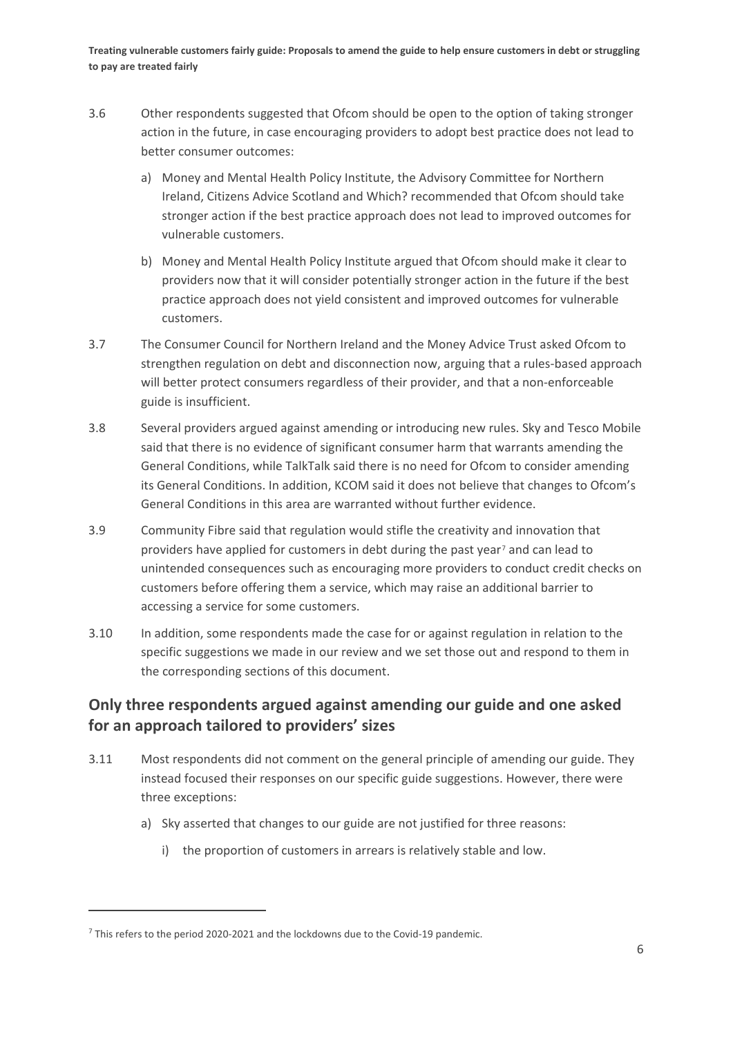3.6 Other respondents suggested that Ofcom should be open to the option of taking stronger action in the future, in case encouraging providers to adopt best practice does not lead to better consumer outcomes:

a) Money and Mental Health Policy Institute, the Advisory Committee for Northern Ireland, Citizens Advice Scotland and Which? recommended that Ofcom should take stronger action if the best practice approach does not lead to improved outcomes for vulnerable customers.

b) Money and Mental Health Policy Institute argued that Ofcom should make it clear to providers now that it will consider potentially stronger action in the future if the best practice approach does not yield consistent and improved outcomes for vulnerable customers.

3.7 The Consumer Council for Northern Ireland and the Money Advice Trust asked Ofcom to strengthen regulation on debt and disconnection now, arguing that a rules-based approach will better protect consumers regardless of their provider, and that a non-enforceable guide is insufficient.

3.8 Several providers argued against amending or introducing new rules. Sky and Tesco Mobile said that there is no evidence of significant consumer harm that warrants amending the General Conditions, while TalkTalk said there is no need for Ofcom to consider amending its General Conditions. In addition, KCOM said it does not believe that changes to Ofcom's General Conditions in this area are warranted without further evidence.

3.9 Community Fibre said that regulation would stifle the creativity and innovation that providers have applied for customers in debt during the past year[7] and can lead to unintended consequences such as encouraging more providers to conduct credit checks on customers before offering them a service, which may raise an additional barrier to accessing a service for some customers.

3.10 In addition, some respondents made the case for or against regulation in relation to the specific suggestions we made in our review and we set those out and respond to them in the corresponding sections of this document.

## Only three respondents argued against amending our guide and one asked for an approach tailored to providers' sizes

3.11 Most respondents did not comment on the general principle of amending our guide. They instead focused their responses on our specific guide suggestions. However, there were three exceptions:

a) Sky asserted that changes to our guide are not justified for three reasons:

i) the proportion of customers in arrears is relatively stable and low.

[7] This refers to the period 2020-2021 and the lockdowns due to the Covid-19 pandemic.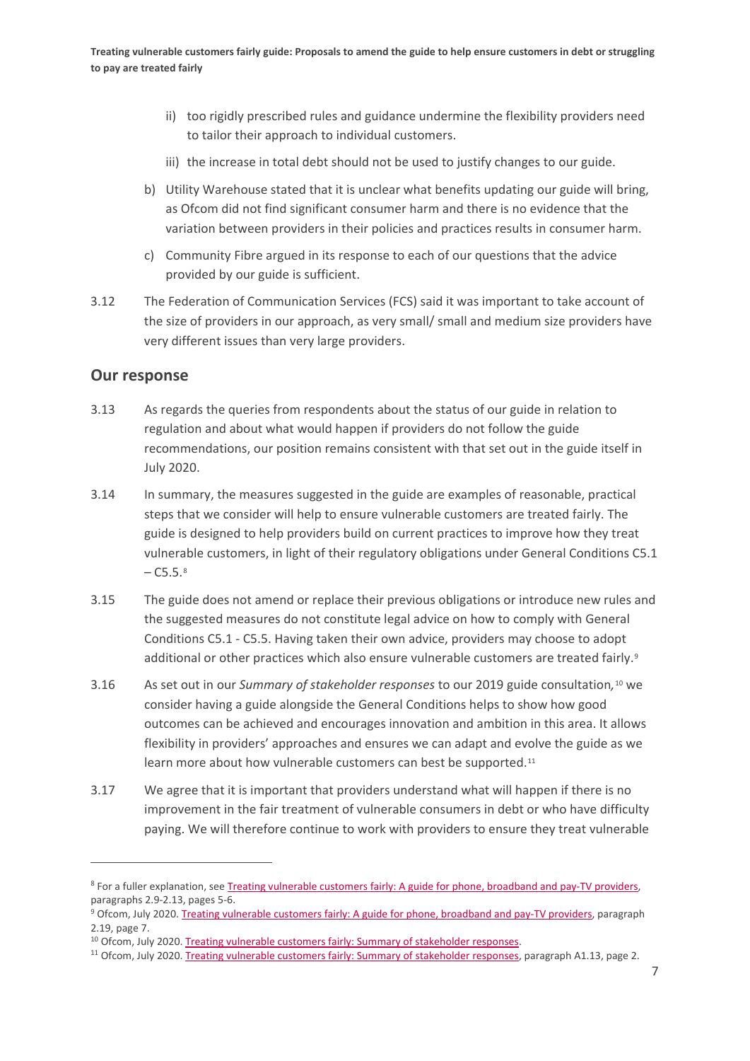ii) too rigidly prescribed rules and guidance undermine the flexibility providers need to tailor their approach to individual customers.

   iii) the increase in total debt should not be used to justify changes to our guide.

b) Utility Warehouse stated that it is unclear what benefits updating our guide will bring, as Ofcom did not find significant consumer harm and there is no evidence that the variation between providers in their policies and practices results in consumer harm.

c) Community Fibre argued in its response to each of our questions that the advice provided by our guide is sufficient.

3.12 The Federation of Communication Services (FCS) said it was important to take account of the size of providers in our approach, as very small/ small and medium size providers have very different issues than very large providers.

## Our response

3.13 As regards the queries from respondents about the status of our guide in relation to regulation and about what would happen if providers do not follow the guide recommendations, our position remains consistent with that set out in the guide itself in July 2020.

3.14 In summary, the measures suggested in the guide are examples of reasonable, practical steps that we consider will help to ensure vulnerable customers are treated fairly. The guide is designed to help providers build on current practices to improve how they treat vulnerable customers, in light of their regulatory obligations under General Conditions C5.1 – C5.5.[8]

3.15 The guide does not amend or replace their previous obligations or introduce new rules and the suggested measures do not constitute legal advice on how to comply with General Conditions C5.1 - C5.5. Having taken their own advice, providers may choose to adopt additional or other practices which also ensure vulnerable customers are treated fairly.[9]

3.16 As set out in our *Summary of stakeholder responses* to our 2019 guide consultation,[10] we consider having a guide alongside the General Conditions helps to show how good outcomes can be achieved and encourages innovation and ambition in this area. It allows flexibility in providers' approaches and ensures we can adapt and evolve the guide as we learn more about how vulnerable customers can best be supported.[11]

3.17 We agree that it is important that providers understand what will happen if there is no improvement in the fair treatment of vulnerable consumers in debt or who have difficulty paying. We will therefore continue to work with providers to ensure they treat vulnerable

---

[8] For a fuller explanation, see Treating vulnerable customers fairly: A guide for phone, broadband and pay-TV providers, paragraphs 2.9-2.13, pages 5-6.

[9] Ofcom, July 2020. Treating vulnerable customers fairly: A guide for phone, broadband and pay-TV providers, paragraph 2.19, page 7.

[10] Ofcom, July 2020. Treating vulnerable customers fairly: Summary of stakeholder responses.

[11] Ofcom, July 2020. Treating vulnerable customers fairly: Summary of stakeholder responses, paragraph A1.13, page 2.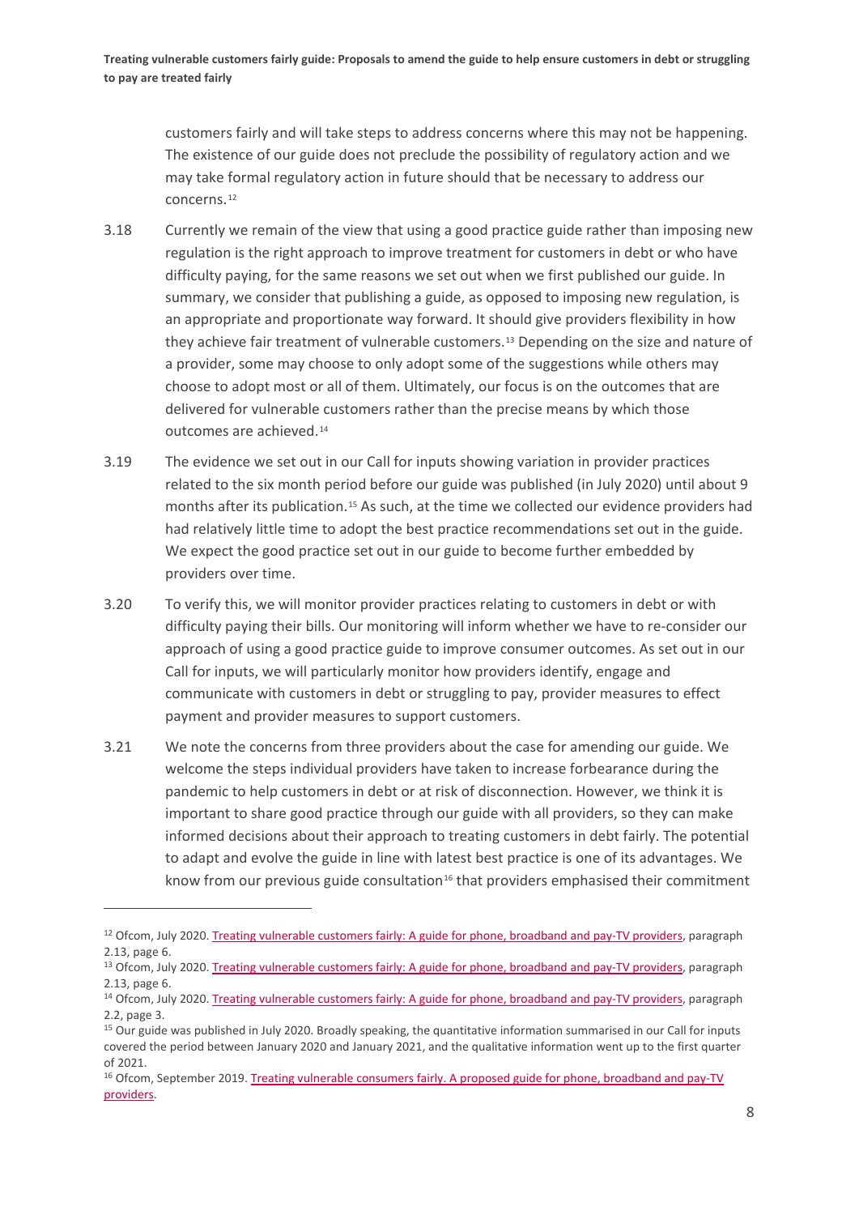customers fairly and will take steps to address concerns where this may not be happening. The existence of our guide does not preclude the possibility of regulatory action and we may take formal regulatory action in future should that be necessary to address our concerns.[12]

3.18 Currently we remain of the view that using a good practice guide rather than imposing new regulation is the right approach to improve treatment for customers in debt or who have difficulty paying, for the same reasons we set out when we first published our guide. In summary, we consider that publishing a guide, as opposed to imposing new regulation, is an appropriate and proportionate way forward. It should give providers flexibility in how they achieve fair treatment of vulnerable customers.[13] Depending on the size and nature of a provider, some may choose to only adopt some of the suggestions while others may choose to adopt most or all of them. Ultimately, our focus is on the outcomes that are delivered for vulnerable customers rather than the precise means by which those outcomes are achieved.[14]

3.19 The evidence we set out in our Call for inputs showing variation in provider practices related to the six month period before our guide was published (in July 2020) until about 9 months after its publication.[15] As such, at the time we collected our evidence providers had had relatively little time to adopt the best practice recommendations set out in the guide. We expect the good practice set out in our guide to become further embedded by providers over time.

3.20 To verify this, we will monitor provider practices relating to customers in debt or with difficulty paying their bills. Our monitoring will inform whether we have to re-consider our approach of using a good practice guide to improve consumer outcomes. As set out in our Call for inputs, we will particularly monitor how providers identify, engage and communicate with customers in debt or struggling to pay, provider measures to effect payment and provider measures to support customers.

3.21 We note the concerns from three providers about the case for amending our guide. We welcome the steps individual providers have taken to increase forbearance during the pandemic to help customers in debt or at risk of disconnection. However, we think it is important to share good practice through our guide with all providers, so they can make informed decisions about their approach to treating customers in debt fairly. The potential to adapt and evolve the guide in line with latest best practice is one of its advantages. We know from our previous guide consultation[16] that providers emphasised their commitment

---

[12] Ofcom, July 2020. Treating vulnerable customers fairly: A guide for phone, broadband and pay-TV providers, paragraph 2.13, page 6.

[13] Ofcom, July 2020. Treating vulnerable customers fairly: A guide for phone, broadband and pay-TV providers, paragraph 2.13, page 6.

[14] Ofcom, July 2020. Treating vulnerable customers fairly: A guide for phone, broadband and pay-TV providers, paragraph 2.2, page 3.

[15] Our guide was published in July 2020. Broadly speaking, the quantitative information summarised in our Call for inputs covered the period between January 2020 and January 2021, and the qualitative information went up to the first quarter of 2021.

[16] Ofcom, September 2019. Treating vulnerable consumers fairly. A proposed guide for phone, broadband and pay-TV providers.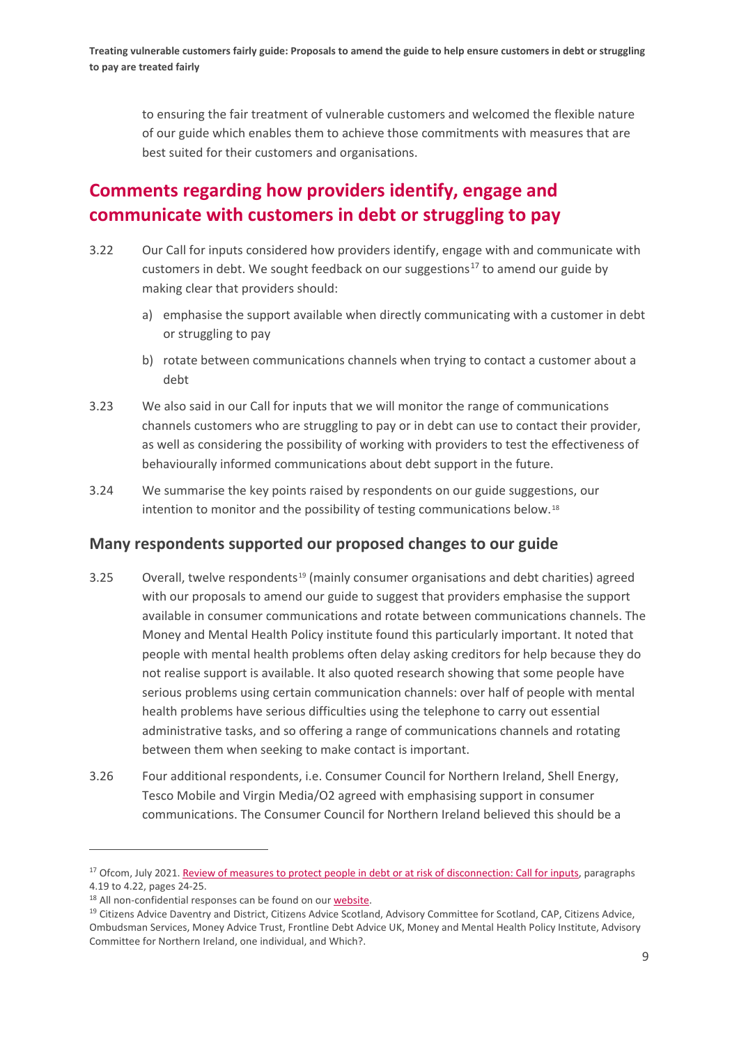to ensuring the fair treatment of vulnerable customers and welcomed the flexible nature of our guide which enables them to achieve those commitments with measures that are best suited for their customers and organisations.

## Comments regarding how providers identify, engage and communicate with customers in debt or struggling to pay

3.22 Our Call for inputs considered how providers identify, engage with and communicate with customers in debt. We sought feedback on our suggestions[17] to amend our guide by making clear that providers should:

a) emphasise the support available when directly communicating with a customer in debt or struggling to pay

b) rotate between communications channels when trying to contact a customer about a debt

3.23 We also said in our Call for inputs that we will monitor the range of communications channels customers who are struggling to pay or in debt can use to contact their provider, as well as considering the possibility of working with providers to test the effectiveness of behaviourally informed communications about debt support in the future.

3.24 We summarise the key points raised by respondents on our guide suggestions, our intention to monitor and the possibility of testing communications below.[18]

### Many respondents supported our proposed changes to our guide

3.25 Overall, twelve respondents[19] (mainly consumer organisations and debt charities) agreed with our proposals to amend our guide to suggest that providers emphasise the support available in consumer communications and rotate between communications channels. The Money and Mental Health Policy institute found this particularly important. It noted that people with mental health problems often delay asking creditors for help because they do not realise support is available. It also quoted research showing that some people have serious problems using certain communication channels: over half of people with mental health problems have serious difficulties using the telephone to carry out essential administrative tasks, and so offering a range of communications channels and rotating between them when seeking to make contact is important.

3.26 Four additional respondents, i.e. Consumer Council for Northern Ireland, Shell Energy, Tesco Mobile and Virgin Media/O2 agreed with emphasising support in consumer communications. The Consumer Council for Northern Ireland believed this should be a

---

[17] Ofcom, July 2021. Review of measures to protect people in debt or at risk of disconnection: Call for inputs, paragraphs 4.19 to 4.22, pages 24-25.

[18] All non-confidential responses can be found on our website.

[19] Citizens Advice Daventry and District, Citizens Advice Scotland, Advisory Committee for Scotland, CAP, Citizens Advice, Ombudsman Services, Money Advice Trust, Frontline Debt Advice UK, Money and Mental Health Policy Institute, Advisory Committee for Northern Ireland, one individual, and Which?.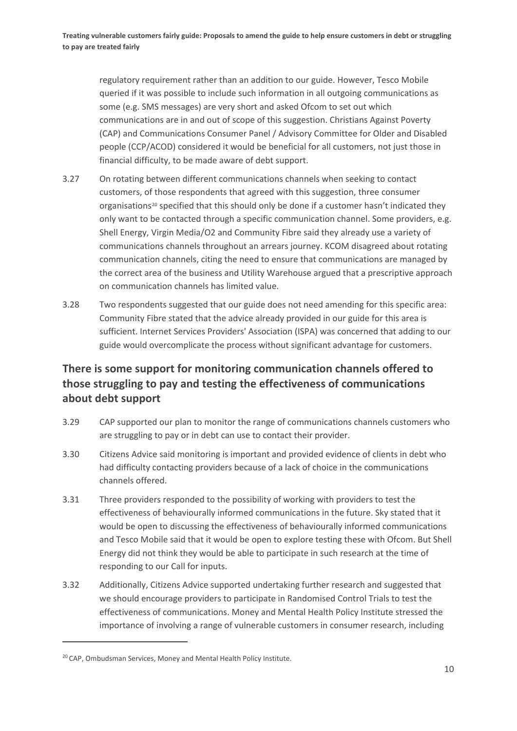regulatory requirement rather than an addition to our guide. However, Tesco Mobile queried if it was possible to include such information in all outgoing communications as some (e.g. SMS messages) are very short and asked Ofcom to set out which communications are in and out of scope of this suggestion. Christians Against Poverty (CAP) and Communications Consumer Panel / Advisory Committee for Older and Disabled people (CCP/ACOD) considered it would be beneficial for all customers, not just those in financial difficulty, to be made aware of debt support.

3.27 On rotating between different communications channels when seeking to contact customers, of those respondents that agreed with this suggestion, three consumer organisations[20] specified that this should only be done if a customer hasn't indicated they only want to be contacted through a specific communication channel. Some providers, e.g. Shell Energy, Virgin Media/O2 and Community Fibre said they already use a variety of communications channels throughout an arrears journey. KCOM disagreed about rotating communication channels, citing the need to ensure that communications are managed by the correct area of the business and Utility Warehouse argued that a prescriptive approach on communication channels has limited value.

3.28 Two respondents suggested that our guide does not need amending for this specific area: Community Fibre stated that the advice already provided in our guide for this area is sufficient. Internet Services Providers' Association (ISPA) was concerned that adding to our guide would overcomplicate the process without significant advantage for customers.

## There is some support for monitoring communication channels offered to those struggling to pay and testing the effectiveness of communications about debt support

3.29 CAP supported our plan to monitor the range of communications channels customers who are struggling to pay or in debt can use to contact their provider.

3.30 Citizens Advice said monitoring is important and provided evidence of clients in debt who had difficulty contacting providers because of a lack of choice in the communications channels offered.

3.31 Three providers responded to the possibility of working with providers to test the effectiveness of behaviourally informed communications in the future. Sky stated that it would be open to discussing the effectiveness of behaviourally informed communications and Tesco Mobile said that it would be open to explore testing these with Ofcom. But Shell Energy did not think they would be able to participate in such research at the time of responding to our Call for inputs.

3.32 Additionally, Citizens Advice supported undertaking further research and suggested that we should encourage providers to participate in Randomised Control Trials to test the effectiveness of communications. Money and Mental Health Policy Institute stressed the importance of involving a range of vulnerable customers in consumer research, including

---

[20] CAP, Ombudsman Services, Money and Mental Health Policy Institute.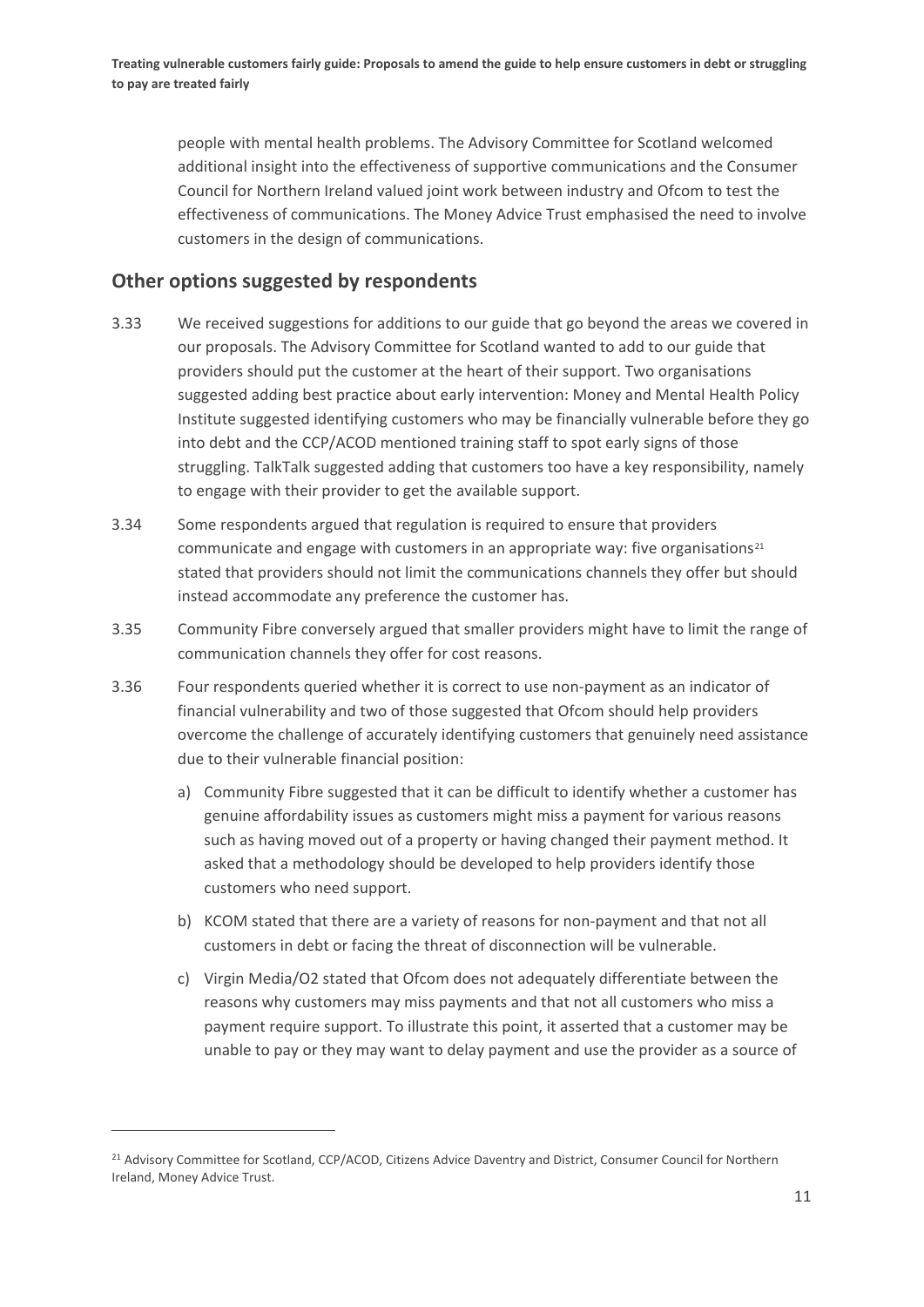people with mental health problems. The Advisory Committee for Scotland welcomed additional insight into the effectiveness of supportive communications and the Consumer Council for Northern Ireland valued joint work between industry and Ofcom to test the effectiveness of communications. The Money Advice Trust emphasised the need to involve customers in the design of communications.

## Other options suggested by respondents

3.33 We received suggestions for additions to our guide that go beyond the areas we covered in our proposals. The Advisory Committee for Scotland wanted to add to our guide that providers should put the customer at the heart of their support. Two organisations suggested adding best practice about early intervention: Money and Mental Health Policy Institute suggested identifying customers who may be financially vulnerable before they go into debt and the CCP/ACOD mentioned training staff to spot early signs of those struggling. TalkTalk suggested adding that customers too have a key responsibility, namely to engage with their provider to get the available support.

3.34 Some respondents argued that regulation is required to ensure that providers communicate and engage with customers in an appropriate way: five organisations[21] stated that providers should not limit the communications channels they offer but should instead accommodate any preference the customer has.

3.35 Community Fibre conversely argued that smaller providers might have to limit the range of communication channels they offer for cost reasons.

3.36 Four respondents queried whether it is correct to use non-payment as an indicator of financial vulnerability and two of those suggested that Ofcom should help providers overcome the challenge of accurately identifying customers that genuinely need assistance due to their vulnerable financial position:

a) Community Fibre suggested that it can be difficult to identify whether a customer has genuine affordability issues as customers might miss a payment for various reasons such as having moved out of a property or having changed their payment method. It asked that a methodology should be developed to help providers identify those customers who need support.

b) KCOM stated that there are a variety of reasons for non-payment and that not all customers in debt or facing the threat of disconnection will be vulnerable.

c) Virgin Media/O2 stated that Ofcom does not adequately differentiate between the reasons why customers may miss payments and that not all customers who miss a payment require support. To illustrate this point, it asserted that a customer may be unable to pay or they may want to delay payment and use the provider as a source of

---

[21] Advisory Committee for Scotland, CCP/ACOD, Citizens Advice Daventry and District, Consumer Council for Northern Ireland, Money Advice Trust.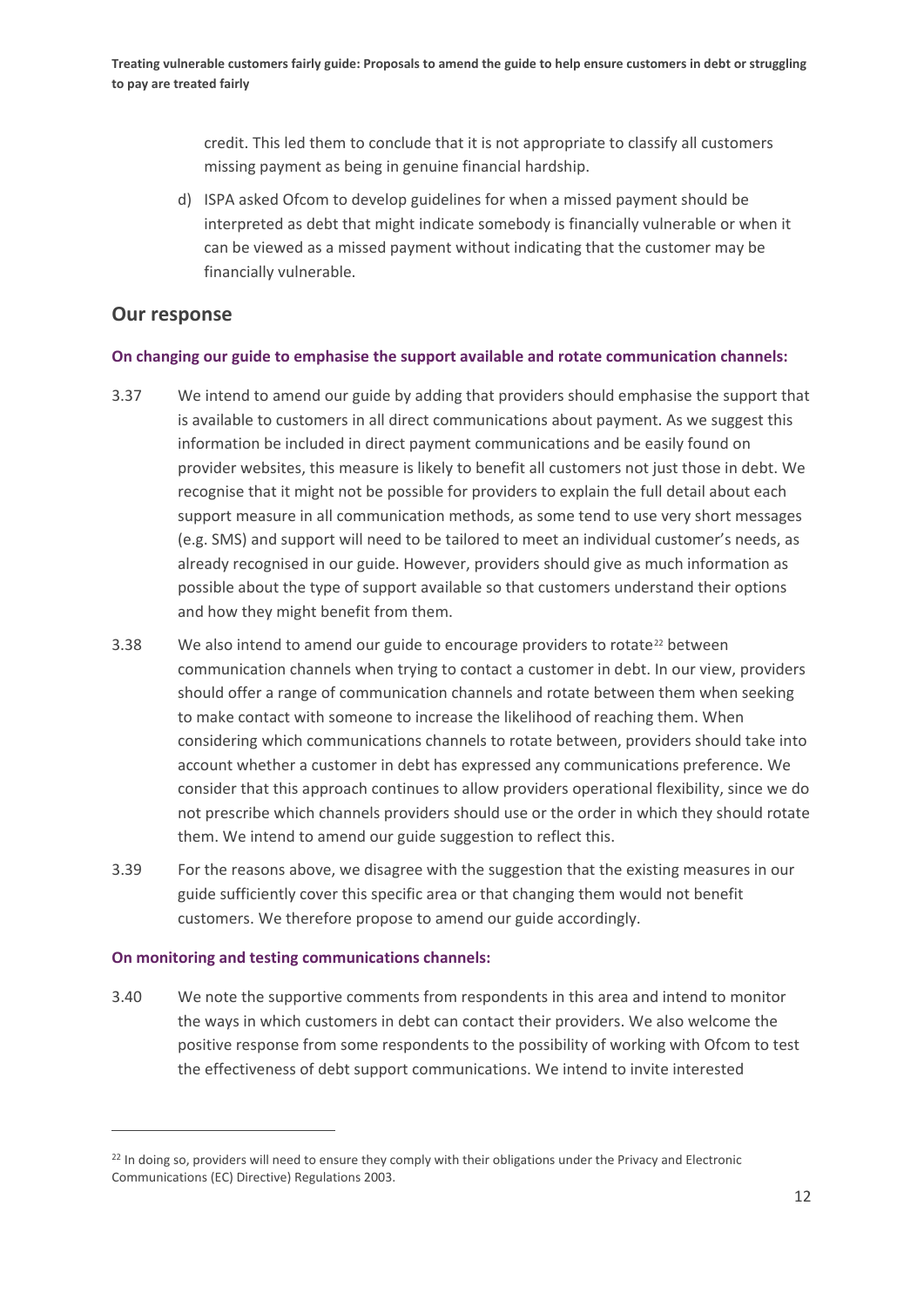credit. This led them to conclude that it is not appropriate to classify all customers missing payment as being in genuine financial hardship.

d) ISPA asked Ofcom to develop guidelines for when a missed payment should be interpreted as debt that might indicate somebody is financially vulnerable or when it can be viewed as a missed payment without indicating that the customer may be financially vulnerable.

## Our response

**On changing our guide to emphasise the support available and rotate communication channels:**

3.37 We intend to amend our guide by adding that providers should emphasise the support that is available to customers in all direct communications about payment. As we suggest this information be included in direct payment communications and be easily found on provider websites, this measure is likely to benefit all customers not just those in debt. We recognise that it might not be possible for providers to explain the full detail about each support measure in all communication methods, as some tend to use very short messages (e.g. SMS) and support will need to be tailored to meet an individual customer's needs, as already recognised in our guide. However, providers should give as much information as possible about the type of support available so that customers understand their options and how they might benefit from them.

3.38 We also intend to amend our guide to encourage providers to rotate[22] between communication channels when trying to contact a customer in debt. In our view, providers should offer a range of communication channels and rotate between them when seeking to make contact with someone to increase the likelihood of reaching them. When considering which communications channels to rotate between, providers should take into account whether a customer in debt has expressed any communications preference. We consider that this approach continues to allow providers operational flexibility, since we do not prescribe which channels providers should use or the order in which they should rotate them. We intend to amend our guide suggestion to reflect this.

3.39 For the reasons above, we disagree with the suggestion that the existing measures in our guide sufficiently cover this specific area or that changing them would not benefit customers. We therefore propose to amend our guide accordingly.

**On monitoring and testing communications channels:**

3.40 We note the supportive comments from respondents in this area and intend to monitor the ways in which customers in debt can contact their providers. We also welcome the positive response from some respondents to the possibility of working with Ofcom to test the effectiveness of debt support communications. We intend to invite interested

[22] In doing so, providers will need to ensure they comply with their obligations under the Privacy and Electronic Communications (EC) Directive) Regulations 2003.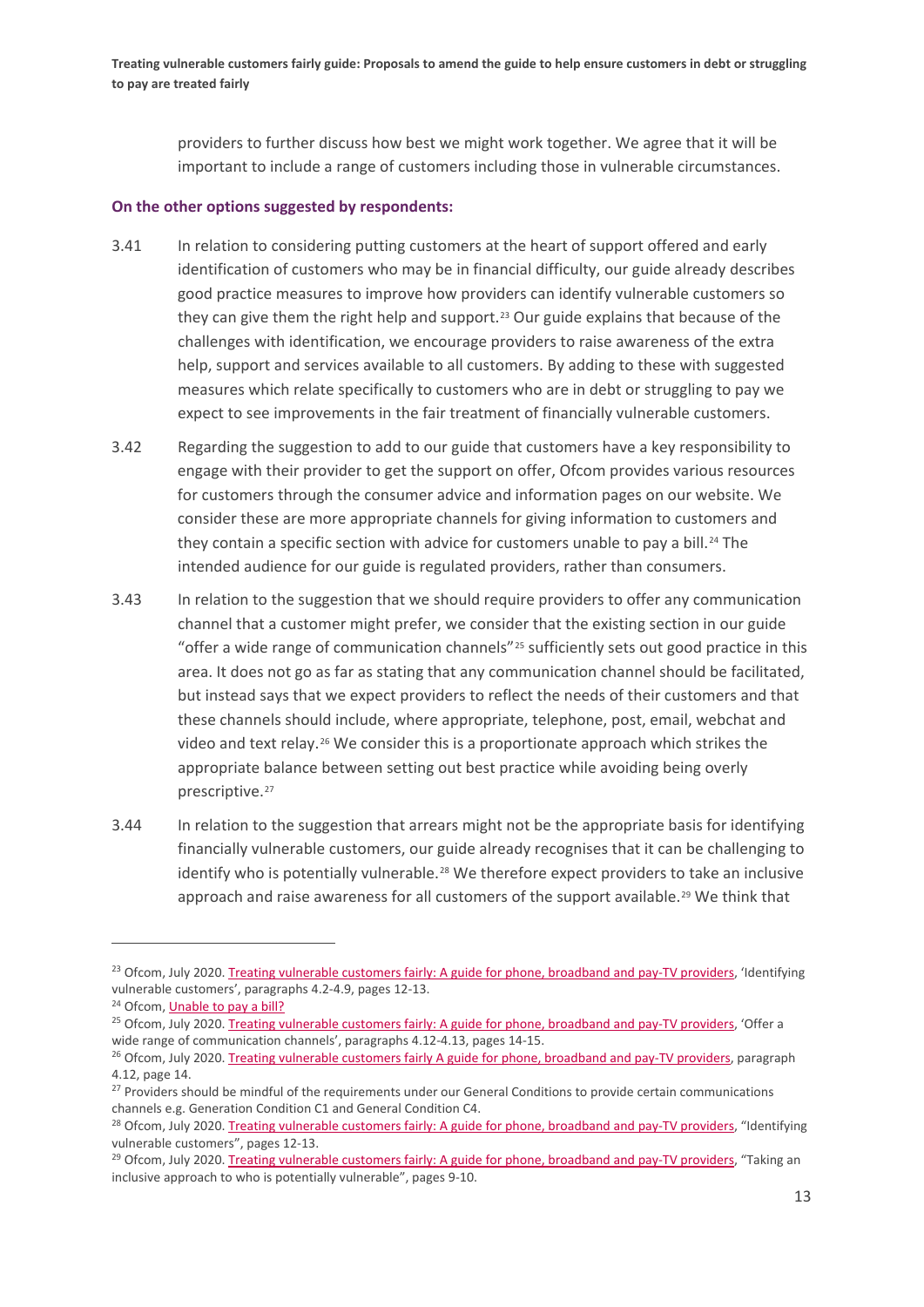providers to further discuss how best we might work together. We agree that it will be important to include a range of customers including those in vulnerable circumstances.

### On the other options suggested by respondents:

3.41 In relation to considering putting customers at the heart of support offered and early identification of customers who may be in financial difficulty, our guide already describes good practice measures to improve how providers can identify vulnerable customers so they can give them the right help and support.[23] Our guide explains that because of the challenges with identification, we encourage providers to raise awareness of the extra help, support and services available to all customers. By adding to these with suggested measures which relate specifically to customers who are in debt or struggling to pay we expect to see improvements in the fair treatment of financially vulnerable customers.

3.42 Regarding the suggestion to add to our guide that customers have a key responsibility to engage with their provider to get the support on offer, Ofcom provides various resources for customers through the consumer advice and information pages on our website. We consider these are more appropriate channels for giving information to customers and they contain a specific section with advice for customers unable to pay a bill.[24] The intended audience for our guide is regulated providers, rather than consumers.

3.43 In relation to the suggestion that we should require providers to offer any communication channel that a customer might prefer, we consider that the existing section in our guide "offer a wide range of communication channels"[25] sufficiently sets out good practice in this area. It does not go as far as stating that any communication channel should be facilitated, but instead says that we expect providers to reflect the needs of their customers and that these channels should include, where appropriate, telephone, post, email, webchat and video and text relay.[26] We consider this is a proportionate approach which strikes the appropriate balance between setting out best practice while avoiding being overly prescriptive.[27]

3.44 In relation to the suggestion that arrears might not be the appropriate basis for identifying financially vulnerable customers, our guide already recognises that it can be challenging to identify who is potentially vulnerable.[28] We therefore expect providers to take an inclusive approach and raise awareness for all customers of the support available.[29] We think that

---

[23] Ofcom, July 2020. Treating vulnerable customers fairly: A guide for phone, broadband and pay-TV providers, 'Identifying vulnerable customers', paragraphs 4.2-4.9, pages 12-13.

[24] Ofcom, Unable to pay a bill?

[25] Ofcom, July 2020. Treating vulnerable customers fairly: A guide for phone, broadband and pay-TV providers, 'Offer a wide range of communication channels', paragraphs 4.12-4.13, pages 14-15.

[26] Ofcom, July 2020. Treating vulnerable customers fairly A guide for phone, broadband and pay-TV providers, paragraph 4.12, page 14.

[27] Providers should be mindful of the requirements under our General Conditions to provide certain communications channels e.g. Generation Condition C1 and General Condition C4.

[28] Ofcom, July 2020. Treating vulnerable customers fairly: A guide for phone, broadband and pay-TV providers, "Identifying vulnerable customers", pages 12-13.

[29] Ofcom, July 2020. Treating vulnerable customers fairly: A guide for phone, broadband and pay-TV providers, "Taking an inclusive approach to who is potentially vulnerable", pages 9-10.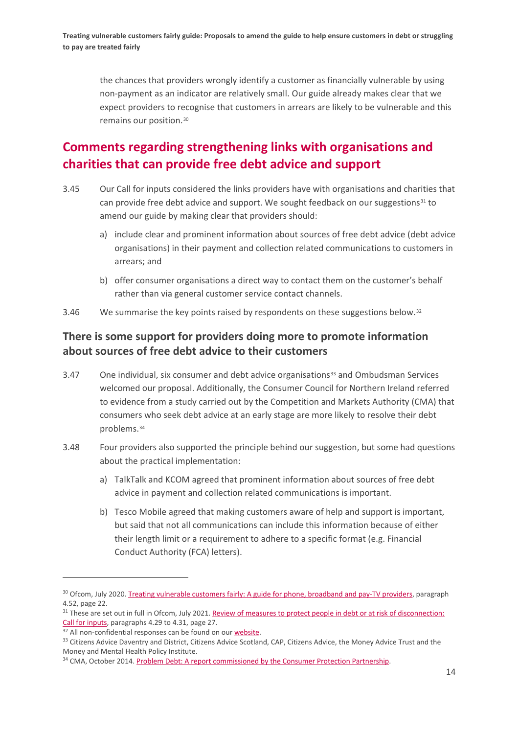the chances that providers wrongly identify a customer as financially vulnerable by using non-payment as an indicator are relatively small. Our guide already makes clear that we expect providers to recognise that customers in arrears are likely to be vulnerable and this remains our position.[30]

## Comments regarding strengthening links with organisations and charities that can provide free debt advice and support

3.45 Our Call for inputs considered the links providers have with organisations and charities that can provide free debt advice and support. We sought feedback on our suggestions[31] to amend our guide by making clear that providers should:

a) include clear and prominent information about sources of free debt advice (debt advice organisations) in their payment and collection related communications to customers in arrears; and

b) offer consumer organisations a direct way to contact them on the customer's behalf rather than via general customer service contact channels.

3.46 We summarise the key points raised by respondents on these suggestions below.[32]

### There is some support for providers doing more to promote information about sources of free debt advice to their customers

3.47 One individual, six consumer and debt advice organisations[33] and Ombudsman Services welcomed our proposal. Additionally, the Consumer Council for Northern Ireland referred to evidence from a study carried out by the Competition and Markets Authority (CMA) that consumers who seek debt advice at an early stage are more likely to resolve their debt problems.[34]

3.48 Four providers also supported the principle behind our suggestion, but some had questions about the practical implementation:

a) TalkTalk and KCOM agreed that prominent information about sources of free debt advice in payment and collection related communications is important.

b) Tesco Mobile agreed that making customers aware of help and support is important, but said that not all communications can include this information because of either their length limit or a requirement to adhere to a specific format (e.g. Financial Conduct Authority (FCA) letters).

---

[30] Ofcom, July 2020. Treating vulnerable customers fairly: A guide for phone, broadband and pay-TV providers, paragraph 4.52, page 22.

[31] These are set out in full in Ofcom, July 2021. Review of measures to protect people in debt or at risk of disconnection: Call for inputs, paragraphs 4.29 to 4.31, page 27.

[32] All non-confidential responses can be found on our website.

[33] Citizens Advice Daventry and District, Citizens Advice Scotland, CAP, Citizens Advice, the Money Advice Trust and the Money and Mental Health Policy Institute.

[34] CMA, October 2014. Problem Debt: A report commissioned by the Consumer Protection Partnership.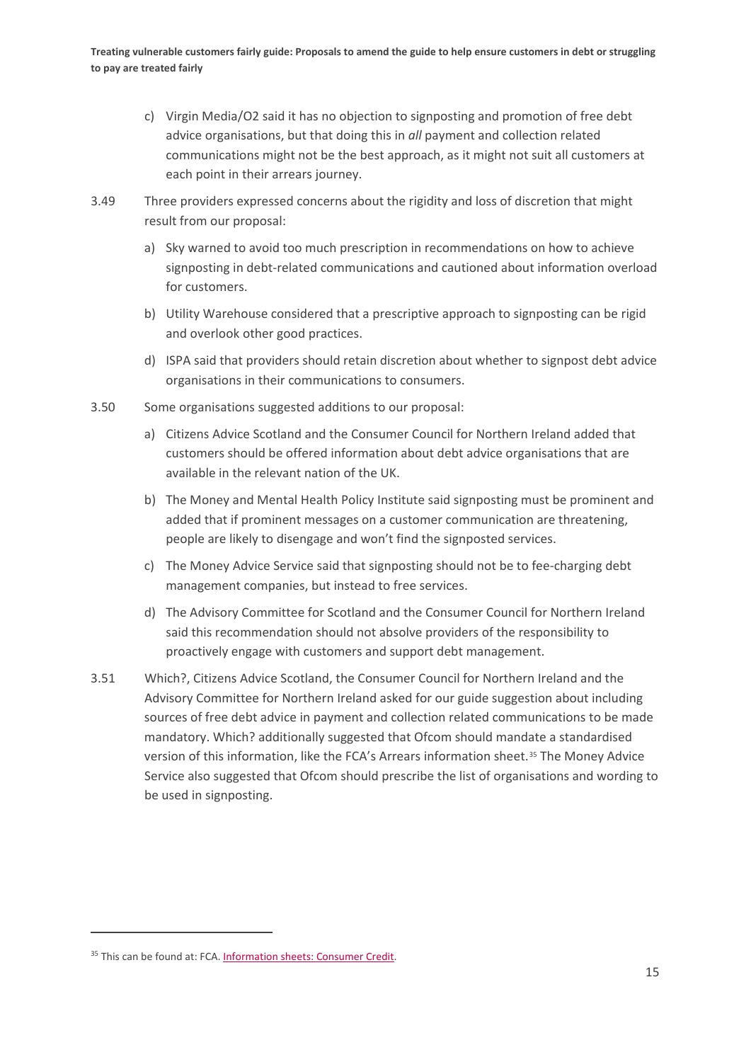c) Virgin Media/O2 said it has no objection to signposting and promotion of free debt advice organisations, but that doing this in *all* payment and collection related communications might not be the best approach, as it might not suit all customers at each point in their arrears journey.

3.49 Three providers expressed concerns about the rigidity and loss of discretion that might result from our proposal:

a) Sky warned to avoid too much prescription in recommendations on how to achieve signposting in debt-related communications and cautioned about information overload for customers.

b) Utility Warehouse considered that a prescriptive approach to signposting can be rigid and overlook other good practices.

d) ISPA said that providers should retain discretion about whether to signpost debt advice organisations in their communications to consumers.

3.50 Some organisations suggested additions to our proposal:

a) Citizens Advice Scotland and the Consumer Council for Northern Ireland added that customers should be offered information about debt advice organisations that are available in the relevant nation of the UK.

b) The Money and Mental Health Policy Institute said signposting must be prominent and added that if prominent messages on a customer communication are threatening, people are likely to disengage and won't find the signposted services.

c) The Money Advice Service said that signposting should not be to fee-charging debt management companies, but instead to free services.

d) The Advisory Committee for Scotland and the Consumer Council for Northern Ireland said this recommendation should not absolve providers of the responsibility to proactively engage with customers and support debt management.

3.51 Which?, Citizens Advice Scotland, the Consumer Council for Northern Ireland and the Advisory Committee for Northern Ireland asked for our guide suggestion about including sources of free debt advice in payment and collection related communications to be made mandatory. Which? additionally suggested that Ofcom should mandate a standardised version of this information, like the FCA's Arrears information sheet.[35] The Money Advice Service also suggested that Ofcom should prescribe the list of organisations and wording to be used in signposting.

[35] This can be found at: FCA. Information sheets: Consumer Credit.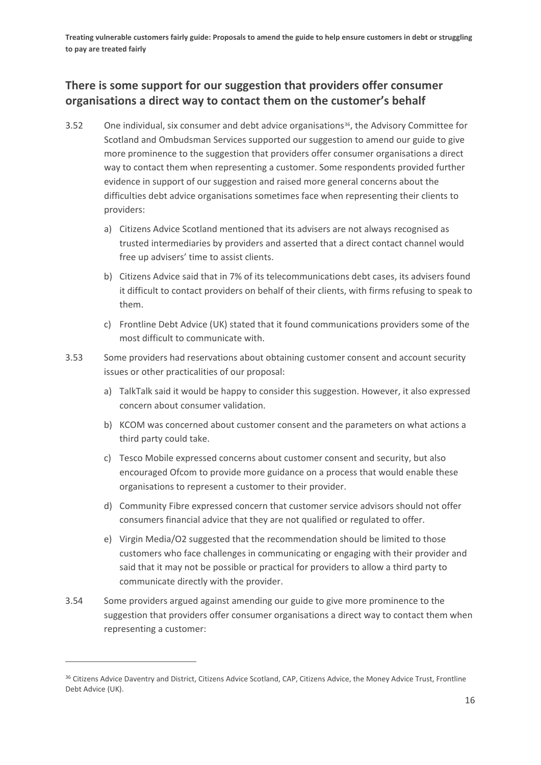## There is some support for our suggestion that providers offer consumer organisations a direct way to contact them on the customer's behalf

3.52 One individual, six consumer and debt advice organisations[36], the Advisory Committee for Scotland and Ombudsman Services supported our suggestion to amend our guide to give more prominence to the suggestion that providers offer consumer organisations a direct way to contact them when representing a customer. Some respondents provided further evidence in support of our suggestion and raised more general concerns about the difficulties debt advice organisations sometimes face when representing their clients to providers:

a) Citizens Advice Scotland mentioned that its advisers are not always recognised as trusted intermediaries by providers and asserted that a direct contact channel would free up advisers' time to assist clients.

b) Citizens Advice said that in 7% of its telecommunications debt cases, its advisers found it difficult to contact providers on behalf of their clients, with firms refusing to speak to them.

c) Frontline Debt Advice (UK) stated that it found communications providers some of the most difficult to communicate with.

3.53 Some providers had reservations about obtaining customer consent and account security issues or other practicalities of our proposal:

a) TalkTalk said it would be happy to consider this suggestion. However, it also expressed concern about consumer validation.

b) KCOM was concerned about customer consent and the parameters on what actions a third party could take.

c) Tesco Mobile expressed concerns about customer consent and security, but also encouraged Ofcom to provide more guidance on a process that would enable these organisations to represent a customer to their provider.

d) Community Fibre expressed concern that customer service advisors should not offer consumers financial advice that they are not qualified or regulated to offer.

e) Virgin Media/O2 suggested that the recommendation should be limited to those customers who face challenges in communicating or engaging with their provider and said that it may not be possible or practical for providers to allow a third party to communicate directly with the provider.

3.54 Some providers argued against amending our guide to give more prominence to the suggestion that providers offer consumer organisations a direct way to contact them when representing a customer:

---

[36] Citizens Advice Daventry and District, Citizens Advice Scotland, CAP, Citizens Advice, the Money Advice Trust, Frontline Debt Advice (UK).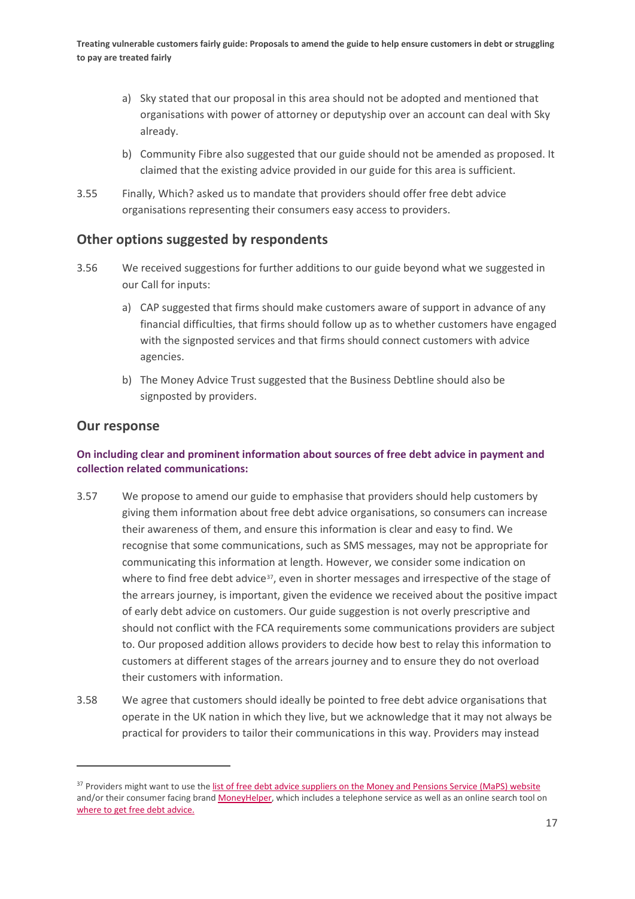a) Sky stated that our proposal in this area should not be adopted and mentioned that organisations with power of attorney or deputyship over an account can deal with Sky already.

b) Community Fibre also suggested that our guide should not be amended as proposed. It claimed that the existing advice provided in our guide for this area is sufficient.

3.55 Finally, Which? asked us to mandate that providers should offer free debt advice organisations representing their consumers easy access to providers.

## Other options suggested by respondents

3.56 We received suggestions for further additions to our guide beyond what we suggested in our Call for inputs:

a) CAP suggested that firms should make customers aware of support in advance of any financial difficulties, that firms should follow up as to whether customers have engaged with the signposted services and that firms should connect customers with advice agencies.

b) The Money Advice Trust suggested that the Business Debtline should also be signposted by providers.

## Our response

### On including clear and prominent information about sources of free debt advice in payment and collection related communications:

3.57 We propose to amend our guide to emphasise that providers should help customers by giving them information about free debt advice organisations, so consumers can increase their awareness of them, and ensure this information is clear and easy to find. We recognise that some communications, such as SMS messages, may not be appropriate for communicating this information at length. However, we consider some indication on where to find free debt advice[37], even in shorter messages and irrespective of the stage of the arrears journey, is important, given the evidence we received about the positive impact of early debt advice on customers. Our guide suggestion is not overly prescriptive and should not conflict with the FCA requirements some communications providers are subject to. Our proposed addition allows providers to decide how best to relay this information to customers at different stages of the arrears journey and to ensure they do not overload their customers with information.

3.58 We agree that customers should ideally be pointed to free debt advice organisations that operate in the UK nation in which they live, but we acknowledge that it may not always be practical for providers to tailor their communications in this way. Providers may instead

---

[37] Providers might want to use the list of free debt advice suppliers on the Money and Pensions Service (MaPS) website and/or their consumer facing brand MoneyHelper, which includes a telephone service as well as an online search tool on where to get free debt advice.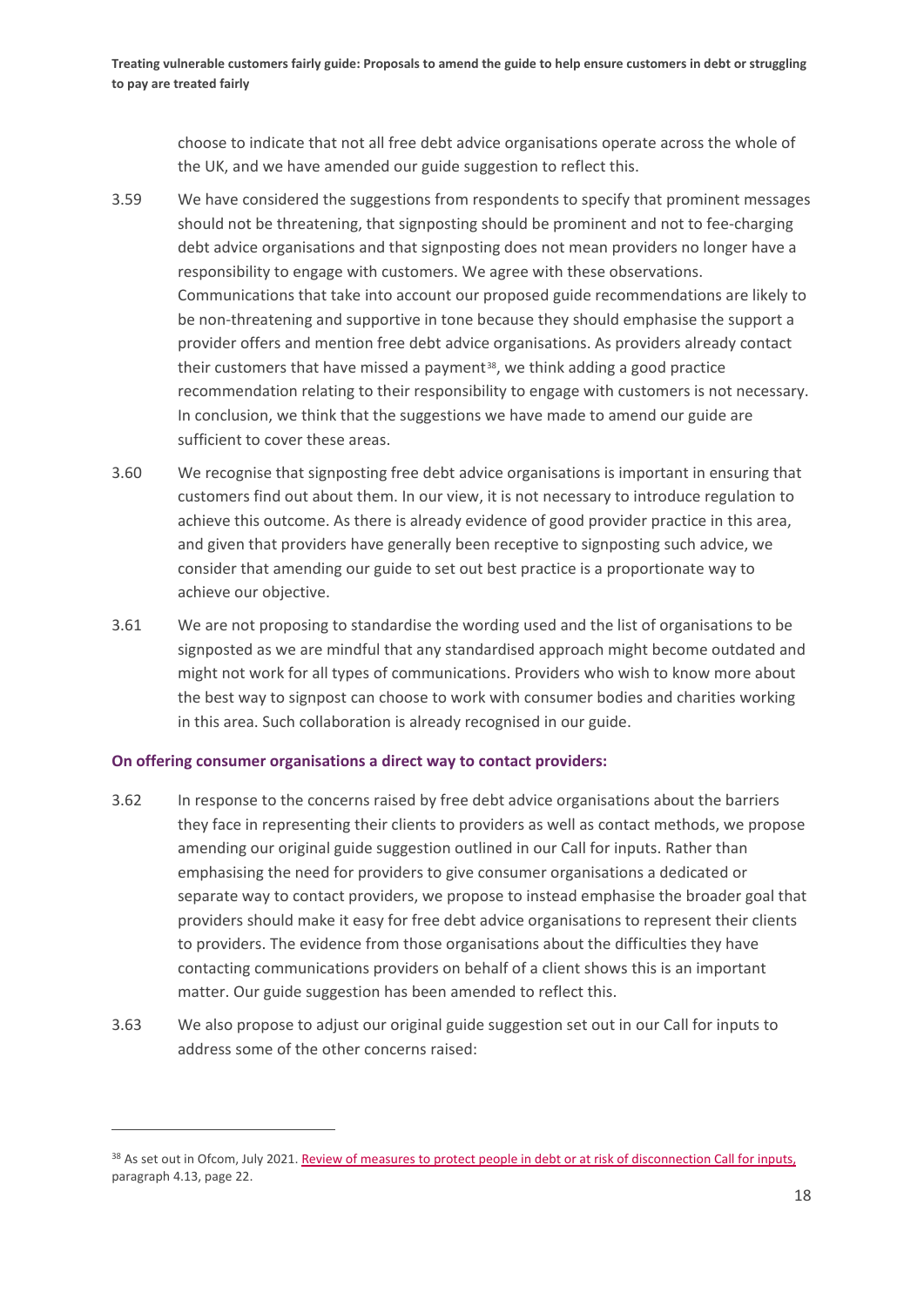choose to indicate that not all free debt advice organisations operate across the whole of the UK, and we have amended our guide suggestion to reflect this.

3.59 We have considered the suggestions from respondents to specify that prominent messages should not be threatening, that signposting should be prominent and not to fee-charging debt advice organisations and that signposting does not mean providers no longer have a responsibility to engage with customers. We agree with these observations. Communications that take into account our proposed guide recommendations are likely to be non-threatening and supportive in tone because they should emphasise the support a provider offers and mention free debt advice organisations. As providers already contact their customers that have missed a payment[38], we think adding a good practice recommendation relating to their responsibility to engage with customers is not necessary. In conclusion, we think that the suggestions we have made to amend our guide are sufficient to cover these areas.

3.60 We recognise that signposting free debt advice organisations is important in ensuring that customers find out about them. In our view, it is not necessary to introduce regulation to achieve this outcome. As there is already evidence of good provider practice in this area, and given that providers have generally been receptive to signposting such advice, we consider that amending our guide to set out best practice is a proportionate way to achieve our objective.

3.61 We are not proposing to standardise the wording used and the list of organisations to be signposted as we are mindful that any standardised approach might become outdated and might not work for all types of communications. Providers who wish to know more about the best way to signpost can choose to work with consumer bodies and charities working in this area. Such collaboration is already recognised in our guide.

**On offering consumer organisations a direct way to contact providers:**

3.62 In response to the concerns raised by free debt advice organisations about the barriers they face in representing their clients to providers as well as contact methods, we propose amending our original guide suggestion outlined in our Call for inputs. Rather than emphasising the need for providers to give consumer organisations a dedicated or separate way to contact providers, we propose to instead emphasise the broader goal that providers should make it easy for free debt advice organisations to represent their clients to providers. The evidence from those organisations about the difficulties they have contacting communications providers on behalf of a client shows this is an important matter. Our guide suggestion has been amended to reflect this.

3.63 We also propose to adjust our original guide suggestion set out in our Call for inputs to address some of the other concerns raised:

[38] As set out in Ofcom, July 2021. Review of measures to protect people in debt or at risk of disconnection Call for inputs, paragraph 4.13, page 22.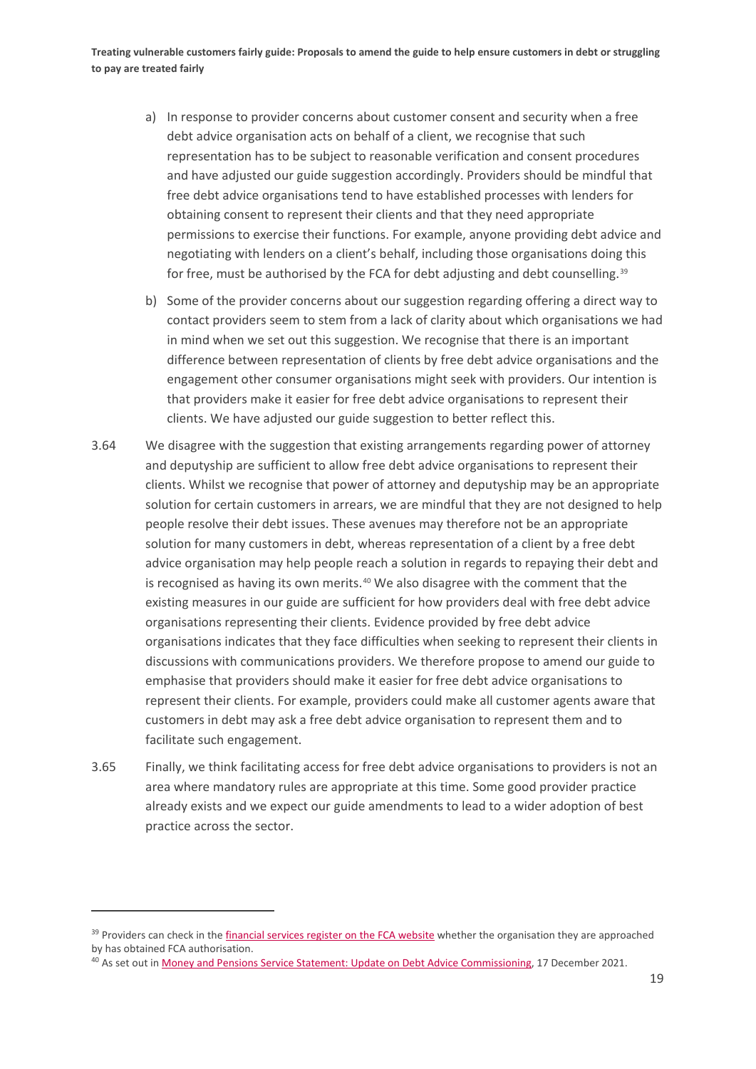a) In response to provider concerns about customer consent and security when a free debt advice organisation acts on behalf of a client, we recognise that such representation has to be subject to reasonable verification and consent procedures and have adjusted our guide suggestion accordingly. Providers should be mindful that free debt advice organisations tend to have established processes with lenders for obtaining consent to represent their clients and that they need appropriate permissions to exercise their functions. For example, anyone providing debt advice and negotiating with lenders on a client's behalf, including those organisations doing this for free, must be authorised by the FCA for debt adjusting and debt counselling.[39]

b) Some of the provider concerns about our suggestion regarding offering a direct way to contact providers seem to stem from a lack of clarity about which organisations we had in mind when we set out this suggestion. We recognise that there is an important difference between representation of clients by free debt advice organisations and the engagement other consumer organisations might seek with providers. Our intention is that providers make it easier for free debt advice organisations to represent their clients. We have adjusted our guide suggestion to better reflect this.

3.64 We disagree with the suggestion that existing arrangements regarding power of attorney and deputyship are sufficient to allow free debt advice organisations to represent their clients. Whilst we recognise that power of attorney and deputyship may be an appropriate solution for certain customers in arrears, we are mindful that they are not designed to help people resolve their debt issues. These avenues may therefore not be an appropriate solution for many customers in debt, whereas representation of a client by a free debt advice organisation may help people reach a solution in regards to repaying their debt and is recognised as having its own merits.[40] We also disagree with the comment that the existing measures in our guide are sufficient for how providers deal with free debt advice organisations representing their clients. Evidence provided by free debt advice organisations indicates that they face difficulties when seeking to represent their clients in discussions with communications providers. We therefore propose to amend our guide to emphasise that providers should make it easier for free debt advice organisations to represent their clients. For example, providers could make all customer agents aware that customers in debt may ask a free debt advice organisation to represent them and to facilitate such engagement.

3.65 Finally, we think facilitating access for free debt advice organisations to providers is not an area where mandatory rules are appropriate at this time. Some good provider practice already exists and we expect our guide amendments to lead to a wider adoption of best practice across the sector.

---

[39] Providers can check in the financial services register on the FCA website whether the organisation they are approached by has obtained FCA authorisation.

[40] As set out in Money and Pensions Service Statement: Update on Debt Advice Commissioning, 17 December 2021.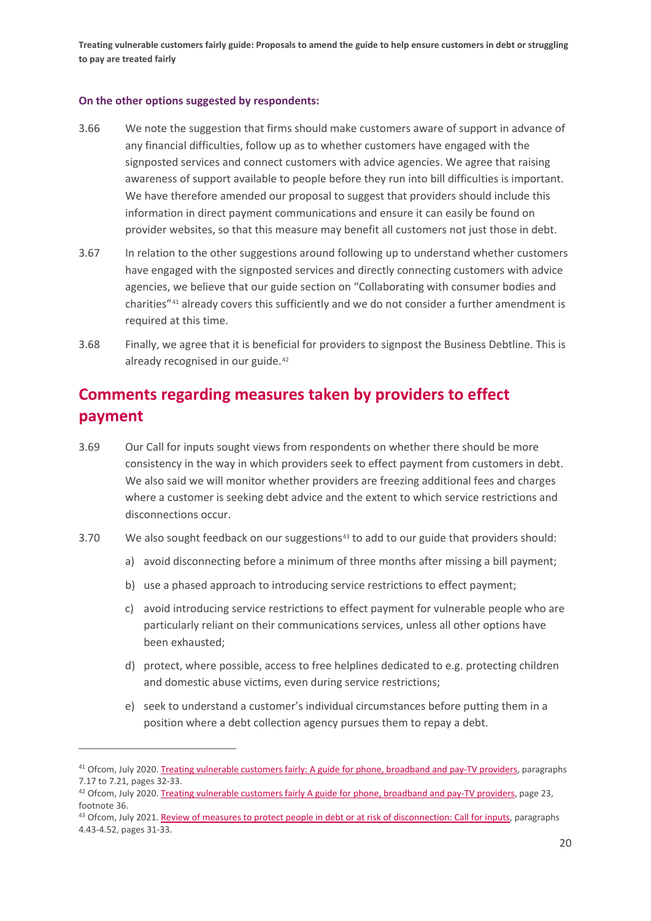**On the other options suggested by respondents:**

3.66 We note the suggestion that firms should make customers aware of support in advance of any financial difficulties, follow up as to whether customers have engaged with the signposted services and connect customers with advice agencies. We agree that raising awareness of support available to people before they run into bill difficulties is important. We have therefore amended our proposal to suggest that providers should include this information in direct payment communications and ensure it can easily be found on provider websites, so that this measure may benefit all customers not just those in debt.

3.67 In relation to the other suggestions around following up to understand whether customers have engaged with the signposted services and directly connecting customers with advice agencies, we believe that our guide section on "Collaborating with consumer bodies and charities"[41] already covers this sufficiently and we do not consider a further amendment is required at this time.

3.68 Finally, we agree that it is beneficial for providers to signpost the Business Debtline. This is already recognised in our guide.[42]

## Comments regarding measures taken by providers to effect payment

3.69 Our Call for inputs sought views from respondents on whether there should be more consistency in the way in which providers seek to effect payment from customers in debt. We also said we will monitor whether providers are freezing additional fees and charges where a customer is seeking debt advice and the extent to which service restrictions and disconnections occur.

3.70 We also sought feedback on our suggestions[43] to add to our guide that providers should:

a) avoid disconnecting before a minimum of three months after missing a bill payment;

b) use a phased approach to introducing service restrictions to effect payment;

c) avoid introducing service restrictions to effect payment for vulnerable people who are particularly reliant on their communications services, unless all other options have been exhausted;

d) protect, where possible, access to free helplines dedicated to e.g. protecting children and domestic abuse victims, even during service restrictions;

e) seek to understand a customer's individual circumstances before putting them in a position where a debt collection agency pursues them to repay a debt.

---

[41] Ofcom, July 2020. Treating vulnerable customers fairly: A guide for phone, broadband and pay-TV providers, paragraphs 7.17 to 7.21, pages 32-33.

[42] Ofcom, July 2020. Treating vulnerable customers fairly A guide for phone, broadband and pay-TV providers, page 23, footnote 36.

[43] Ofcom, July 2021. Review of measures to protect people in debt or at risk of disconnection: Call for inputs, paragraphs 4.43-4.52, pages 31-33.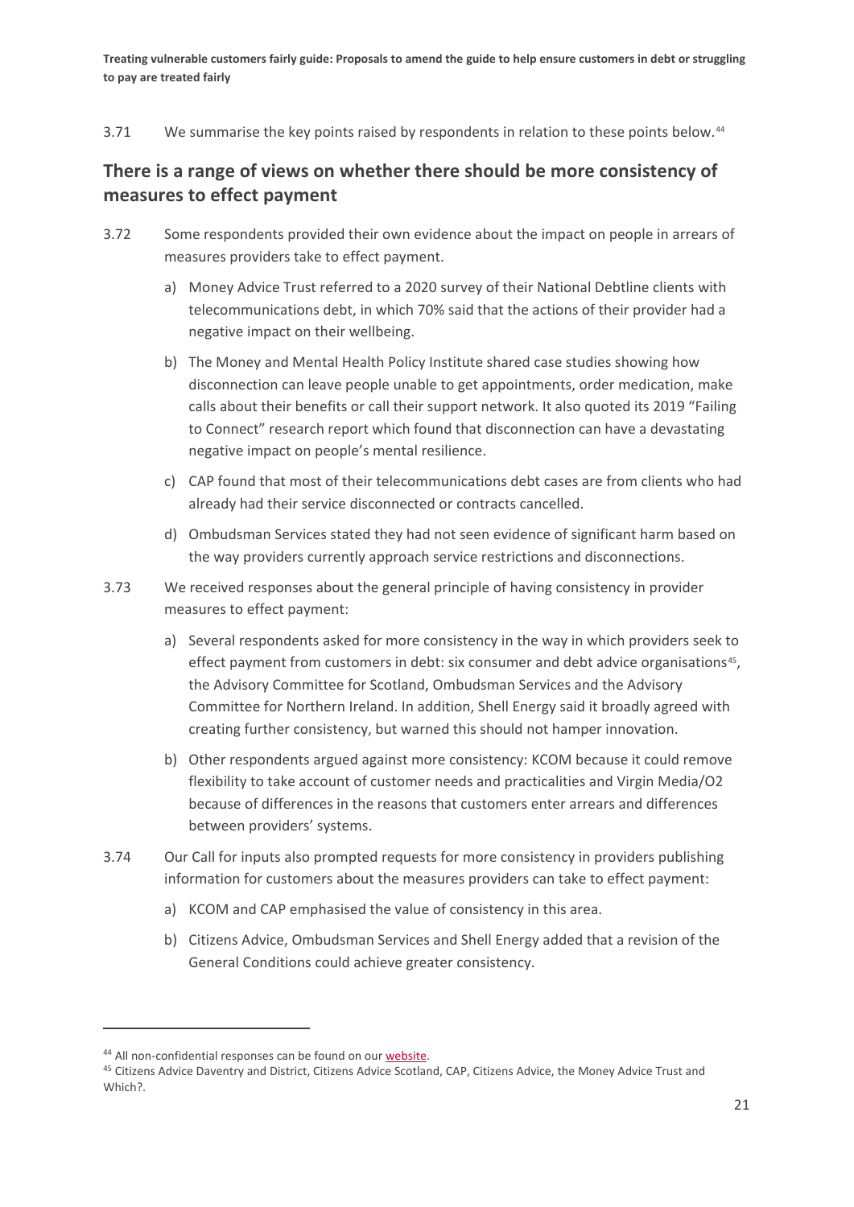3.71 We summarise the key points raised by respondents in relation to these points below.[44]

## There is a range of views on whether there should be more consistency of measures to effect payment

3.72 Some respondents provided their own evidence about the impact on people in arrears of measures providers take to effect payment.

a) Money Advice Trust referred to a 2020 survey of their National Debtline clients with telecommunications debt, in which 70% said that the actions of their provider had a negative impact on their wellbeing.

b) The Money and Mental Health Policy Institute shared case studies showing how disconnection can leave people unable to get appointments, order medication, make calls about their benefits or call their support network. It also quoted its 2019 "Failing to Connect" research report which found that disconnection can have a devastating negative impact on people's mental resilience.

c) CAP found that most of their telecommunications debt cases are from clients who had already had their service disconnected or contracts cancelled.

d) Ombudsman Services stated they had not seen evidence of significant harm based on the way providers currently approach service restrictions and disconnections.

3.73 We received responses about the general principle of having consistency in provider measures to effect payment:

a) Several respondents asked for more consistency in the way in which providers seek to effect payment from customers in debt: six consumer and debt advice organisations[45], the Advisory Committee for Scotland, Ombudsman Services and the Advisory Committee for Northern Ireland. In addition, Shell Energy said it broadly agreed with creating further consistency, but warned this should not hamper innovation.

b) Other respondents argued against more consistency: KCOM because it could remove flexibility to take account of customer needs and practicalities and Virgin Media/O2 because of differences in the reasons that customers enter arrears and differences between providers' systems.

3.74 Our Call for inputs also prompted requests for more consistency in providers publishing information for customers about the measures providers can take to effect payment:

a) KCOM and CAP emphasised the value of consistency in this area.

b) Citizens Advice, Ombudsman Services and Shell Energy added that a revision of the General Conditions could achieve greater consistency.

[44] All non-confidential responses can be found on our website.

[45] Citizens Advice Daventry and District, Citizens Advice Scotland, CAP, Citizens Advice, the Money Advice Trust and Which?.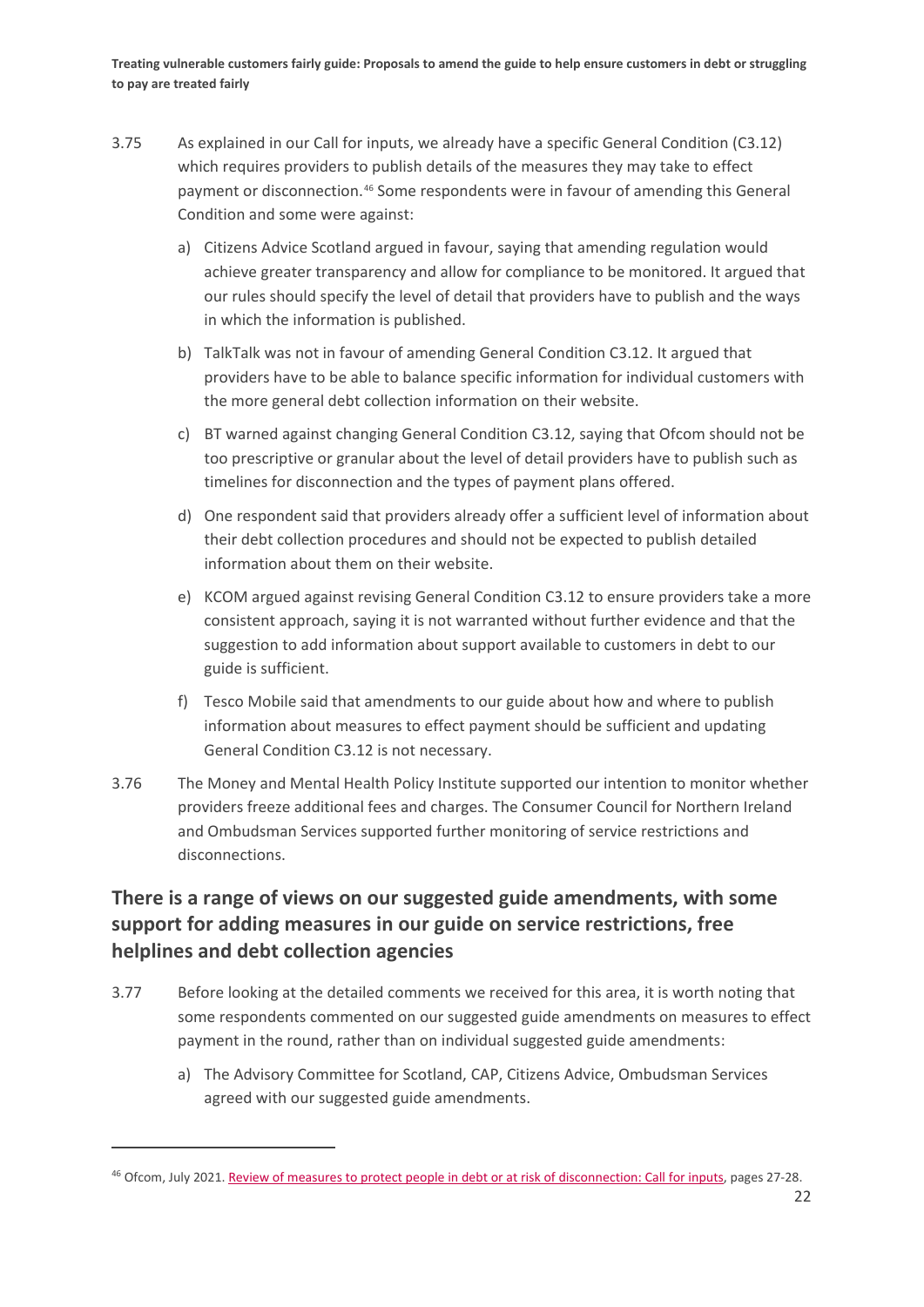3.75 As explained in our Call for inputs, we already have a specific General Condition (C3.12) which requires providers to publish details of the measures they may take to effect payment or disconnection.[46] Some respondents were in favour of amending this General Condition and some were against:

a) Citizens Advice Scotland argued in favour, saying that amending regulation would achieve greater transparency and allow for compliance to be monitored. It argued that our rules should specify the level of detail that providers have to publish and the ways in which the information is published.

b) TalkTalk was not in favour of amending General Condition C3.12. It argued that providers have to be able to balance specific information for individual customers with the more general debt collection information on their website.

c) BT warned against changing General Condition C3.12, saying that Ofcom should not be too prescriptive or granular about the level of detail providers have to publish such as timelines for disconnection and the types of payment plans offered.

d) One respondent said that providers already offer a sufficient level of information about their debt collection procedures and should not be expected to publish detailed information about them on their website.

e) KCOM argued against revising General Condition C3.12 to ensure providers take a more consistent approach, saying it is not warranted without further evidence and that the suggestion to add information about support available to customers in debt to our guide is sufficient.

f) Tesco Mobile said that amendments to our guide about how and where to publish information about measures to effect payment should be sufficient and updating General Condition C3.12 is not necessary.

3.76 The Money and Mental Health Policy Institute supported our intention to monitor whether providers freeze additional fees and charges. The Consumer Council for Northern Ireland and Ombudsman Services supported further monitoring of service restrictions and disconnections.

## There is a range of views on our suggested guide amendments, with some support for adding measures in our guide on service restrictions, free helplines and debt collection agencies

3.77 Before looking at the detailed comments we received for this area, it is worth noting that some respondents commented on our suggested guide amendments on measures to effect payment in the round, rather than on individual suggested guide amendments:

a) The Advisory Committee for Scotland, CAP, Citizens Advice, Ombudsman Services agreed with our suggested guide amendments.

[46] Ofcom, July 2021. Review of measures to protect people in debt or at risk of disconnection: Call for inputs, pages 27-28.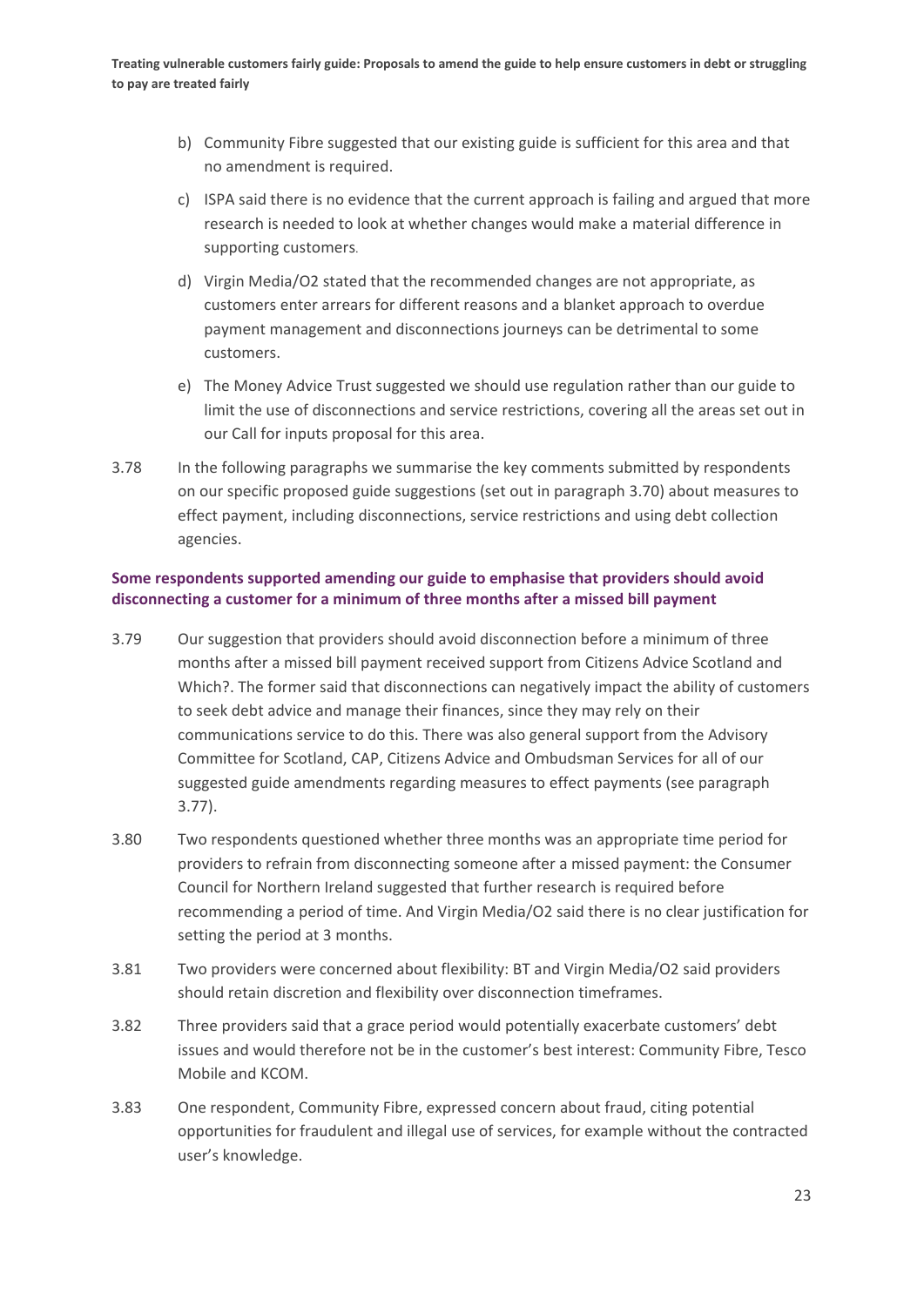b) Community Fibre suggested that our existing guide is sufficient for this area and that no amendment is required.

c) ISPA said there is no evidence that the current approach is failing and argued that more research is needed to look at whether changes would make a material difference in supporting customers.

d) Virgin Media/O2 stated that the recommended changes are not appropriate, as customers enter arrears for different reasons and a blanket approach to overdue payment management and disconnections journeys can be detrimental to some customers.

e) The Money Advice Trust suggested we should use regulation rather than our guide to limit the use of disconnections and service restrictions, covering all the areas set out in our Call for inputs proposal for this area.

3.78 In the following paragraphs we summarise the key comments submitted by respondents on our specific proposed guide suggestions (set out in paragraph 3.70) about measures to effect payment, including disconnections, service restrictions and using debt collection agencies.

### Some respondents supported amending our guide to emphasise that providers should avoid disconnecting a customer for a minimum of three months after a missed bill payment

3.79 Our suggestion that providers should avoid disconnection before a minimum of three months after a missed bill payment received support from Citizens Advice Scotland and Which?. The former said that disconnections can negatively impact the ability of customers to seek debt advice and manage their finances, since they may rely on their communications service to do this. There was also general support from the Advisory Committee for Scotland, CAP, Citizens Advice and Ombudsman Services for all of our suggested guide amendments regarding measures to effect payments (see paragraph 3.77).

3.80 Two respondents questioned whether three months was an appropriate time period for providers to refrain from disconnecting someone after a missed payment: the Consumer Council for Northern Ireland suggested that further research is required before recommending a period of time. And Virgin Media/O2 said there is no clear justification for setting the period at 3 months.

3.81 Two providers were concerned about flexibility: BT and Virgin Media/O2 said providers should retain discretion and flexibility over disconnection timeframes.

3.82 Three providers said that a grace period would potentially exacerbate customers' debt issues and would therefore not be in the customer's best interest: Community Fibre, Tesco Mobile and KCOM.

3.83 One respondent, Community Fibre, expressed concern about fraud, citing potential opportunities for fraudulent and illegal use of services, for example without the contracted user's knowledge.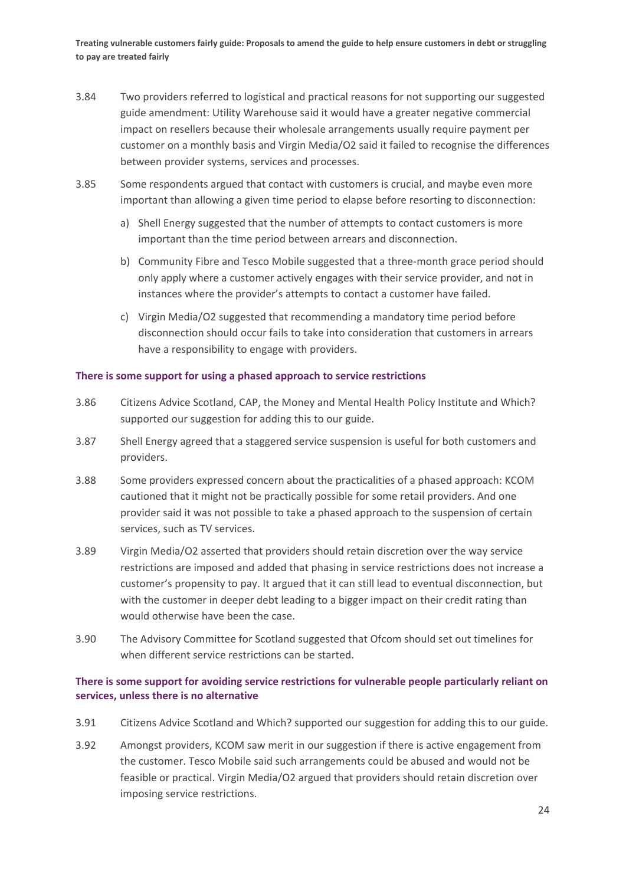3.84 Two providers referred to logistical and practical reasons for not supporting our suggested guide amendment: Utility Warehouse said it would have a greater negative commercial impact on resellers because their wholesale arrangements usually require payment per customer on a monthly basis and Virgin Media/O2 said it failed to recognise the differences between provider systems, services and processes.

3.85 Some respondents argued that contact with customers is crucial, and maybe even more important than allowing a given time period to elapse before resorting to disconnection:

a) Shell Energy suggested that the number of attempts to contact customers is more important than the time period between arrears and disconnection.

b) Community Fibre and Tesco Mobile suggested that a three-month grace period should only apply where a customer actively engages with their service provider, and not in instances where the provider's attempts to contact a customer have failed.

c) Virgin Media/O2 suggested that recommending a mandatory time period before disconnection should occur fails to take into consideration that customers in arrears have a responsibility to engage with providers.

**There is some support for using a phased approach to service restrictions**

3.86 Citizens Advice Scotland, CAP, the Money and Mental Health Policy Institute and Which? supported our suggestion for adding this to our guide.

3.87 Shell Energy agreed that a staggered service suspension is useful for both customers and providers.

3.88 Some providers expressed concern about the practicalities of a phased approach: KCOM cautioned that it might not be practically possible for some retail providers. And one provider said it was not possible to take a phased approach to the suspension of certain services, such as TV services.

3.89 Virgin Media/O2 asserted that providers should retain discretion over the way service restrictions are imposed and added that phasing in service restrictions does not increase a customer's propensity to pay. It argued that it can still lead to eventual disconnection, but with the customer in deeper debt leading to a bigger impact on their credit rating than would otherwise have been the case.

3.90 The Advisory Committee for Scotland suggested that Ofcom should set out timelines for when different service restrictions can be started.

**There is some support for avoiding service restrictions for vulnerable people particularly reliant on services, unless there is no alternative**

3.91 Citizens Advice Scotland and Which? supported our suggestion for adding this to our guide.

3.92 Amongst providers, KCOM saw merit in our suggestion if there is active engagement from the customer. Tesco Mobile said such arrangements could be abused and would not be feasible or practical. Virgin Media/O2 argued that providers should retain discretion over imposing service restrictions.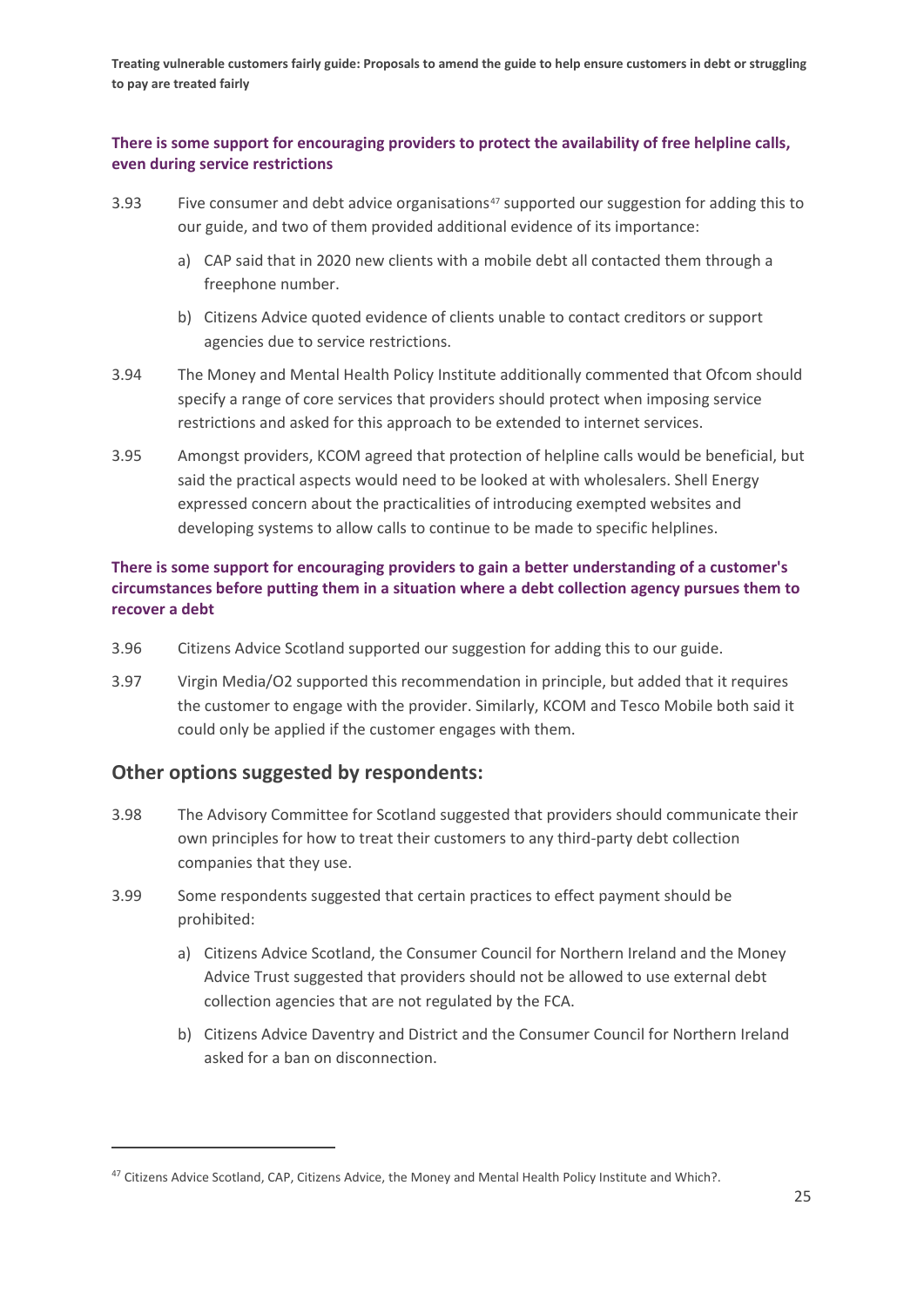**There is some support for encouraging providers to protect the availability of free helpline calls, even during service restrictions**

3.93 Five consumer and debt advice organisations[47] supported our suggestion for adding this to our guide, and two of them provided additional evidence of its importance:

a) CAP said that in 2020 new clients with a mobile debt all contacted them through a freephone number.

b) Citizens Advice quoted evidence of clients unable to contact creditors or support agencies due to service restrictions.

3.94 The Money and Mental Health Policy Institute additionally commented that Ofcom should specify a range of core services that providers should protect when imposing service restrictions and asked for this approach to be extended to internet services.

3.95 Amongst providers, KCOM agreed that protection of helpline calls would be beneficial, but said the practical aspects would need to be looked at with wholesalers. Shell Energy expressed concern about the practicalities of introducing exempted websites and developing systems to allow calls to continue to be made to specific helplines.

**There is some support for encouraging providers to gain a better understanding of a customer's circumstances before putting them in a situation where a debt collection agency pursues them to recover a debt**

3.96 Citizens Advice Scotland supported our suggestion for adding this to our guide.

3.97 Virgin Media/O2 supported this recommendation in principle, but added that it requires the customer to engage with the provider. Similarly, KCOM and Tesco Mobile both said it could only be applied if the customer engages with them.

## Other options suggested by respondents:

3.98 The Advisory Committee for Scotland suggested that providers should communicate their own principles for how to treat their customers to any third-party debt collection companies that they use.

3.99 Some respondents suggested that certain practices to effect payment should be prohibited:

a) Citizens Advice Scotland, the Consumer Council for Northern Ireland and the Money Advice Trust suggested that providers should not be allowed to use external debt collection agencies that are not regulated by the FCA.

b) Citizens Advice Daventry and District and the Consumer Council for Northern Ireland asked for a ban on disconnection.

---

[47] Citizens Advice Scotland, CAP, Citizens Advice, the Money and Mental Health Policy Institute and Which?.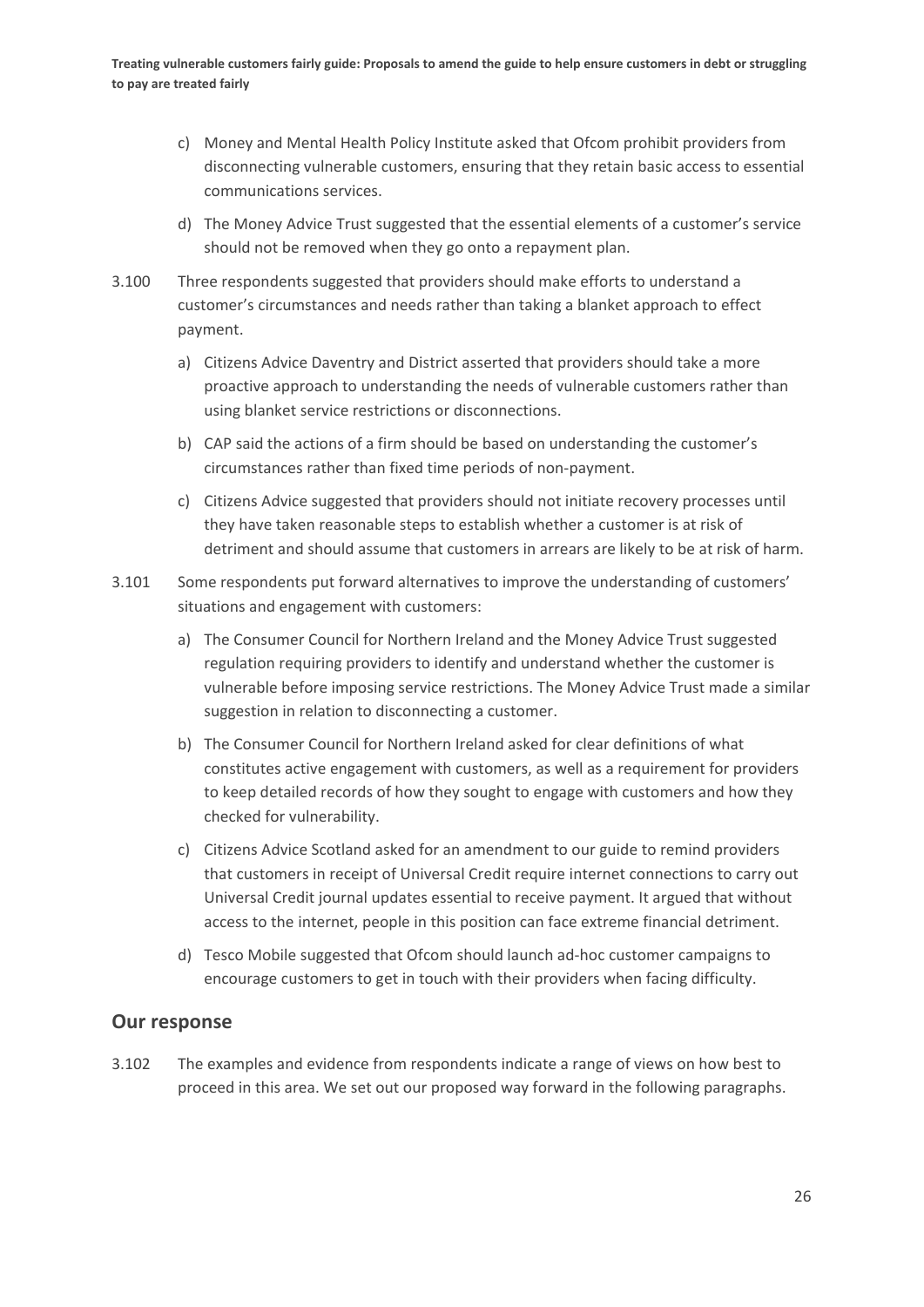c) Money and Mental Health Policy Institute asked that Ofcom prohibit providers from disconnecting vulnerable customers, ensuring that they retain basic access to essential communications services.

d) The Money Advice Trust suggested that the essential elements of a customer's service should not be removed when they go onto a repayment plan.

3.100 Three respondents suggested that providers should make efforts to understand a customer's circumstances and needs rather than taking a blanket approach to effect payment.

a) Citizens Advice Daventry and District asserted that providers should take a more proactive approach to understanding the needs of vulnerable customers rather than using blanket service restrictions or disconnections.

b) CAP said the actions of a firm should be based on understanding the customer's circumstances rather than fixed time periods of non-payment.

c) Citizens Advice suggested that providers should not initiate recovery processes until they have taken reasonable steps to establish whether a customer is at risk of detriment and should assume that customers in arrears are likely to be at risk of harm.

3.101 Some respondents put forward alternatives to improve the understanding of customers' situations and engagement with customers:

a) The Consumer Council for Northern Ireland and the Money Advice Trust suggested regulation requiring providers to identify and understand whether the customer is vulnerable before imposing service restrictions. The Money Advice Trust made a similar suggestion in relation to disconnecting a customer.

b) The Consumer Council for Northern Ireland asked for clear definitions of what constitutes active engagement with customers, as well as a requirement for providers to keep detailed records of how they sought to engage with customers and how they checked for vulnerability.

c) Citizens Advice Scotland asked for an amendment to our guide to remind providers that customers in receipt of Universal Credit require internet connections to carry out Universal Credit journal updates essential to receive payment. It argued that without access to the internet, people in this position can face extreme financial detriment.

d) Tesco Mobile suggested that Ofcom should launch ad-hoc customer campaigns to encourage customers to get in touch with their providers when facing difficulty.

## Our response

3.102 The examples and evidence from respondents indicate a range of views on how best to proceed in this area. We set out our proposed way forward in the following paragraphs.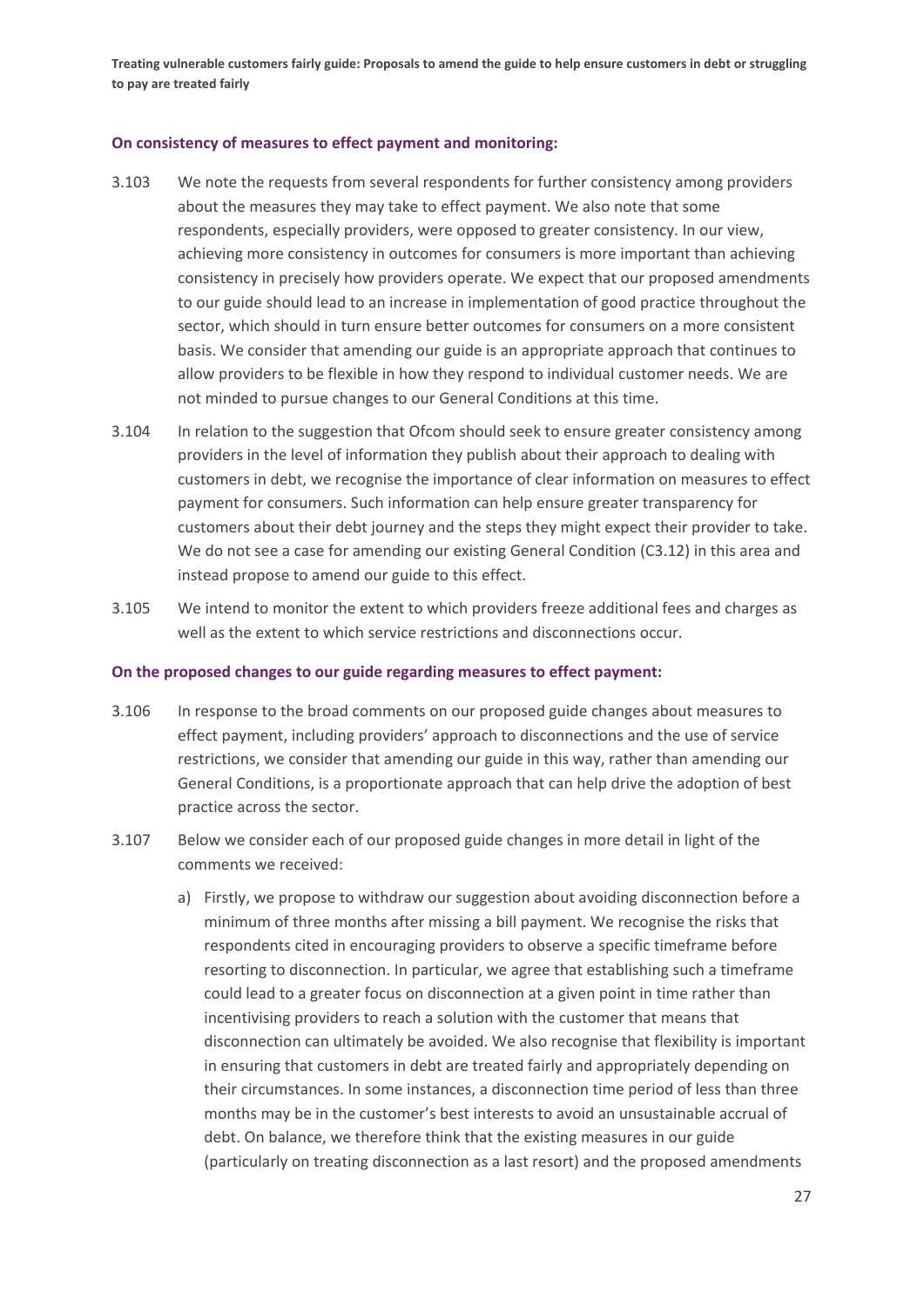**On consistency of measures to effect payment and monitoring:**

3.103 We note the requests from several respondents for further consistency among providers about the measures they may take to effect payment. We also note that some respondents, especially providers, were opposed to greater consistency. In our view, achieving more consistency in outcomes for consumers is more important than achieving consistency in precisely how providers operate. We expect that our proposed amendments to our guide should lead to an increase in implementation of good practice throughout the sector, which should in turn ensure better outcomes for consumers on a more consistent basis. We consider that amending our guide is an appropriate approach that continues to allow providers to be flexible in how they respond to individual customer needs. We are not minded to pursue changes to our General Conditions at this time.

3.104 In relation to the suggestion that Ofcom should seek to ensure greater consistency among providers in the level of information they publish about their approach to dealing with customers in debt, we recognise the importance of clear information on measures to effect payment for consumers. Such information can help ensure greater transparency for customers about their debt journey and the steps they might expect their provider to take. We do not see a case for amending our existing General Condition (C3.12) in this area and instead propose to amend our guide to this effect.

3.105 We intend to monitor the extent to which providers freeze additional fees and charges as well as the extent to which service restrictions and disconnections occur.

**On the proposed changes to our guide regarding measures to effect payment:**

3.106 In response to the broad comments on our proposed guide changes about measures to effect payment, including providers' approach to disconnections and the use of service restrictions, we consider that amending our guide in this way, rather than amending our General Conditions, is a proportionate approach that can help drive the adoption of best practice across the sector.

3.107 Below we consider each of our proposed guide changes in more detail in light of the comments we received:

a) Firstly, we propose to withdraw our suggestion about avoiding disconnection before a minimum of three months after missing a bill payment. We recognise the risks that respondents cited in encouraging providers to observe a specific timeframe before resorting to disconnection. In particular, we agree that establishing such a timeframe could lead to a greater focus on disconnection at a given point in time rather than incentivising providers to reach a solution with the customer that means that disconnection can ultimately be avoided. We also recognise that flexibility is important in ensuring that customers in debt are treated fairly and appropriately depending on their circumstances. In some instances, a disconnection time period of less than three months may be in the customer's best interests to avoid an unsustainable accrual of debt. On balance, we therefore think that the existing measures in our guide (particularly on treating disconnection as a last resort) and the proposed amendments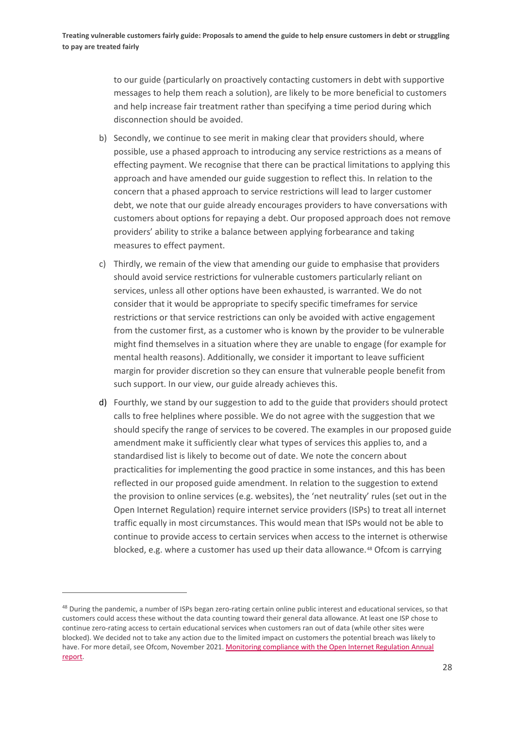to our guide (particularly on proactively contacting customers in debt with supportive messages to help them reach a solution), are likely to be more beneficial to customers and help increase fair treatment rather than specifying a time period during which disconnection should be avoided.

b) Secondly, we continue to see merit in making clear that providers should, where possible, use a phased approach to introducing any service restrictions as a means of effecting payment. We recognise that there can be practical limitations to applying this approach and have amended our guide suggestion to reflect this. In relation to the concern that a phased approach to service restrictions will lead to larger customer debt, we note that our guide already encourages providers to have conversations with customers about options for repaying a debt. Our proposed approach does not remove providers' ability to strike a balance between applying forbearance and taking measures to effect payment.

c) Thirdly, we remain of the view that amending our guide to emphasise that providers should avoid service restrictions for vulnerable customers particularly reliant on services, unless all other options have been exhausted, is warranted. We do not consider that it would be appropriate to specify specific timeframes for service restrictions or that service restrictions can only be avoided with active engagement from the customer first, as a customer who is known by the provider to be vulnerable might find themselves in a situation where they are unable to engage (for example for mental health reasons). Additionally, we consider it important to leave sufficient margin for provider discretion so they can ensure that vulnerable people benefit from such support. In our view, our guide already achieves this.

d) Fourthly, we stand by our suggestion to add to the guide that providers should protect calls to free helplines where possible. We do not agree with the suggestion that we should specify the range of services to be covered. The examples in our proposed guide amendment make it sufficiently clear what types of services this applies to, and a standardised list is likely to become out of date. We note the concern about practicalities for implementing the good practice in some instances, and this has been reflected in our proposed guide amendment. In relation to the suggestion to extend the provision to online services (e.g. websites), the 'net neutrality' rules (set out in the Open Internet Regulation) require internet service providers (ISPs) to treat all internet traffic equally in most circumstances. This would mean that ISPs would not be able to continue to provide access to certain services when access to the internet is otherwise blocked, e.g. where a customer has used up their data allowance.[48] Ofcom is carrying

[48] During the pandemic, a number of ISPs began zero-rating certain online public interest and educational services, so that customers could access these without the data counting toward their general data allowance. At least one ISP chose to continue zero-rating access to certain educational services when customers ran out of data (while other sites were blocked). We decided not to take any action due to the limited impact on customers the potential breach was likely to have. For more detail, see Ofcom, November 2021. [Monitoring compliance with the Open Internet Regulation Annual report](#).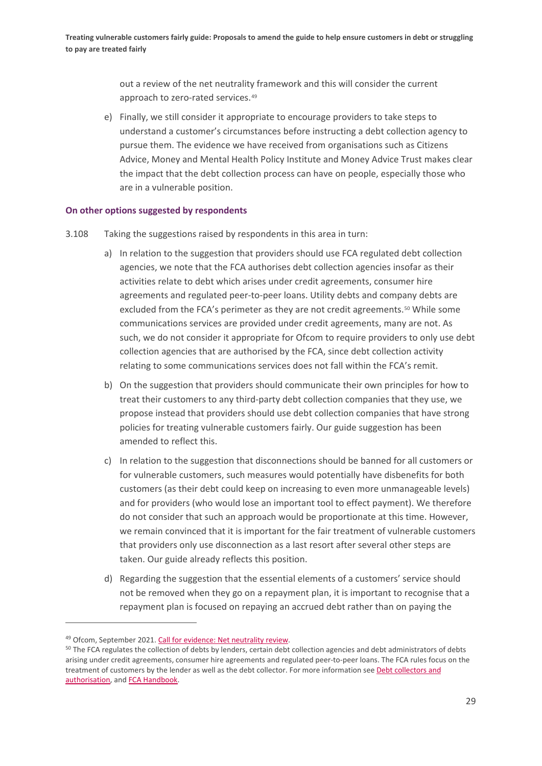out a review of the net neutrality framework and this will consider the current approach to zero-rated services.[49]

e) Finally, we still consider it appropriate to encourage providers to take steps to understand a customer's circumstances before instructing a debt collection agency to pursue them. The evidence we have received from organisations such as Citizens Advice, Money and Mental Health Policy Institute and Money Advice Trust makes clear the impact that the debt collection process can have on people, especially those who are in a vulnerable position.

### On other options suggested by respondents

3.108 Taking the suggestions raised by respondents in this area in turn:

a) In relation to the suggestion that providers should use FCA regulated debt collection agencies, we note that the FCA authorises debt collection agencies insofar as their activities relate to debt which arises under credit agreements, consumer hire agreements and regulated peer-to-peer loans. Utility debts and company debts are excluded from the FCA's perimeter as they are not credit agreements.[50] While some communications services are provided under credit agreements, many are not. As such, we do not consider it appropriate for Ofcom to require providers to only use debt collection agencies that are authorised by the FCA, since debt collection activity relating to some communications services does not fall within the FCA's remit.

b) On the suggestion that providers should communicate their own principles for how to treat their customers to any third-party debt collection companies that they use, we propose instead that providers should use debt collection companies that have strong policies for treating vulnerable customers fairly. Our guide suggestion has been amended to reflect this.

c) In relation to the suggestion that disconnections should be banned for all customers or for vulnerable customers, such measures would potentially have disbenefits for both customers (as their debt could keep on increasing to even more unmanageable levels) and for providers (who would lose an important tool to effect payment). We therefore do not consider that such an approach would be proportionate at this time. However, we remain convinced that it is important for the fair treatment of vulnerable customers that providers only use disconnection as a last resort after several other steps are taken. Our guide already reflects this position.

d) Regarding the suggestion that the essential elements of a customers' service should not be removed when they go on a repayment plan, it is important to recognise that a repayment plan is focused on repaying an accrued debt rather than on paying the

---

[49] Ofcom, September 2021. Call for evidence: Net neutrality review.

[50] The FCA regulates the collection of debts by lenders, certain debt collection agencies and debt administrators of debts arising under credit agreements, consumer hire agreements and regulated peer-to-peer loans. The FCA rules focus on the treatment of customers by the lender as well as the debt collector. For more information see Debt collectors and authorisation, and FCA Handbook.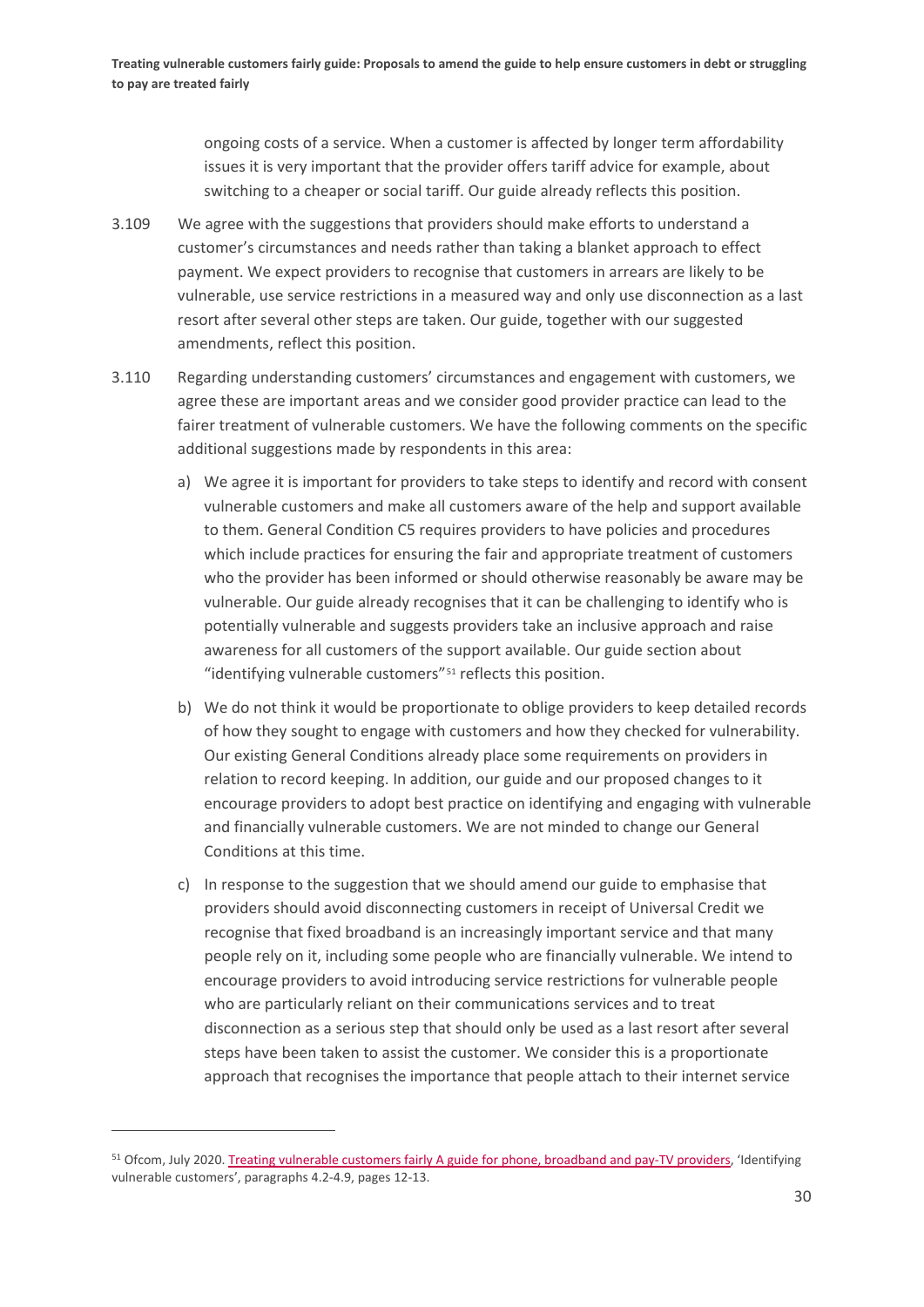ongoing costs of a service. When a customer is affected by longer term affordability issues it is very important that the provider offers tariff advice for example, about switching to a cheaper or social tariff. Our guide already reflects this position.

3.109 We agree with the suggestions that providers should make efforts to understand a customer's circumstances and needs rather than taking a blanket approach to effect payment. We expect providers to recognise that customers in arrears are likely to be vulnerable, use service restrictions in a measured way and only use disconnection as a last resort after several other steps are taken. Our guide, together with our suggested amendments, reflect this position.

3.110 Regarding understanding customers' circumstances and engagement with customers, we agree these are important areas and we consider good provider practice can lead to the fairer treatment of vulnerable customers. We have the following comments on the specific additional suggestions made by respondents in this area:

a) We agree it is important for providers to take steps to identify and record with consent vulnerable customers and make all customers aware of the help and support available to them. General Condition C5 requires providers to have policies and procedures which include practices for ensuring the fair and appropriate treatment of customers who the provider has been informed or should otherwise reasonably be aware may be vulnerable. Our guide already recognises that it can be challenging to identify who is potentially vulnerable and suggests providers take an inclusive approach and raise awareness for all customers of the support available. Our guide section about "identifying vulnerable customers"[51] reflects this position.

b) We do not think it would be proportionate to oblige providers to keep detailed records of how they sought to engage with customers and how they checked for vulnerability. Our existing General Conditions already place some requirements on providers in relation to record keeping. In addition, our guide and our proposed changes to it encourage providers to adopt best practice on identifying and engaging with vulnerable and financially vulnerable customers. We are not minded to change our General Conditions at this time.

c) In response to the suggestion that we should amend our guide to emphasise that providers should avoid disconnecting customers in receipt of Universal Credit we recognise that fixed broadband is an increasingly important service and that many people rely on it, including some people who are financially vulnerable. We intend to encourage providers to avoid introducing service restrictions for vulnerable people who are particularly reliant on their communications services and to treat disconnection as a serious step that should only be used as a last resort after several steps have been taken to assist the customer. We consider this is a proportionate approach that recognises the importance that people attach to their internet service

---

[51] Ofcom, July 2020. Treating vulnerable customers fairly A guide for phone, broadband and pay-TV providers, 'Identifying vulnerable customers', paragraphs 4.2-4.9, pages 12-13.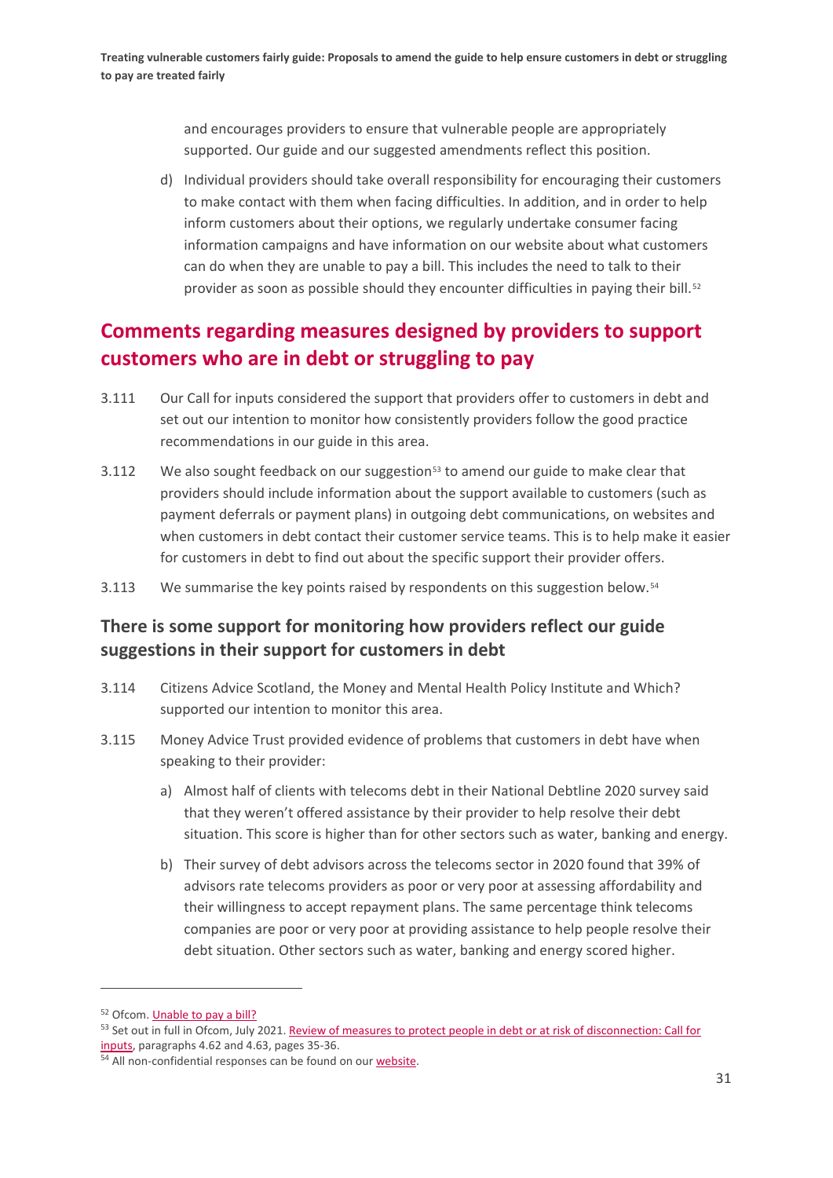and encourages providers to ensure that vulnerable people are appropriately supported. Our guide and our suggested amendments reflect this position.

d) Individual providers should take overall responsibility for encouraging their customers to make contact with them when facing difficulties. In addition, and in order to help inform customers about their options, we regularly undertake consumer facing information campaigns and have information on our website about what customers can do when they are unable to pay a bill. This includes the need to talk to their provider as soon as possible should they encounter difficulties in paying their bill.[52]

## Comments regarding measures designed by providers to support customers who are in debt or struggling to pay

3.111 Our Call for inputs considered the support that providers offer to customers in debt and set out our intention to monitor how consistently providers follow the good practice recommendations in our guide in this area.

3.112 We also sought feedback on our suggestion[53] to amend our guide to make clear that providers should include information about the support available to customers (such as payment deferrals or payment plans) in outgoing debt communications, on websites and when customers in debt contact their customer service teams. This is to help make it easier for customers in debt to find out about the specific support their provider offers.

3.113 We summarise the key points raised by respondents on this suggestion below.[54]

### There is some support for monitoring how providers reflect our guide suggestions in their support for customers in debt

3.114 Citizens Advice Scotland, the Money and Mental Health Policy Institute and Which? supported our intention to monitor this area.

3.115 Money Advice Trust provided evidence of problems that customers in debt have when speaking to their provider:

a) Almost half of clients with telecoms debt in their National Debtline 2020 survey said that they weren't offered assistance by their provider to help resolve their debt situation. This score is higher than for other sectors such as water, banking and energy.

b) Their survey of debt advisors across the telecoms sector in 2020 found that 39% of advisors rate telecoms providers as poor or very poor at assessing affordability and their willingness to accept repayment plans. The same percentage think telecoms companies are poor or very poor at providing assistance to help people resolve their debt situation. Other sectors such as water, banking and energy scored higher.

[52] Ofcom. Unable to pay a bill?

[53] Set out in full in Ofcom, July 2021. Review of measures to protect people in debt or at risk of disconnection: Call for inputs, paragraphs 4.62 and 4.63, pages 35-36.

[54] All non-confidential responses can be found on our website.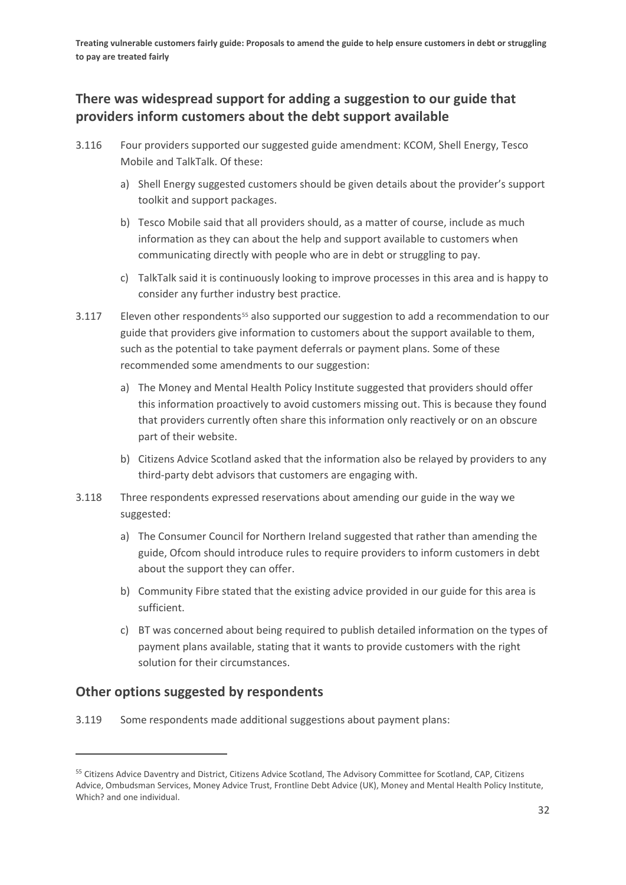## There was widespread support for adding a suggestion to our guide that providers inform customers about the debt support available

3.116 Four providers supported our suggested guide amendment: KCOM, Shell Energy, Tesco Mobile and TalkTalk. Of these:

a) Shell Energy suggested customers should be given details about the provider's support toolkit and support packages.

b) Tesco Mobile said that all providers should, as a matter of course, include as much information as they can about the help and support available to customers when communicating directly with people who are in debt or struggling to pay.

c) TalkTalk said it is continuously looking to improve processes in this area and is happy to consider any further industry best practice.

3.117 Eleven other respondents[55] also supported our suggestion to add a recommendation to our guide that providers give information to customers about the support available to them, such as the potential to take payment deferrals or payment plans. Some of these recommended some amendments to our suggestion:

a) The Money and Mental Health Policy Institute suggested that providers should offer this information proactively to avoid customers missing out. This is because they found that providers currently often share this information only reactively or on an obscure part of their website.

b) Citizens Advice Scotland asked that the information also be relayed by providers to any third-party debt advisors that customers are engaging with.

3.118 Three respondents expressed reservations about amending our guide in the way we suggested:

a) The Consumer Council for Northern Ireland suggested that rather than amending the guide, Ofcom should introduce rules to require providers to inform customers in debt about the support they can offer.

b) Community Fibre stated that the existing advice provided in our guide for this area is sufficient.

c) BT was concerned about being required to publish detailed information on the types of payment plans available, stating that it wants to provide customers with the right solution for their circumstances.

## Other options suggested by respondents

3.119 Some respondents made additional suggestions about payment plans:

[55] Citizens Advice Daventry and District, Citizens Advice Scotland, The Advisory Committee for Scotland, CAP, Citizens Advice, Ombudsman Services, Money Advice Trust, Frontline Debt Advice (UK), Money and Mental Health Policy Institute, Which? and one individual.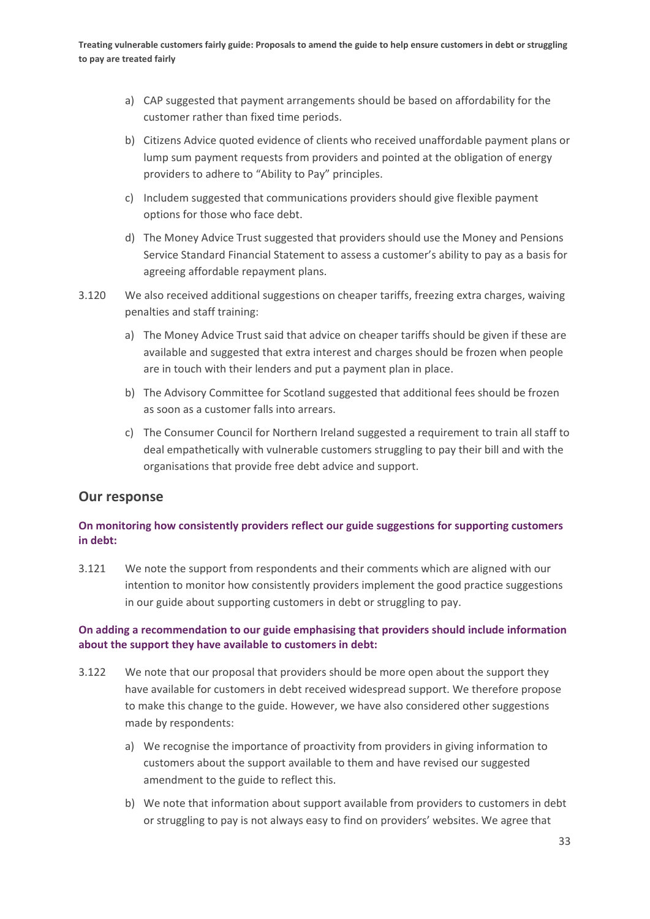a) CAP suggested that payment arrangements should be based on affordability for the customer rather than fixed time periods.

b) Citizens Advice quoted evidence of clients who received unaffordable payment plans or lump sum payment requests from providers and pointed at the obligation of energy providers to adhere to "Ability to Pay" principles.

c) Includem suggested that communications providers should give flexible payment options for those who face debt.

d) The Money Advice Trust suggested that providers should use the Money and Pensions Service Standard Financial Statement to assess a customer's ability to pay as a basis for agreeing affordable repayment plans.

3.120 We also received additional suggestions on cheaper tariffs, freezing extra charges, waiving penalties and staff training:

a) The Money Advice Trust said that advice on cheaper tariffs should be given if these are available and suggested that extra interest and charges should be frozen when people are in touch with their lenders and put a payment plan in place.

b) The Advisory Committee for Scotland suggested that additional fees should be frozen as soon as a customer falls into arrears.

c) The Consumer Council for Northern Ireland suggested a requirement to train all staff to deal empathetically with vulnerable customers struggling to pay their bill and with the organisations that provide free debt advice and support.

## Our response

**On monitoring how consistently providers reflect our guide suggestions for supporting customers in debt:**

3.121 We note the support from respondents and their comments which are aligned with our intention to monitor how consistently providers implement the good practice suggestions in our guide about supporting customers in debt or struggling to pay.

**On adding a recommendation to our guide emphasising that providers should include information about the support they have available to customers in debt:**

3.122 We note that our proposal that providers should be more open about the support they have available for customers in debt received widespread support. We therefore propose to make this change to the guide. However, we have also considered other suggestions made by respondents:

a) We recognise the importance of proactivity from providers in giving information to customers about the support available to them and have revised our suggested amendment to the guide to reflect this.

b) We note that information about support available from providers to customers in debt or struggling to pay is not always easy to find on providers' websites. We agree that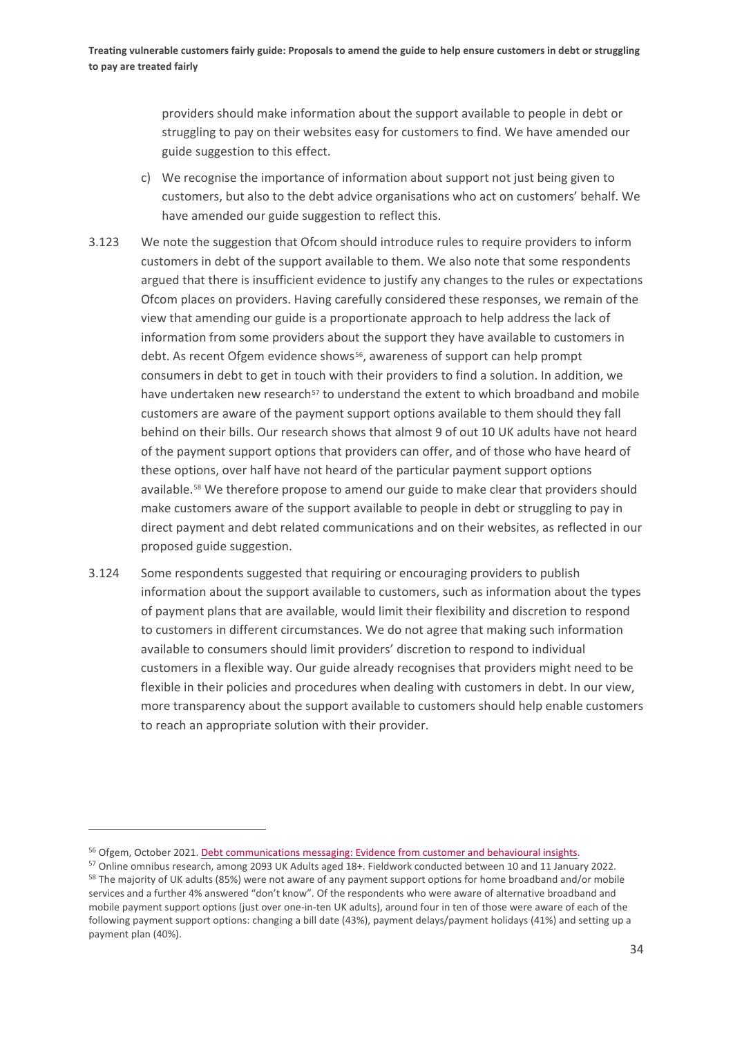providers should make information about the support available to people in debt or struggling to pay on their websites easy for customers to find. We have amended our guide suggestion to this effect.

c) We recognise the importance of information about support not just being given to customers, but also to the debt advice organisations who act on customers' behalf. We have amended our guide suggestion to reflect this.

3.123 We note the suggestion that Ofcom should introduce rules to require providers to inform customers in debt of the support available to them. We also note that some respondents argued that there is insufficient evidence to justify any changes to the rules or expectations Ofcom places on providers. Having carefully considered these responses, we remain of the view that amending our guide is a proportionate approach to help address the lack of information from some providers about the support they have available to customers in debt. As recent Ofgem evidence shows[56], awareness of support can help prompt consumers in debt to get in touch with their providers to find a solution. In addition, we have undertaken new research[57] to understand the extent to which broadband and mobile customers are aware of the payment support options available to them should they fall behind on their bills. Our research shows that almost 9 of out 10 UK adults have not heard of the payment support options that providers can offer, and of those who have heard of these options, over half have not heard of the particular payment support options available.[58] We therefore propose to amend our guide to make clear that providers should make customers aware of the support available to people in debt or struggling to pay in direct payment and debt related communications and on their websites, as reflected in our proposed guide suggestion.

3.124 Some respondents suggested that requiring or encouraging providers to publish information about the support available to customers, such as information about the types of payment plans that are available, would limit their flexibility and discretion to respond to customers in different circumstances. We do not agree that making such information available to consumers should limit providers' discretion to respond to individual customers in a flexible way. Our guide already recognises that providers might need to be flexible in their policies and procedures when dealing with customers in debt. In our view, more transparency about the support available to customers should help enable customers to reach an appropriate solution with their provider.

---

[56] Ofgem, October 2021. Debt communications messaging: Evidence from customer and behavioural insights.

[57] Online omnibus research, among 2093 UK Adults aged 18+. Fieldwork conducted between 10 and 11 January 2022.

[58] The majority of UK adults (85%) were not aware of any payment support options for home broadband and/or mobile services and a further 4% answered "don't know". Of the respondents who were aware of alternative broadband and mobile payment support options (just over one-in-ten UK adults), around four in ten of those were aware of each of the following payment support options: changing a bill date (43%), payment delays/payment holidays (41%) and setting up a payment plan (40%).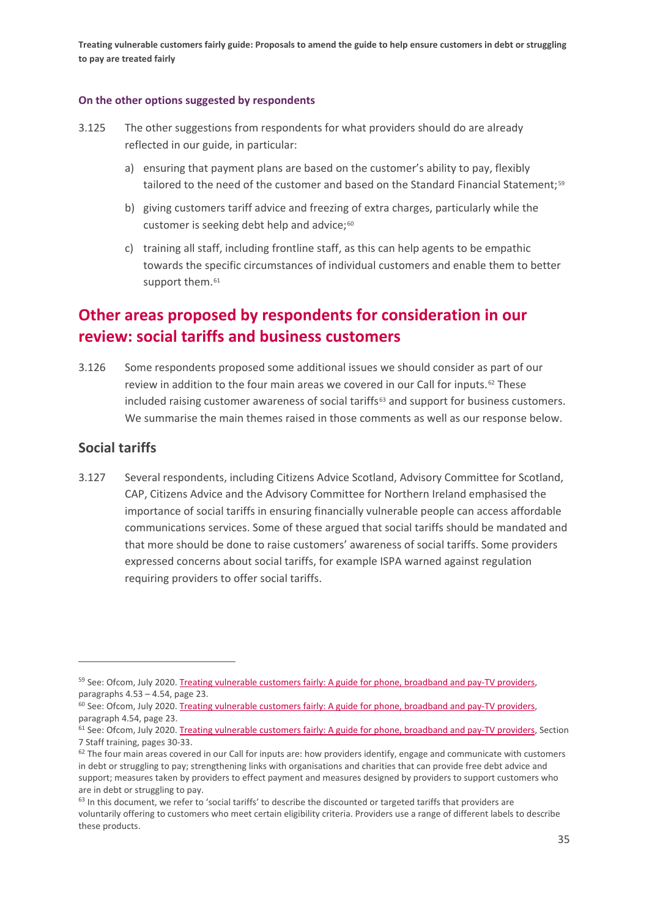#### On the other options suggested by respondents

3.125 The other suggestions from respondents for what providers should do are already reflected in our guide, in particular:

a) ensuring that payment plans are based on the customer's ability to pay, flexibly tailored to the need of the customer and based on the Standard Financial Statement;[59]

b) giving customers tariff advice and freezing of extra charges, particularly while the customer is seeking debt help and advice;[60]

c) training all staff, including frontline staff, as this can help agents to be empathic towards the specific circumstances of individual customers and enable them to better support them.[61]

## Other areas proposed by respondents for consideration in our review: social tariffs and business customers

3.126 Some respondents proposed some additional issues we should consider as part of our review in addition to the four main areas we covered in our Call for inputs.[62] These included raising customer awareness of social tariffs[63] and support for business customers. We summarise the main themes raised in those comments as well as our response below.

### Social tariffs

3.127 Several respondents, including Citizens Advice Scotland, Advisory Committee for Scotland, CAP, Citizens Advice and the Advisory Committee for Northern Ireland emphasised the importance of social tariffs in ensuring financially vulnerable people can access affordable communications services. Some of these argued that social tariffs should be mandated and that more should be done to raise customers' awareness of social tariffs. Some providers expressed concerns about social tariffs, for example ISPA warned against regulation requiring providers to offer social tariffs.

---

[59] See: Ofcom, July 2020. Treating vulnerable customers fairly: A guide for phone, broadband and pay-TV providers, paragraphs 4.53 – 4.54, page 23.

[60] See: Ofcom, July 2020. Treating vulnerable customers fairly: A guide for phone, broadband and pay-TV providers, paragraph 4.54, page 23.

[61] See: Ofcom, July 2020. Treating vulnerable customers fairly: A guide for phone, broadband and pay-TV providers, Section 7 Staff training, pages 30-33.

[62] The four main areas covered in our Call for inputs are: how providers identify, engage and communicate with customers in debt or struggling to pay; strengthening links with organisations and charities that can provide free debt advice and support; measures taken by providers to effect payment and measures designed by providers to support customers who are in debt or struggling to pay.

[63] In this document, we refer to 'social tariffs' to describe the discounted or targeted tariffs that providers are voluntarily offering to customers who meet certain eligibility criteria. Providers use a range of different labels to describe these products.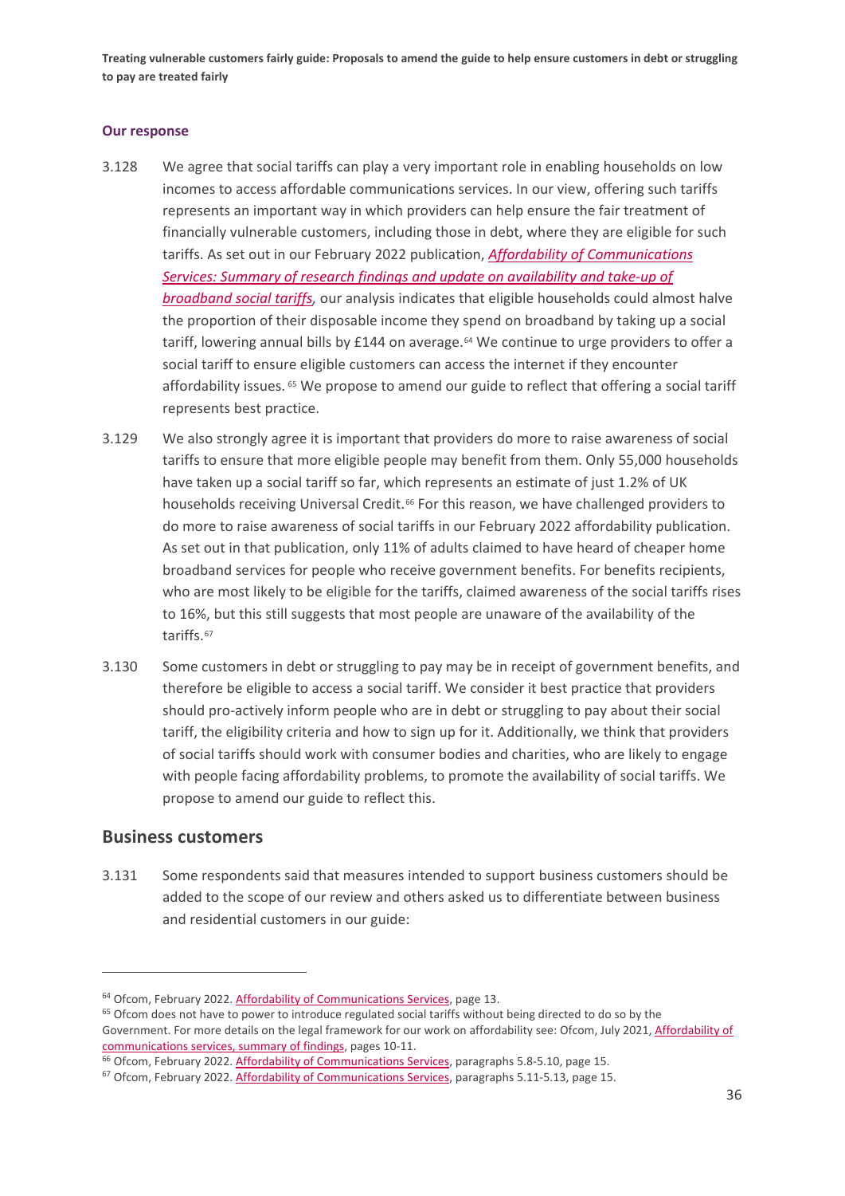### Our response

3.128 We agree that social tariffs can play a very important role in enabling households on low incomes to access affordable communications services. In our view, offering such tariffs represents an important way in which providers can help ensure the fair treatment of financially vulnerable customers, including those in debt, where they are eligible for such tariffs. As set out in our February 2022 publication, *Affordability of Communications Services: Summary of research findings and update on availability and take-up of broadband social tariffs*, our analysis indicates that eligible households could almost halve the proportion of their disposable income they spend on broadband by taking up a social tariff, lowering annual bills by £144 on average.[64] We continue to urge providers to offer a social tariff to ensure eligible customers can access the internet if they encounter affordability issues.[65] We propose to amend our guide to reflect that offering a social tariff represents best practice.

3.129 We also strongly agree it is important that providers do more to raise awareness of social tariffs to ensure that more eligible people may benefit from them. Only 55,000 households have taken up a social tariff so far, which represents an estimate of just 1.2% of UK households receiving Universal Credit.[66] For this reason, we have challenged providers to do more to raise awareness of social tariffs in our February 2022 affordability publication. As set out in that publication, only 11% of adults claimed to have heard of cheaper home broadband services for people who receive government benefits. For benefits recipients, who are most likely to be eligible for the tariffs, claimed awareness of the social tariffs rises to 16%, but this still suggests that most people are unaware of the availability of the tariffs.[67]

3.130 Some customers in debt or struggling to pay may be in receipt of government benefits, and therefore be eligible to access a social tariff. We consider it best practice that providers should pro-actively inform people who are in debt or struggling to pay about their social tariff, the eligibility criteria and how to sign up for it. Additionally, we think that providers of social tariffs should work with consumer bodies and charities, who are likely to engage with people facing affordability problems, to promote the availability of social tariffs. We propose to amend our guide to reflect this.

## Business customers

3.131 Some respondents said that measures intended to support business customers should be added to the scope of our review and others asked us to differentiate between business and residential customers in our guide:

---

[64] Ofcom, February 2022. Affordability of Communications Services, page 13.

[65] Ofcom does not have to power to introduce regulated social tariffs without being directed to do so by the Government. For more details on the legal framework for our work on affordability see: Ofcom, July 2021, Affordability of communications services, summary of findings, pages 10-11.

[66] Ofcom, February 2022. Affordability of Communications Services, paragraphs 5.8-5.10, page 15.

[67] Ofcom, February 2022. Affordability of Communications Services, paragraphs 5.11-5.13, page 15.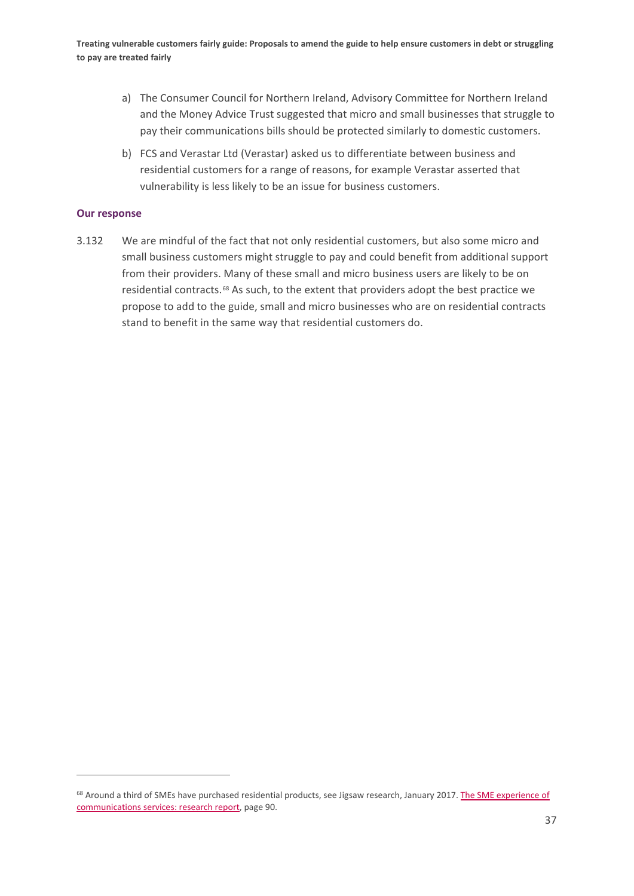a) The Consumer Council for Northern Ireland, Advisory Committee for Northern Ireland and the Money Advice Trust suggested that micro and small businesses that struggle to pay their communications bills should be protected similarly to domestic customers.

b) FCS and Verastar Ltd (Verastar) asked us to differentiate between business and residential customers for a range of reasons, for example Verastar asserted that vulnerability is less likely to be an issue for business customers.

### Our response

3.132 We are mindful of the fact that not only residential customers, but also some micro and small business customers might struggle to pay and could benefit from additional support from their providers. Many of these small and micro business users are likely to be on residential contracts.[68] As such, to the extent that providers adopt the best practice we propose to add to the guide, small and micro businesses who are on residential contracts stand to benefit in the same way that residential customers do.

[68] Around a third of SMEs have purchased residential products, see Jigsaw research, January 2017. The SME experience of communications services: research report, page 90.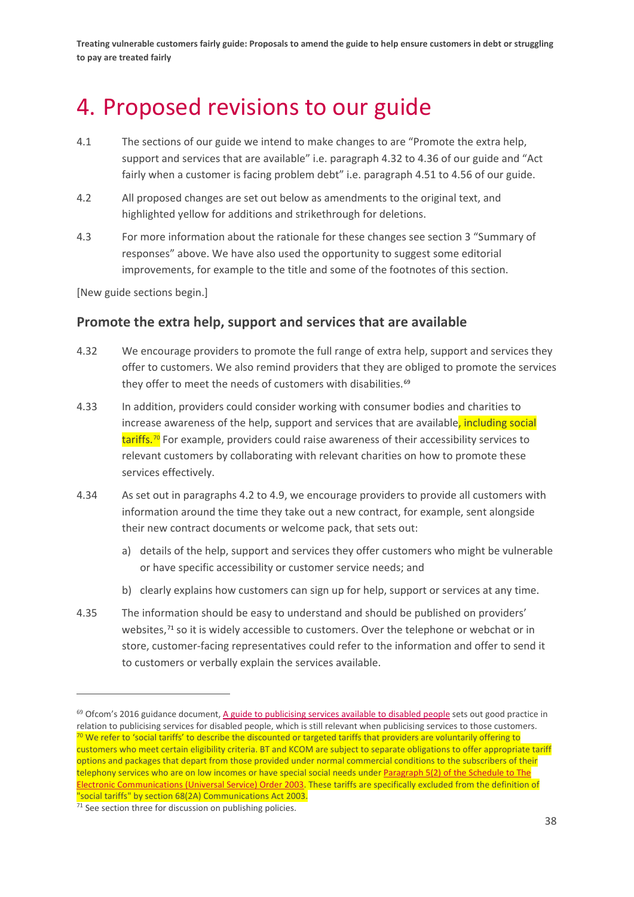# 4. Proposed revisions to our guide

4.1 The sections of our guide we intend to make changes to are "Promote the extra help, support and services that are available" i.e. paragraph 4.32 to 4.36 of our guide and "Act fairly when a customer is facing problem debt" i.e. paragraph 4.51 to 4.56 of our guide.

4.2 All proposed changes are set out below as amendments to the original text, and highlighted yellow for additions and strikethrough for deletions.

4.3 For more information about the rationale for these changes see section 3 "Summary of responses" above. We have also used the opportunity to suggest some editorial improvements, for example to the title and some of the footnotes of this section.

[New guide sections begin.]

## Promote the extra help, support and services that are available

4.32 We encourage providers to promote the full range of extra help, support and services they offer to customers. We also remind providers that they are obliged to promote the services they offer to meet the needs of customers with disabilities.[69]

4.33 In addition, providers could consider working with consumer bodies and charities to increase awareness of the help, support and services that are available, including social tariffs.[70] For example, providers could raise awareness of their accessibility services to relevant customers by collaborating with relevant charities on how to promote these services effectively.

4.34 As set out in paragraphs 4.2 to 4.9, we encourage providers to provide all customers with information around the time they take out a new contract, for example, sent alongside their new contract documents or welcome pack, that sets out:

a) details of the help, support and services they offer customers who might be vulnerable or have specific accessibility or customer service needs; and

b) clearly explains how customers can sign up for help, support or services at any time.

4.35 The information should be easy to understand and should be published on providers' websites,[71] so it is widely accessible to customers. Over the telephone or webchat or in store, customer-facing representatives could refer to the information and offer to send it to customers or verbally explain the services available.

---

[69] Ofcom's 2016 guidance document, A guide to publicising services available to disabled people sets out good practice in relation to publicising services for disabled people, which is still relevant when publicising services to those customers.

[70] We refer to 'social tariffs' to describe the discounted or targeted tariffs that providers are voluntarily offering to customers who meet certain eligibility criteria. BT and KCOM are subject to separate obligations to offer appropriate tariff options and packages that depart from those provided under normal commercial conditions to the subscribers of their telephony services who are on low incomes or have special social needs under Paragraph 5(2) of the Schedule to The Electronic Communications (Universal Service) Order 2003. These tariffs are specifically excluded from the definition of "social tariffs" by section 68(2A) Communications Act 2003.

[71] See section three for discussion on publishing policies.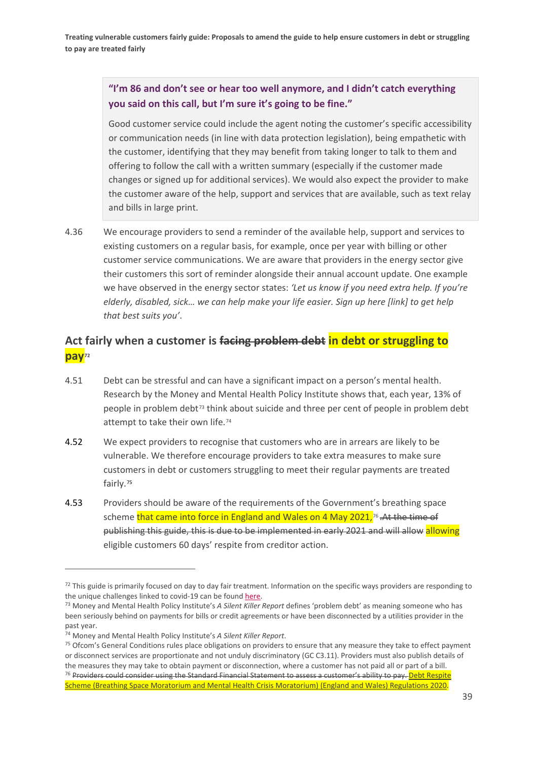> **"I'm 86 and don't see or hear too well anymore, and I didn't catch everything you said on this call, but I'm sure it's going to be fine."**
>
> Good customer service could include the agent noting the customer's specific accessibility or communication needs (in line with data protection legislation), being empathetic with the customer, identifying that they may benefit from taking longer to talk to them and offering to follow the call with a written summary (especially if the customer made changes or signed up for additional services). We would also expect the provider to make the customer aware of the help, support and services that are available, such as text relay and bills in large print.

4.36 We encourage providers to send a reminder of the available help, support and services to existing customers on a regular basis, for example, once per year with billing or other customer service communications. We are aware that providers in the energy sector give their customers this sort of reminder alongside their annual account update. One example we have observed in the energy sector states: *'Let us know if you need extra help. If you're elderly, disabled, sick… we can help make your life easier. Sign up here [link] to get help that best suits you'*.

## Act fairly when a customer is ~~facing problem debt~~ in debt or struggling to pay[72]

4.51 Debt can be stressful and can have a significant impact on a person's mental health. Research by the Money and Mental Health Policy Institute shows that, each year, 13% of people in problem debt[73] think about suicide and three per cent of people in problem debt attempt to take their own life.[74]

4.52 We expect providers to recognise that customers who are in arrears are likely to be vulnerable. We therefore encourage providers to take extra measures to make sure customers in debt or customers struggling to meet their regular payments are treated fairly.[75]

4.53 Providers should be aware of the requirements of the Government's breathing space scheme that came into force in England and Wales on 4 May 2021,[76] ~~. At the time of publishing this guide, this is due to be implemented in early 2021 and will allow~~ allowing eligible customers 60 days' respite from creditor action.

---

[72] This guide is primarily focused on day to day fair treatment. Information on the specific ways providers are responding to the unique challenges linked to covid-19 can be found here.

[73] Money and Mental Health Policy Institute's *A Silent Killer Report* defines 'problem debt' as meaning someone who has been seriously behind on payments for bills or credit agreements or have been disconnected by a utilities provider in the past year.

[74] Money and Mental Health Policy Institute's *A Silent Killer Report*.

[75] Ofcom's General Conditions rules place obligations on providers to ensure that any measure they take to effect payment or disconnect services are proportionate and not unduly discriminatory (GC C3.11). Providers must also publish details of the measures they may take to obtain payment or disconnection, where a customer has not paid all or part of a bill.

[76] ~~Providers could consider using the Standard Financial Statement to assess a customer's ability to pay.~~ Debt Respite Scheme (Breathing Space Moratorium and Mental Health Crisis Moratorium) (England and Wales) Regulations 2020.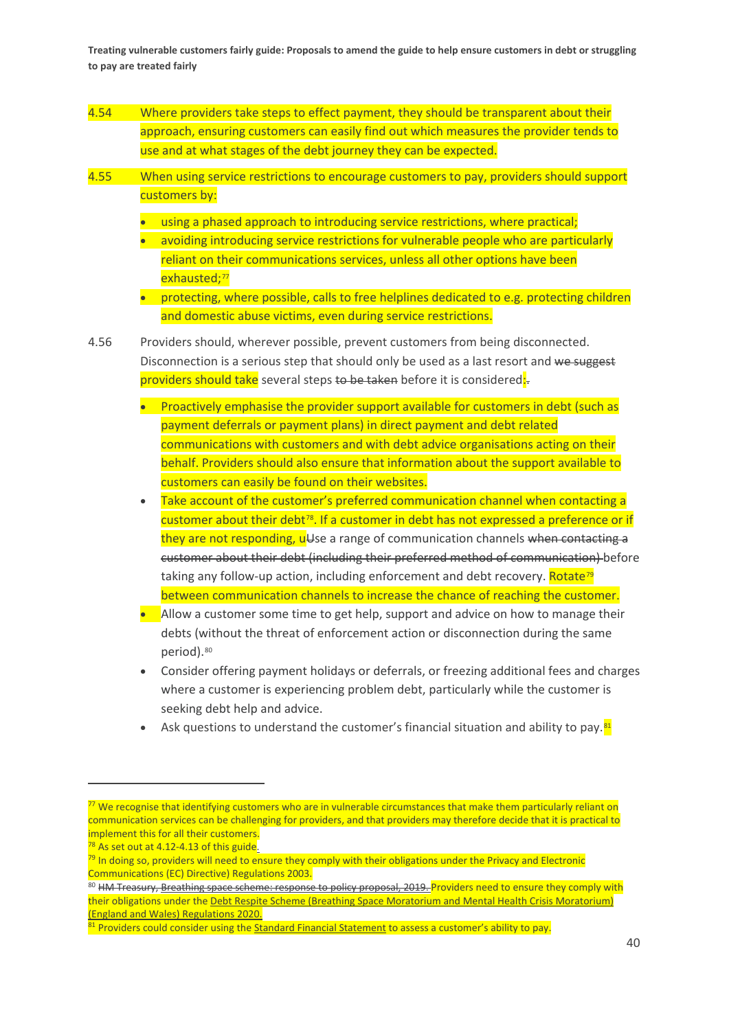4.54 Where providers take steps to effect payment, they should be transparent about their approach, ensuring customers can easily find out which measures the provider tends to use and at what stages of the debt journey they can be expected.

4.55 When using service restrictions to encourage customers to pay, providers should support customers by:

- using a phased approach to introducing service restrictions, where practical;
- avoiding introducing service restrictions for vulnerable people who are particularly reliant on their communications services, unless all other options have been exhausted;[77]
- protecting, where possible, calls to free helplines dedicated to e.g. protecting children and domestic abuse victims, even during service restrictions.

4.56 Providers should, wherever possible, prevent customers from being disconnected. Disconnection is a serious step that should only be used as a last resort and ~~we suggest~~ providers should take several steps ~~to be taken~~ before it is considered:~~.~~

- Proactively emphasise the provider support available for customers in debt (such as payment deferrals or payment plans) in direct payment and debt related communications with customers and with debt advice organisations acting on their behalf. Providers should also ensure that information about the support available to customers can easily be found on their websites.
- Take account of the customer's preferred communication channel when contacting a customer about their debt[78]. If a customer in debt has not expressed a preference or if they are not responding, u~~U~~se a range of communication channels ~~when contacting a customer about their debt (including their preferred method of communication)~~ before taking any follow-up action, including enforcement and debt recovery. Rotate[79] between communication channels to increase the chance of reaching the customer.
- Allow a customer some time to get help, support and advice on how to manage their debts (without the threat of enforcement action or disconnection during the same period).[80]
- Consider offering payment holidays or deferrals, or freezing additional fees and charges where a customer is experiencing problem debt, particularly while the customer is seeking debt help and advice.
- Ask questions to understand the customer's financial situation and ability to pay.[81]

---

[77] We recognise that identifying customers who are in vulnerable circumstances that make them particularly reliant on communication services can be challenging for providers, and that providers may therefore decide that it is practical to implement this for all their customers.

[78] As set out at 4.12-4.13 of this guide.

[79] In doing so, providers will need to ensure they comply with their obligations under the Privacy and Electronic Communications (EC) Directive) Regulations 2003.

[80] ~~HM Treasury, Breathing space scheme: response to policy proposal, 2019.~~ Providers need to ensure they comply with their obligations under the Debt Respite Scheme (Breathing Space Moratorium and Mental Health Crisis Moratorium) (England and Wales) Regulations 2020.

[81] Providers could consider using the Standard Financial Statement to assess a customer's ability to pay.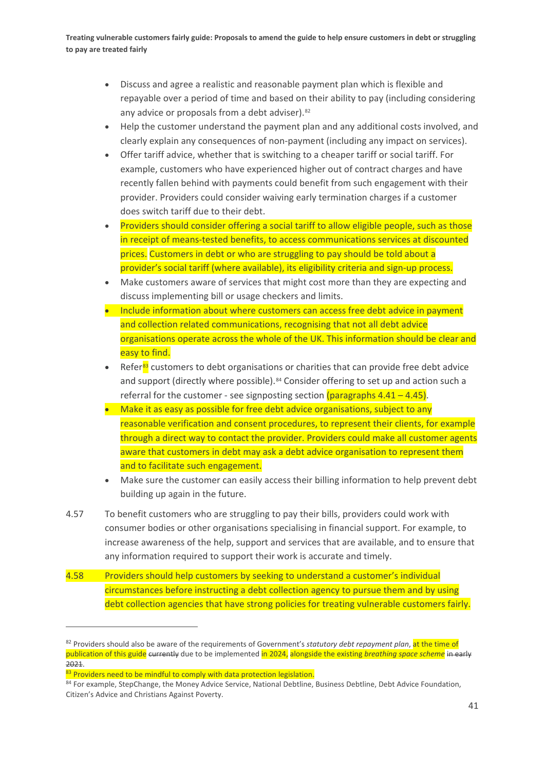- Discuss and agree a realistic and reasonable payment plan which is flexible and repayable over a period of time and based on their ability to pay (including considering any advice or proposals from a debt adviser).[82]
- Help the customer understand the payment plan and any additional costs involved, and clearly explain any consequences of non-payment (including any impact on services).
- Offer tariff advice, whether that is switching to a cheaper tariff or social tariff. For example, customers who have experienced higher out of contract charges and have recently fallen behind with payments could benefit from such engagement with their provider. Providers could consider waiving early termination charges if a customer does switch tariff due to their debt.
- Providers should consider offering a social tariff to allow eligible people, such as those in receipt of means-tested benefits, to access communications services at discounted prices. Customers in debt or who are struggling to pay should be told about a provider's social tariff (where available), its eligibility criteria and sign-up process.
- Make customers aware of services that might cost more than they are expecting and discuss implementing bill or usage checkers and limits.
- Include information about where customers can access free debt advice in payment and collection related communications, recognising that not all debt advice organisations operate across the whole of the UK. This information should be clear and easy to find.
- Refer[83] customers to debt organisations or charities that can provide free debt advice and support (directly where possible).[84] Consider offering to set up and action such a referral for the customer - see signposting section (paragraphs 4.41 – 4.45).
- Make it as easy as possible for free debt advice organisations, subject to any reasonable verification and consent procedures, to represent their clients, for example through a direct way to contact the provider. Providers could make all customer agents aware that customers in debt may ask a debt advice organisation to represent them and to facilitate such engagement.
- Make sure the customer can easily access their billing information to help prevent debt building up again in the future.

4.57 To benefit customers who are struggling to pay their bills, providers could work with consumer bodies or other organisations specialising in financial support. For example, to increase awareness of the help, support and services that are available, and to ensure that any information required to support their work is accurate and timely.

4.58 Providers should help customers by seeking to understand a customer's individual circumstances before instructing a debt collection agency to pursue them and by using debt collection agencies that have strong policies for treating vulnerable customers fairly.

---

[82] Providers should also be aware of the requirements of Government's *statutory debt repayment plan*, at the time of publication of this guide ~~currently~~ due to be implemented in 2024, alongside the existing *breathing space scheme* ~~in early 2021~~.

[83] Providers need to be mindful to comply with data protection legislation.

[84] For example, StepChange, the Money Advice Service, National Debtline, Business Debtline, Debt Advice Foundation, Citizen's Advice and Christians Against Poverty.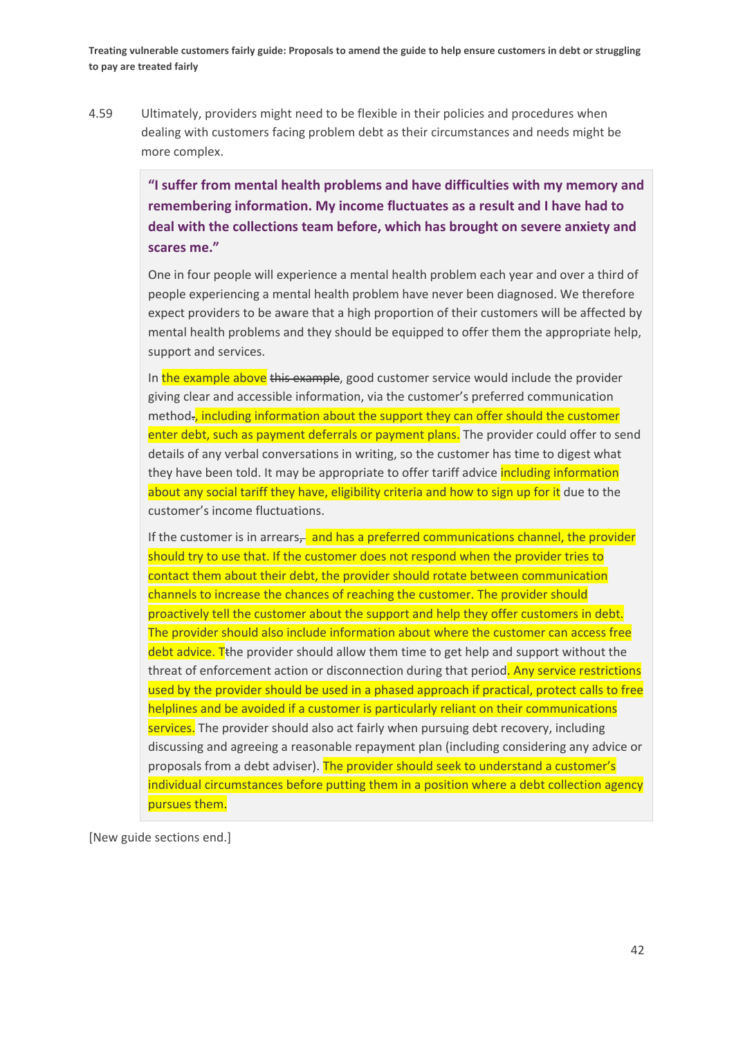4.59 Ultimately, providers might need to be flexible in their policies and procedures when dealing with customers facing problem debt as their circumstances and needs might be more complex.

> **"I suffer from mental health problems and have difficulties with my memory and remembering information. My income fluctuates as a result and I have had to deal with the collections team before, which has brought on severe anxiety and scares me."**
>
> One in four people will experience a mental health problem each year and over a third of people experiencing a mental health problem have never been diagnosed. We therefore expect providers to be aware that a high proportion of their customers will be affected by mental health problems and they should be equipped to offer them the appropriate help, support and services.
>
> In the example above ~~this example~~, good customer service would include the provider giving clear and accessible information, via the customer's preferred communication method~~.~~, including information about the support they can offer should the customer enter debt, such as payment deferrals or payment plans. The provider could offer to send details of any verbal conversations in writing, so the customer has time to digest what they have been told. It may be appropriate to offer tariff advice including information about any social tariff they have, eligibility criteria and how to sign up for it due to the customer's income fluctuations.
>
> If the customer is in arrears~~,~~ and has a preferred communications channel, the provider should try to use that. If the customer does not respond when the provider tries to contact them about their debt, the provider should rotate between communication channels to increase the chances of reaching the customer. The provider should proactively tell the customer about the support and help they offer customers in debt. The provider should also include information about where the customer can access free debt advice. T~~t~~he provider should allow them time to get help and support without the threat of enforcement action or disconnection during that period. Any service restrictions used by the provider should be used in a phased approach if practical, protect calls to free helplines and be avoided if a customer is particularly reliant on their communications services. The provider should also act fairly when pursuing debt recovery, including discussing and agreeing a reasonable repayment plan (including considering any advice or proposals from a debt adviser). The provider should seek to understand a customer's individual circumstances before putting them in a position where a debt collection agency pursues them.

[New guide sections end.]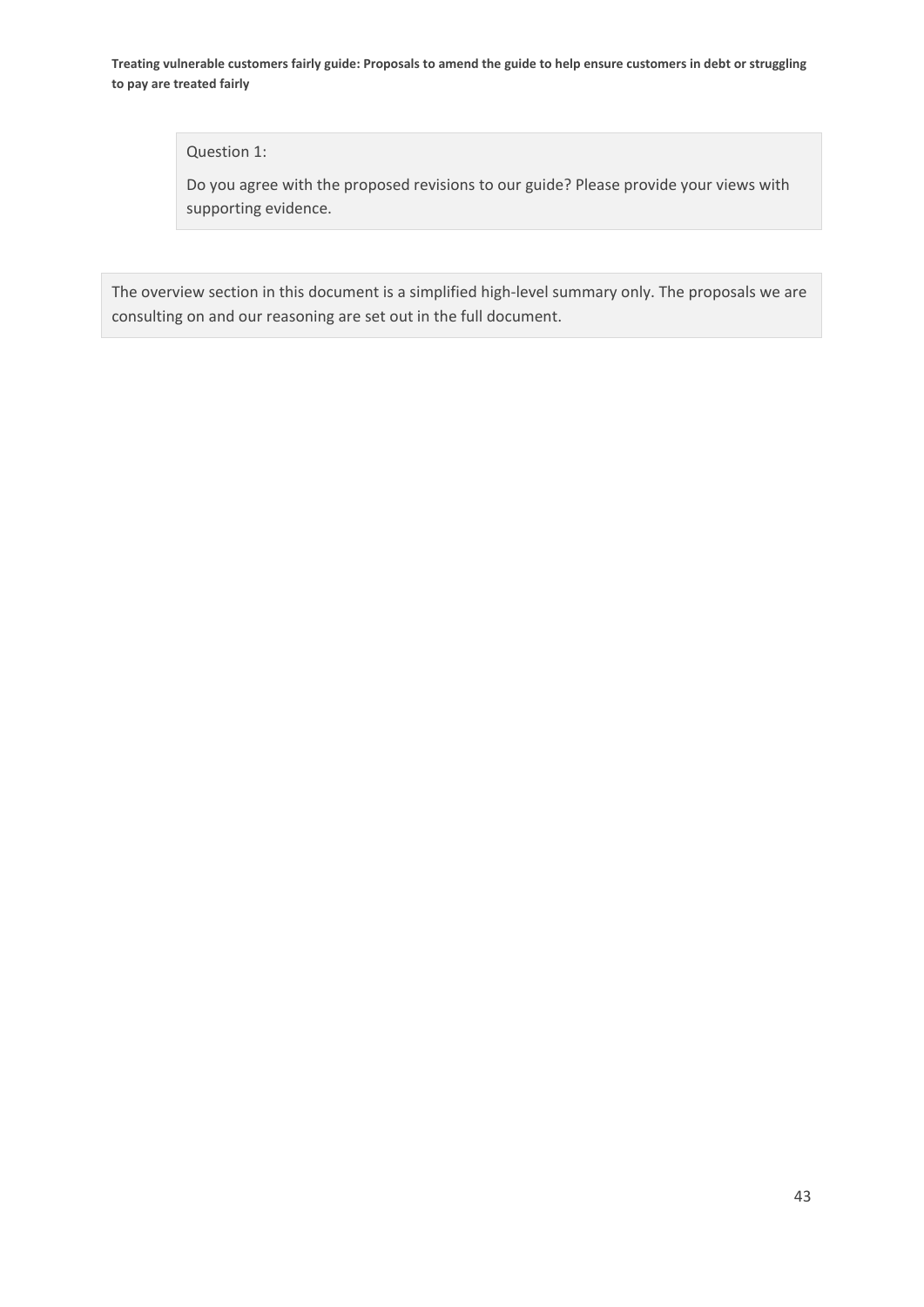Question 1:

Do you agree with the proposed revisions to our guide? Please provide your views with supporting evidence.

The overview section in this document is a simplified high-level summary only. The proposals we are consulting on and our reasoning are set out in the full document.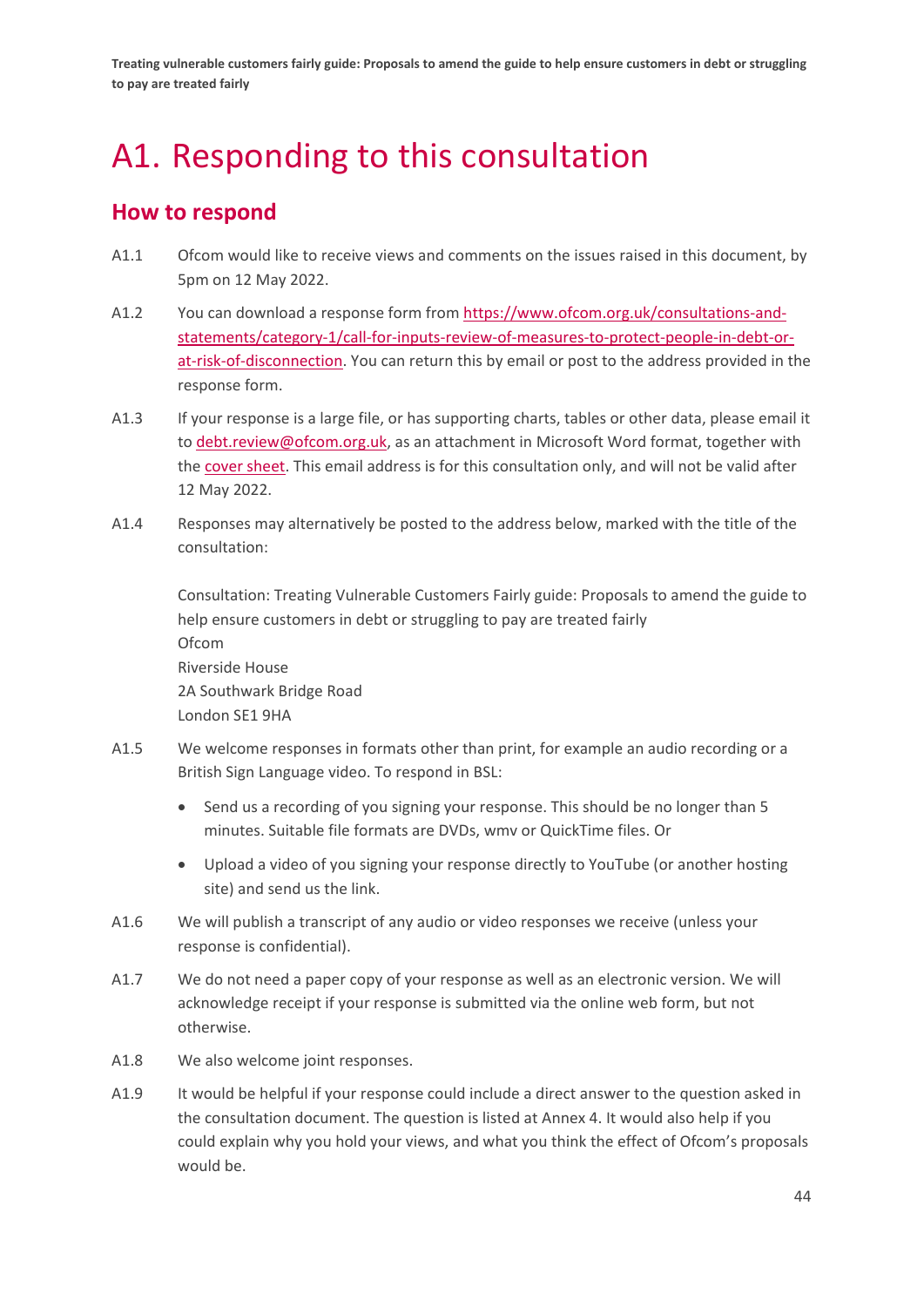# A1. Responding to this consultation

## How to respond

A1.1 Ofcom would like to receive views and comments on the issues raised in this document, by 5pm on 12 May 2022.

A1.2 You can download a response form from [https://www.ofcom.org.uk/consultations-and-statements/category-1/call-for-inputs-review-of-measures-to-protect-people-in-debt-or-at-risk-of-disconnection](https://www.ofcom.org.uk/consultations-and-statements/category-1/call-for-inputs-review-of-measures-to-protect-people-in-debt-or-at-risk-of-disconnection). You can return this by email or post to the address provided in the response form.

A1.3 If your response is a large file, or has supporting charts, tables or other data, please email it to debt.review@ofcom.org.uk, as an attachment in Microsoft Word format, together with the cover sheet. This email address is for this consultation only, and will not be valid after 12 May 2022.

A1.4 Responses may alternatively be posted to the address below, marked with the title of the consultation:

Consultation: Treating Vulnerable Customers Fairly guide: Proposals to amend the guide to help ensure customers in debt or struggling to pay are treated fairly
Ofcom
Riverside House
2A Southwark Bridge Road
London SE1 9HA

A1.5 We welcome responses in formats other than print, for example an audio recording or a British Sign Language video. To respond in BSL:

- Send us a recording of you signing your response. This should be no longer than 5 minutes. Suitable file formats are DVDs, wmv or QuickTime files. Or
- Upload a video of you signing your response directly to YouTube (or another hosting site) and send us the link.

A1.6 We will publish a transcript of any audio or video responses we receive (unless your response is confidential).

A1.7 We do not need a paper copy of your response as well as an electronic version. We will acknowledge receipt if your response is submitted via the online web form, but not otherwise.

A1.8 We also welcome joint responses.

A1.9 It would be helpful if your response could include a direct answer to the question asked in the consultation document. The question is listed at Annex 4. It would also help if you could explain why you hold your views, and what you think the effect of Ofcom's proposals would be.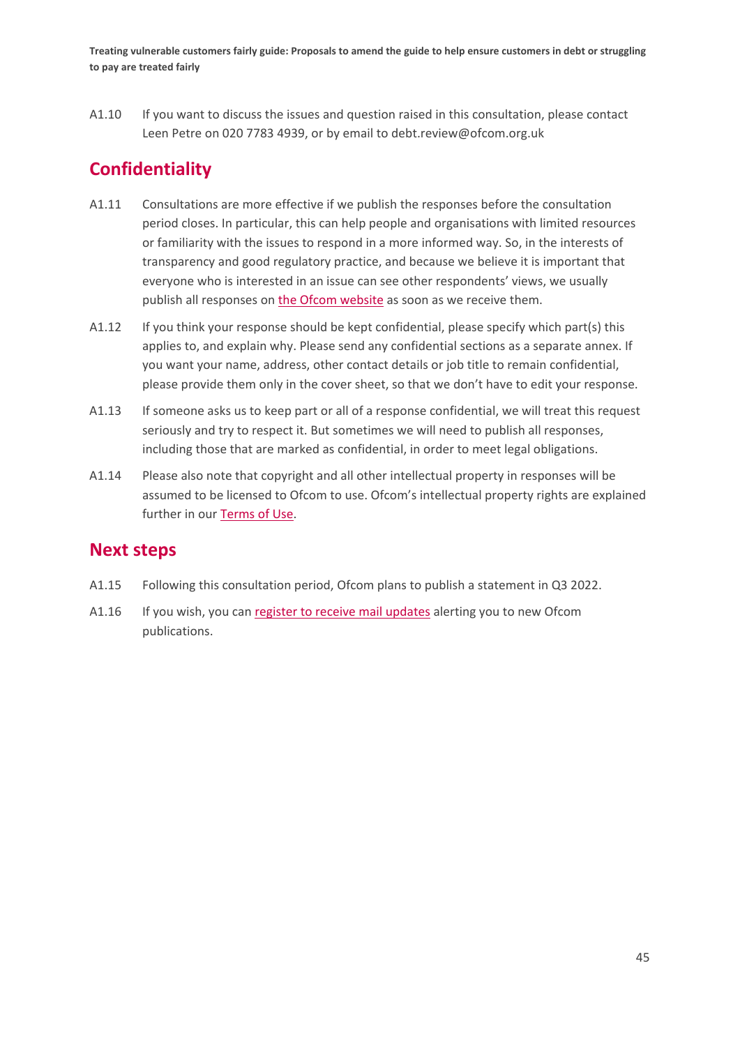A1.10 If you want to discuss the issues and question raised in this consultation, please contact Leen Petre on 020 7783 4939, or by email to debt.review@ofcom.org.uk

## Confidentiality

A1.11 Consultations are more effective if we publish the responses before the consultation period closes. In particular, this can help people and organisations with limited resources or familiarity with the issues to respond in a more informed way. So, in the interests of transparency and good regulatory practice, and because we believe it is important that everyone who is interested in an issue can see other respondents' views, we usually publish all responses on the Ofcom website as soon as we receive them.

A1.12 If you think your response should be kept confidential, please specify which part(s) this applies to, and explain why. Please send any confidential sections as a separate annex. If you want your name, address, other contact details or job title to remain confidential, please provide them only in the cover sheet, so that we don't have to edit your response.

A1.13 If someone asks us to keep part or all of a response confidential, we will treat this request seriously and try to respect it. But sometimes we will need to publish all responses, including those that are marked as confidential, in order to meet legal obligations.

A1.14 Please also note that copyright and all other intellectual property in responses will be assumed to be licensed to Ofcom to use. Ofcom's intellectual property rights are explained further in our Terms of Use.

## Next steps

A1.15 Following this consultation period, Ofcom plans to publish a statement in Q3 2022.

A1.16 If you wish, you can register to receive mail updates alerting you to new Ofcom publications.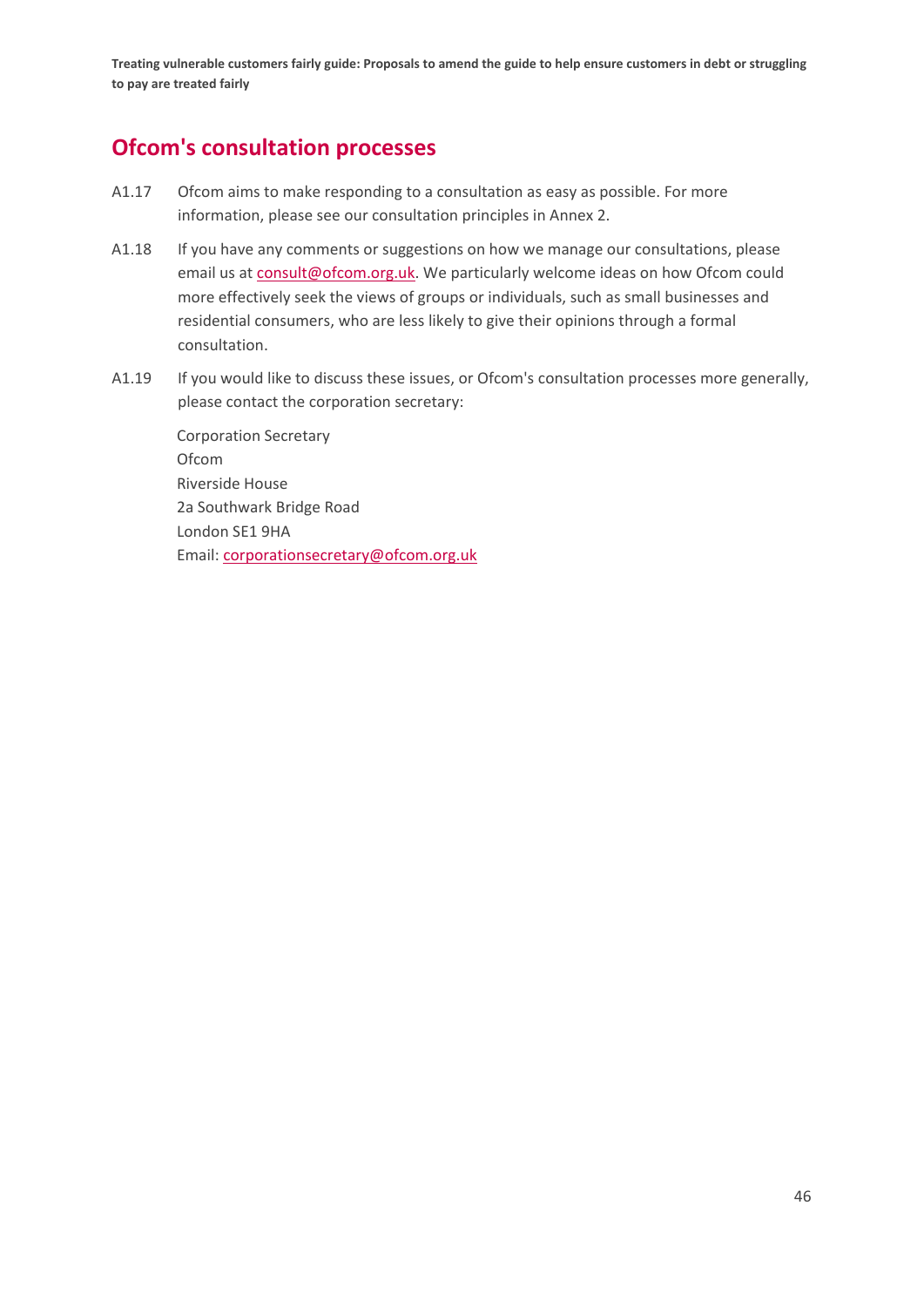## Ofcom's consultation processes

A1.17 Ofcom aims to make responding to a consultation as easy as possible. For more information, please see our consultation principles in Annex 2.

A1.18 If you have any comments or suggestions on how we manage our consultations, please email us at consult@ofcom.org.uk. We particularly welcome ideas on how Ofcom could more effectively seek the views of groups or individuals, such as small businesses and residential consumers, who are less likely to give their opinions through a formal consultation.

A1.19 If you would like to discuss these issues, or Ofcom's consultation processes more generally, please contact the corporation secretary:

Corporation Secretary
Ofcom
Riverside House
2a Southwark Bridge Road
London SE1 9HA
Email: corporationsecretary@ofcom.org.uk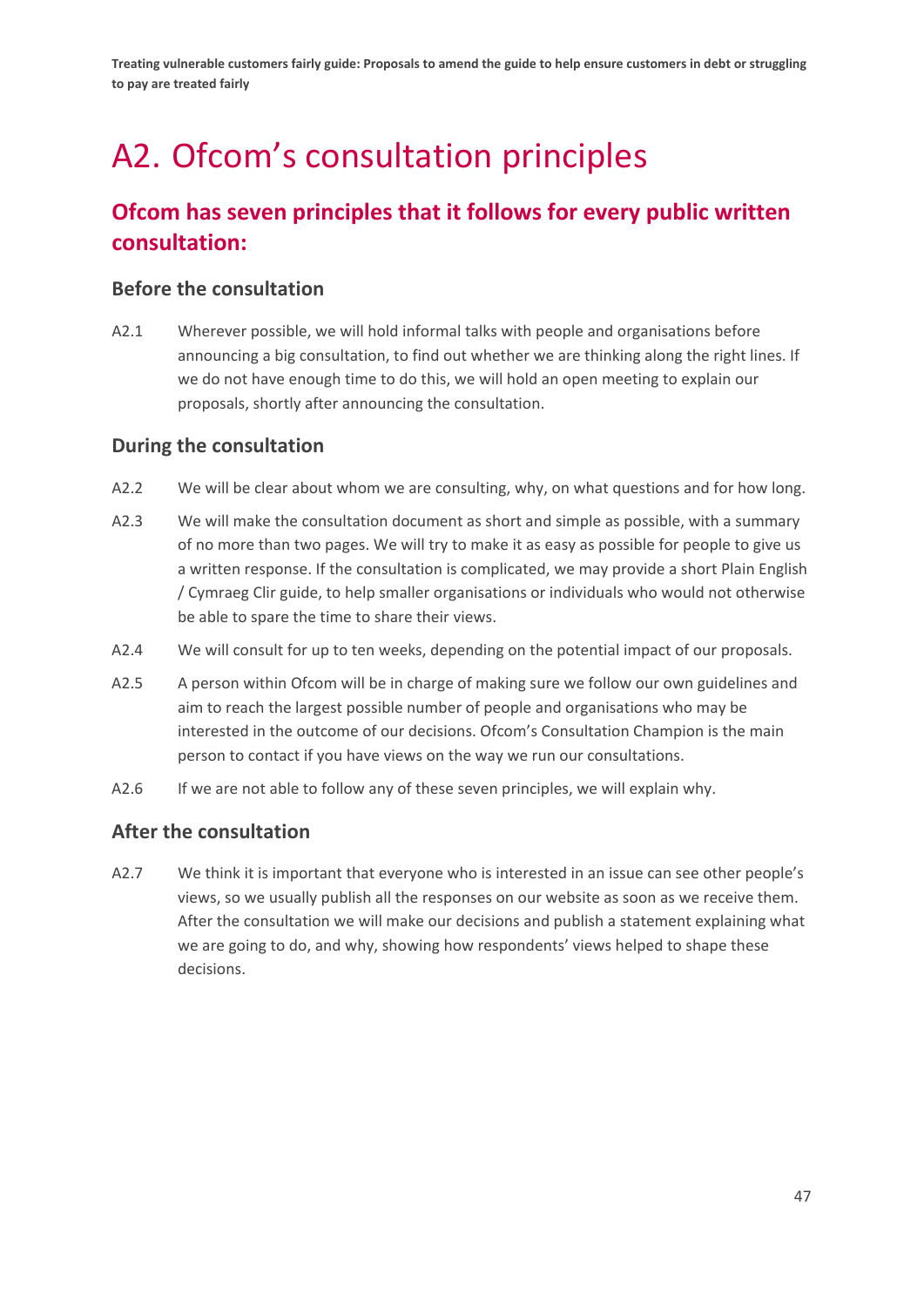# A2. Ofcom's consultation principles

## Ofcom has seven principles that it follows for every public written consultation:

### Before the consultation

A2.1 Wherever possible, we will hold informal talks with people and organisations before announcing a big consultation, to find out whether we are thinking along the right lines. If we do not have enough time to do this, we will hold an open meeting to explain our proposals, shortly after announcing the consultation.

### During the consultation

A2.2 We will be clear about whom we are consulting, why, on what questions and for how long.

A2.3 We will make the consultation document as short and simple as possible, with a summary of no more than two pages. We will try to make it as easy as possible for people to give us a written response. If the consultation is complicated, we may provide a short Plain English / Cymraeg Clir guide, to help smaller organisations or individuals who would not otherwise be able to spare the time to share their views.

A2.4 We will consult for up to ten weeks, depending on the potential impact of our proposals.

A2.5 A person within Ofcom will be in charge of making sure we follow our own guidelines and aim to reach the largest possible number of people and organisations who may be interested in the outcome of our decisions. Ofcom's Consultation Champion is the main person to contact if you have views on the way we run our consultations.

A2.6 If we are not able to follow any of these seven principles, we will explain why.

### After the consultation

A2.7 We think it is important that everyone who is interested in an issue can see other people's views, so we usually publish all the responses on our website as soon as we receive them. After the consultation we will make our decisions and publish a statement explaining what we are going to do, and why, showing how respondents' views helped to shape these decisions.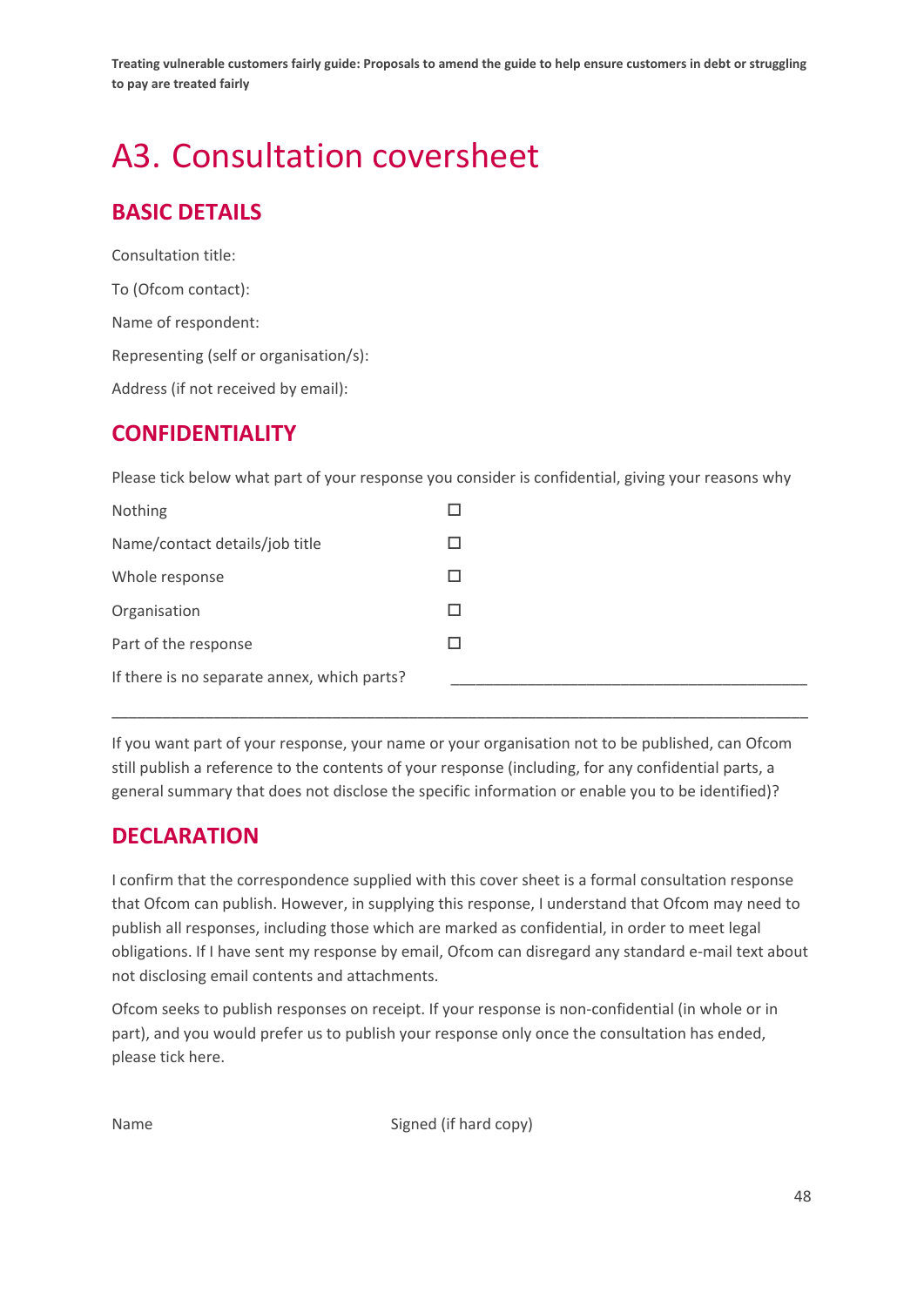# A3. Consultation coversheet

## BASIC DETAILS

Consultation title:

To (Ofcom contact):

Name of respondent:

Representing (self or organisation/s):

Address (if not received by email):

## CONFIDENTIALITY

Please tick below what part of your response you consider is confidential, giving your reasons why

| | |
|---|---|
| Nothing | ☐ |
| Name/contact details/job title | ☐ |
| Whole response | ☐ |
| Organisation | ☐ |
| Part of the response | ☐ |
| If there is no separate annex, which parts? | ____________________________________________ |

_____________________________________________________________________________________

If you want part of your response, your name or your organisation not to be published, can Ofcom still publish a reference to the contents of your response (including, for any confidential parts, a general summary that does not disclose the specific information or enable you to be identified)?

## DECLARATION

I confirm that the correspondence supplied with this cover sheet is a formal consultation response that Ofcom can publish. However, in supplying this response, I understand that Ofcom may need to publish all responses, including those which are marked as confidential, in order to meet legal obligations. If I have sent my response by email, Ofcom can disregard any standard e-mail text about not disclosing email contents and attachments.

Ofcom seeks to publish responses on receipt. If your response is non-confidential (in whole or in part), and you would prefer us to publish your response only once the consultation has ended, please tick here.

Name Signed (if hard copy)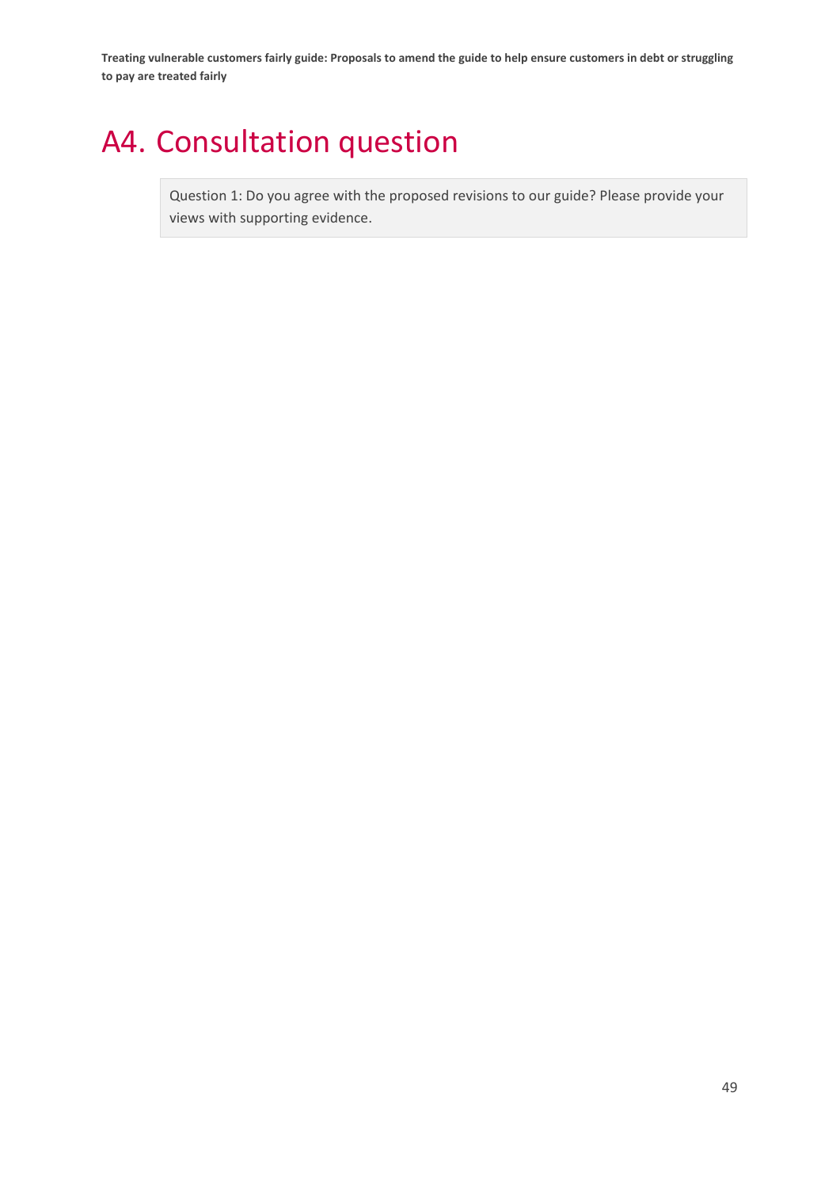# A4. Consultation question

Question 1: Do you agree with the proposed revisions to our guide? Please provide your views with supporting evidence.